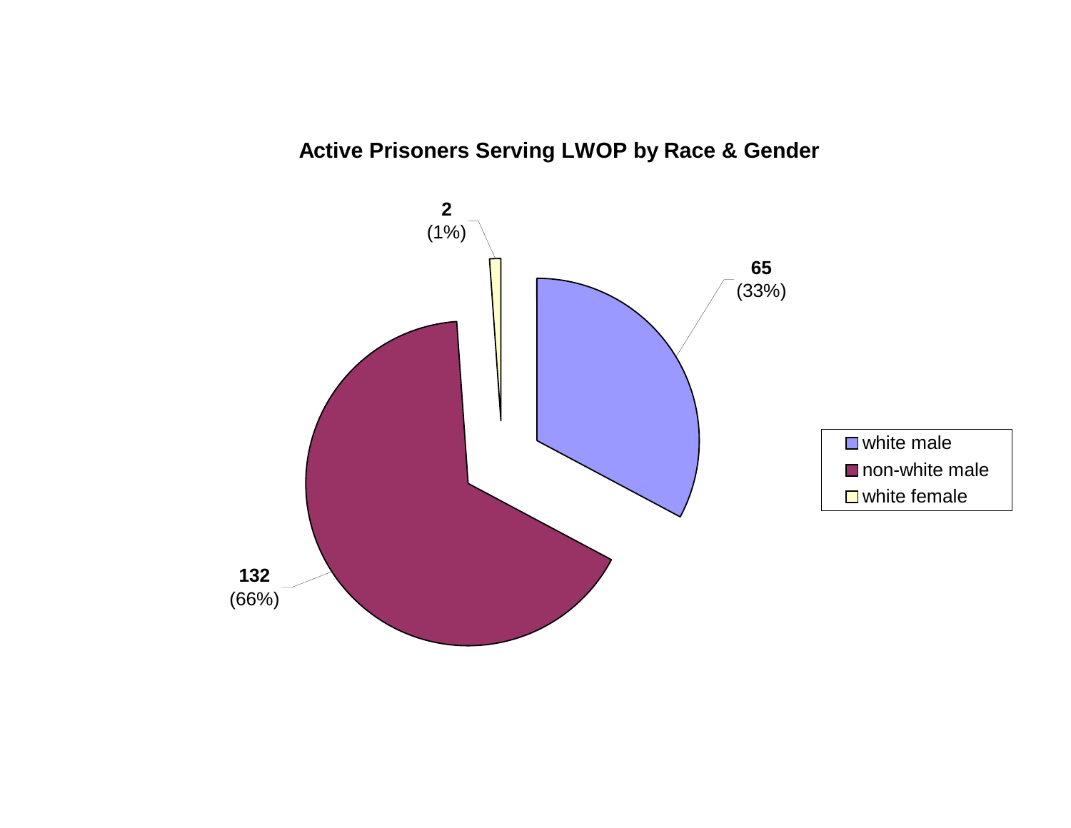**Active Prisoners Serving LWOP by Race & Gender**

| Category | Count | Percent |
|---|---|---|
| white male | 65 | (33%) |
| non-white male | 132 | (66%) |
| white female | 2 | (1%) |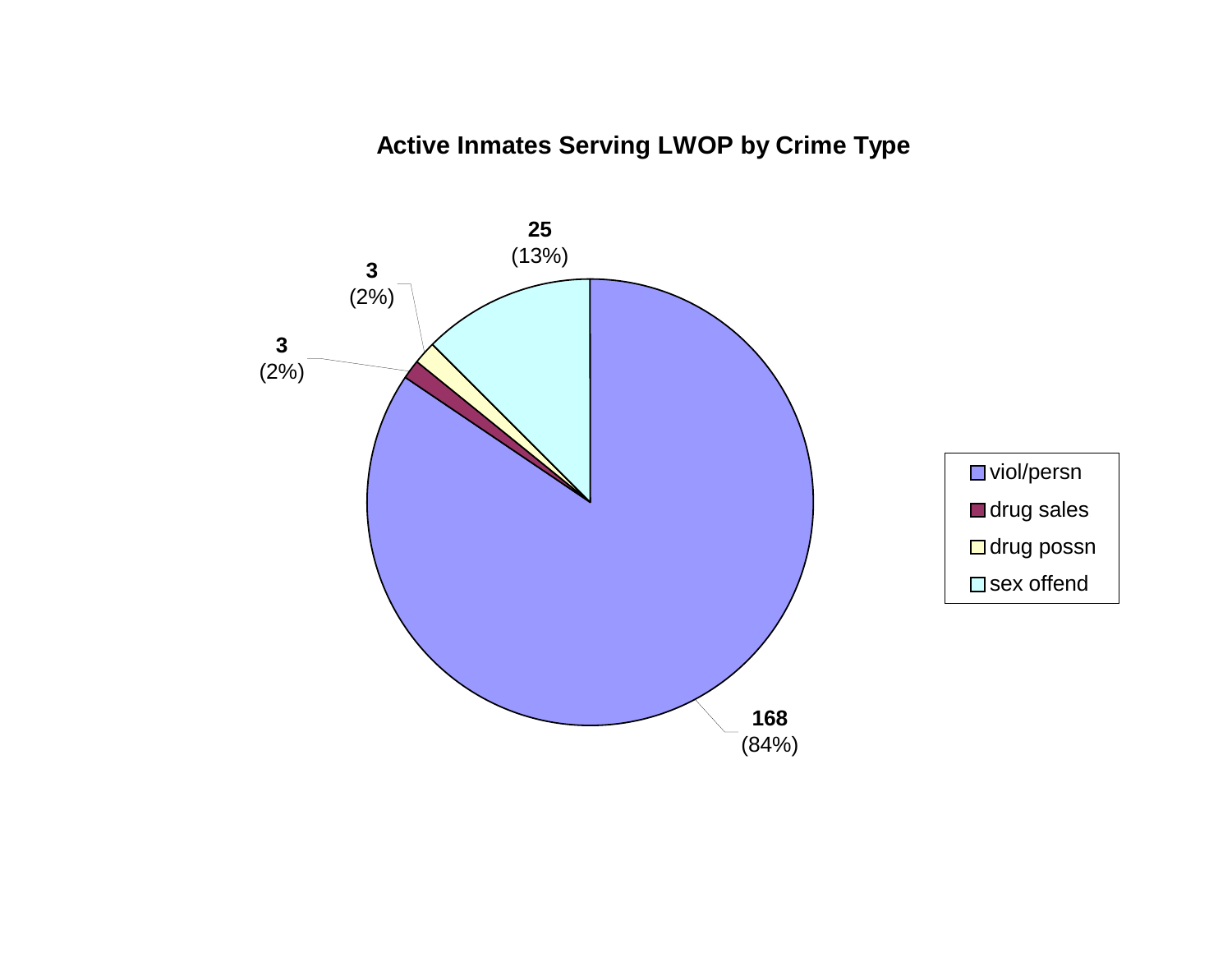## Active Inmates Serving LWOP by Crime Type

| Crime Type | Count | Percent |
| --- | --- | --- |
| viol/persn | 168 | (84%) |
| drug sales | 3 | (2%) |
| drug possn | 3 | (2%) |
| sex offend | 25 | (13%) |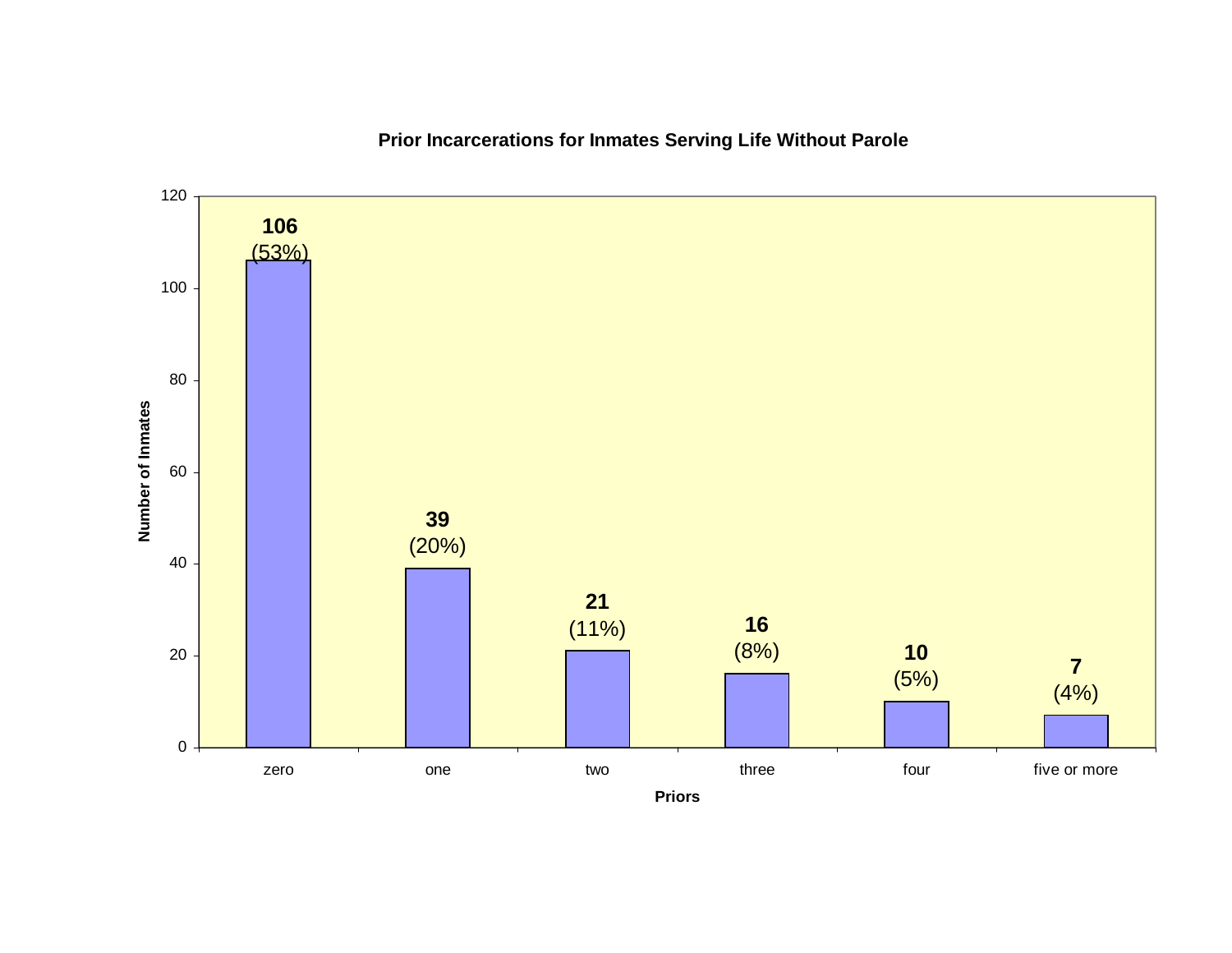**Prior Incarcerations for Inmates Serving Life Without Parole**

| Priors | Number of Inmates | Percent |
|---|---|---|
| zero | 106 | (53%) |
| one | 39 | (20%) |
| two | 21 | (11%) |
| three | 16 | (8%) |
| four | 10 | (5%) |
| five or more | 7 | (4%) |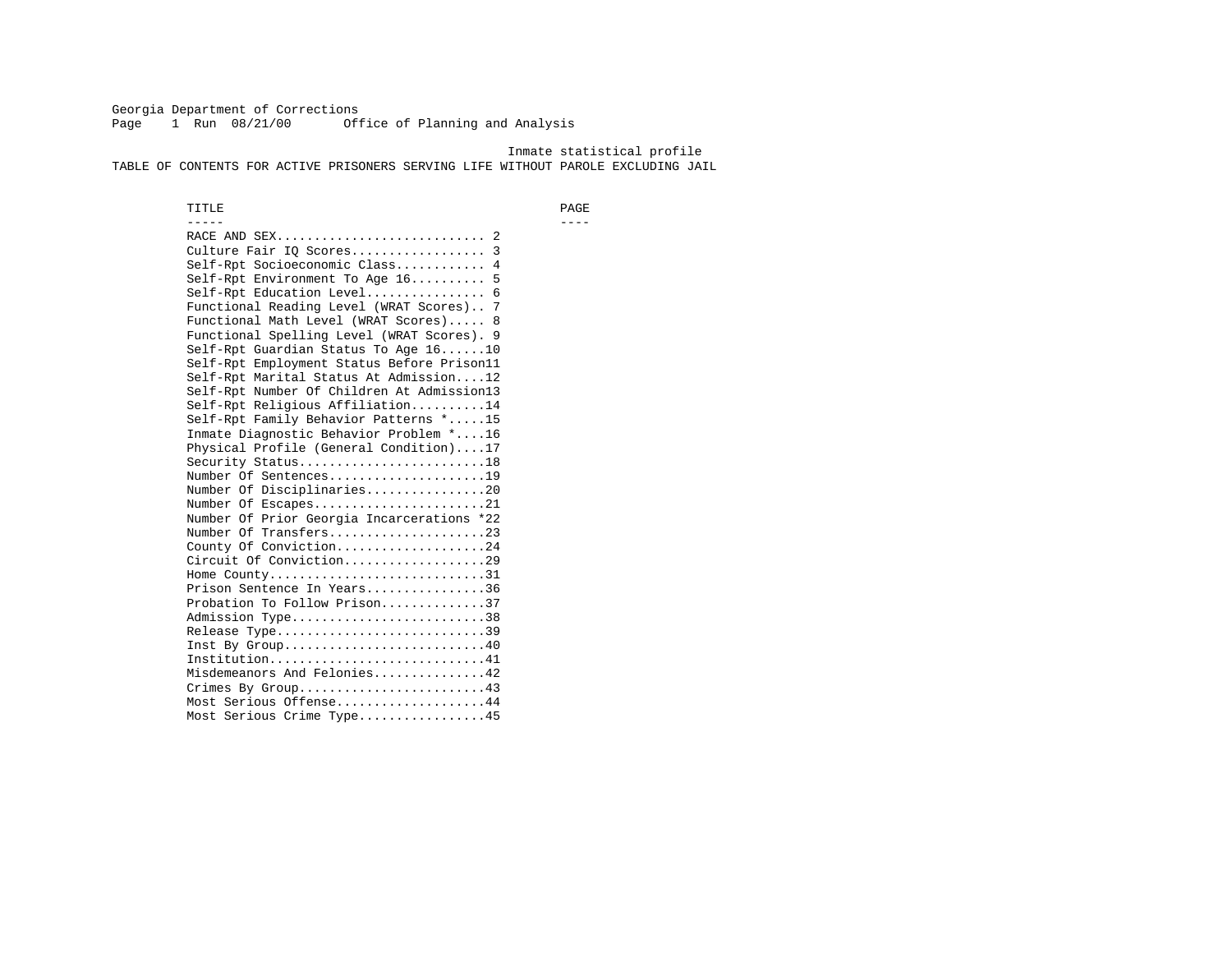Georgia Department of Corrections
Office of Planning and Analysis

Inmate statistical profile

# TABLE OF CONTENTS FOR ACTIVE PRISONERS SERVING LIFE WITHOUT PAROLE EXCLUDING JAIL

| TITLE | PAGE |
| --- | --- |
| RACE AND SEX | 2 |
| Culture Fair IQ Scores | 3 |
| Self-Rpt Socioeconomic Class | 4 |
| Self-Rpt Environment To Age 16 | 5 |
| Self-Rpt Education Level | 6 |
| Functional Reading Level (WRAT Scores) | 7 |
| Functional Math Level (WRAT Scores) | 8 |
| Functional Spelling Level (WRAT Scores) | 9 |
| Self-Rpt Guardian Status To Age 16 | 10 |
| Self-Rpt Employment Status Before Prison | 11 |
| Self-Rpt Marital Status At Admission | 12 |
| Self-Rpt Number Of Children At Admission | 13 |
| Self-Rpt Religious Affiliation | 14 |
| Self-Rpt Family Behavior Patterns * | 15 |
| Inmate Diagnostic Behavior Problem * | 16 |
| Physical Profile (General Condition) | 17 |
| Security Status | 18 |
| Number Of Sentences | 19 |
| Number Of Disciplinaries | 20 |
| Number Of Escapes | 21 |
| Number Of Prior Georgia Incarcerations * | 22 |
| Number Of Transfers | 23 |
| County Of Conviction | 24 |
| Circuit Of Conviction | 29 |
| Home County | 31 |
| Prison Sentence In Years | 36 |
| Probation To Follow Prison | 37 |
| Admission Type | 38 |
| Release Type | 39 |
| Inst By Group | 40 |
| Institution | 41 |
| Misdemeanors And Felonies | 42 |
| Crimes By Group | 43 |
| Most Serious Offense | 44 |
| Most Serious Crime Type | 45 |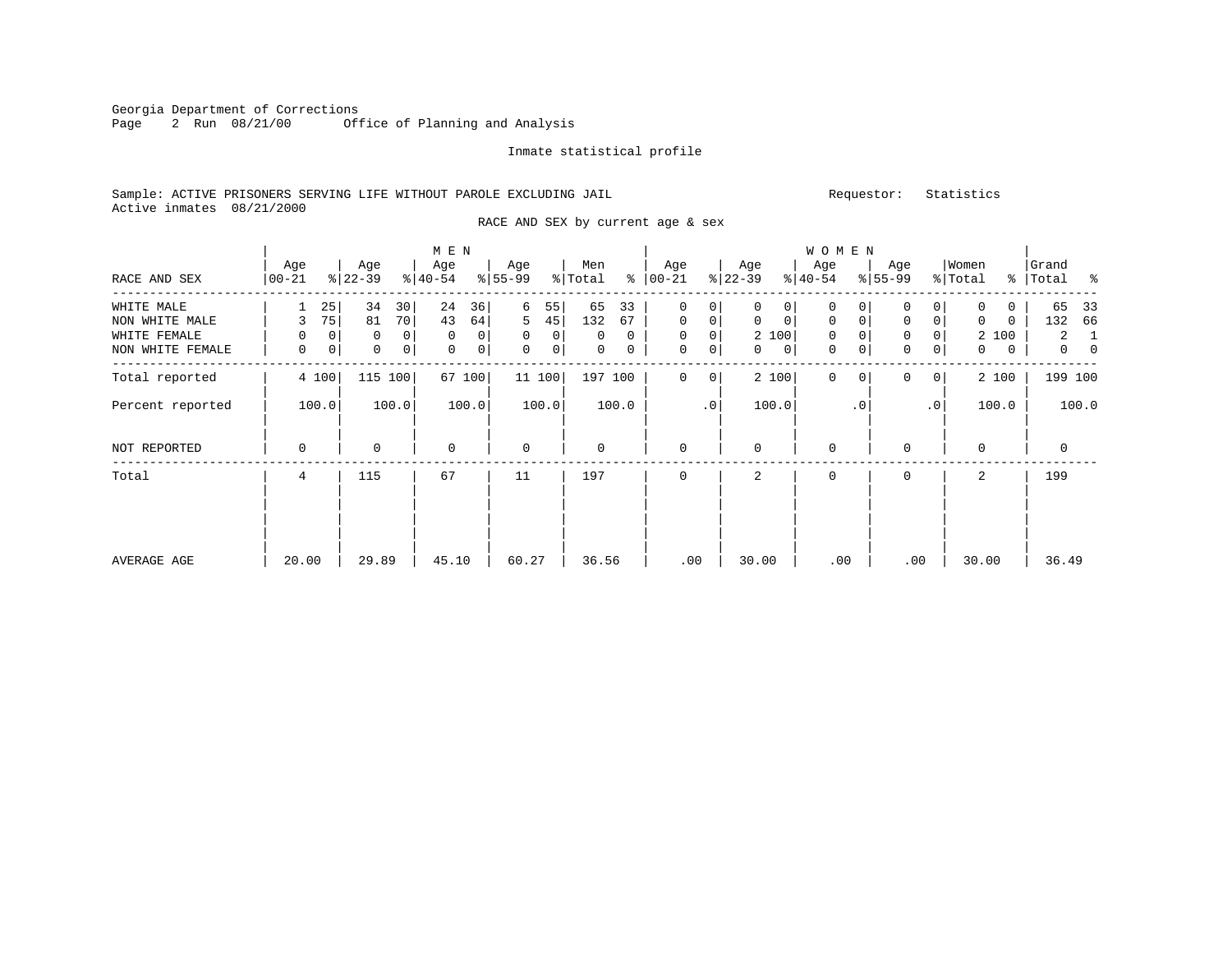Georgia Department of Corrections
Page 2 Run 08/21/00 Office of Planning and Analysis

Inmate statistical profile

Sample: ACTIVE PRISONERS SERVING LIFE WITHOUT PAROLE EXCLUDING JAIL

Requestor: Statistics

Active inmates 08/21/2000

RACE AND SEX by current age & sex

| RACE AND SEX | MEN Age 00-21 | % | Age 22-39 | % | Age 40-54 | % | Age 55-99 | % | Men Total | % | WOMEN Age 00-21 | % | Age 22-39 | % | Age 40-54 | % | Age 55-99 | % | Women Total | % | Grand Total | % |
|---|---|---|---|---|---|---|---|---|---|---|---|---|---|---|---|---|---|---|---|---|---|---|
| WHITE MALE | 1 | 25 | 34 | 30 | 24 | 36 | 6 | 55 | 65 | 33 | 0 | 0 | 0 | 0 | 0 | 0 | 0 | 0 | 0 | 0 | 65 | 33 |
| NON WHITE MALE | 3 | 75 | 81 | 70 | 43 | 64 | 5 | 45 | 132 | 67 | 0 | 0 | 0 | 0 | 0 | 0 | 0 | 0 | 0 | 0 | 132 | 66 |
| WHITE FEMALE | 0 | 0 | 0 | 0 | 0 | 0 | 0 | 0 | 0 | 0 | 0 | 0 | 2 | 100 | 0 | 0 | 0 | 0 | 2 | 100 | 2 | 1 |
| NON WHITE FEMALE | 0 | 0 | 0 | 0 | 0 | 0 | 0 | 0 | 0 | 0 | 0 | 0 | 0 | 0 | 0 | 0 | 0 | 0 | 0 | 0 | 0 | 0 |
| Total reported | 4 | 100 | 115 | 100 | 67 | 100 | 11 | 100 | 197 | 100 | 0 | 0 | 2 | 100 | 0 | 0 | 0 | 0 | 2 | 100 | 199 | 100 |
| Percent reported | | 100.0 | | 100.0 | | 100.0 | | 100.0 | | 100.0 | | .0 | | 100.0 | | .0 | | .0 | | 100.0 | | 100.0 |
| NOT REPORTED | 0 | | 0 | | 0 | | 0 | | 0 | | 0 | | 0 | | 0 | | 0 | | 0 | | 0 | |
| Total | 4 | | 115 | | 67 | | 11 | | 197 | | 0 | | 2 | | 0 | | 0 | | 2 | | 199 | |
| AVERAGE AGE | 20.00 | | 29.89 | | 45.10 | | 60.27 | | 36.56 | | .00 | | 30.00 | | .00 | | .00 | | 30.00 | | 36.49 | |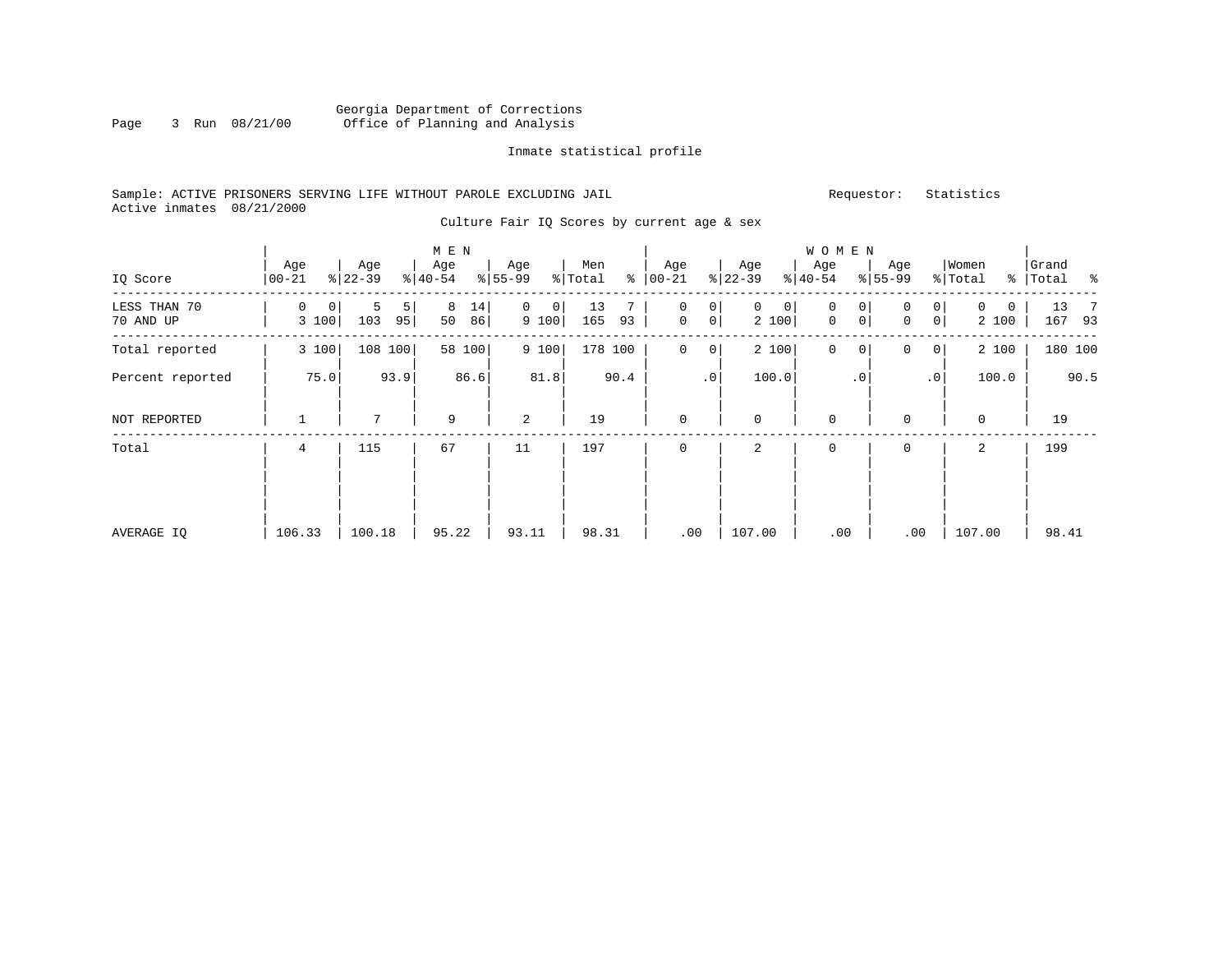Georgia Department of Corrections
Office of Planning and Analysis

Inmate statistical profile

Sample: ACTIVE PRISONERS SERVING LIFE WITHOUT PAROLE EXCLUDING JAIL    Requestor: Statistics
Active inmates 08/21/2000

Culture Fair IQ Scores by current age & sex

| IQ Score | MEN Age 00-21 | % | Age 22-39 | % | Age 40-54 | % | Age 55-99 | % | Men Total | % | WOMEN Age 00-21 | % | Age 22-39 | % | Age 40-54 | % | Age 55-99 | % | Women Total | % | Grand Total | % |
|---|---|---|---|---|---|---|---|---|---|---|---|---|---|---|---|---|---|---|---|---|---|---|
| LESS THAN 70 | 0 | 0 | 5 | 5 | 8 | 14 | 0 | 0 | 13 | 7 | 0 | 0 | 0 | 0 | 0 | 0 | 0 | 0 | 0 | 0 | 13 | 7 |
| 70 AND UP | 3 | 100 | 103 | 95 | 50 | 86 | 9 | 100 | 165 | 93 | 0 | 0 | 2 | 100 | 0 | 0 | 0 | 0 | 2 | 100 | 167 | 93 |
| Total reported | 3 | 100 | 108 | 100 | 58 | 100 | 9 | 100 | 178 | 100 | 0 | 0 | 2 | 100 | 0 | 0 | 0 | 0 | 2 | 100 | 180 | 100 |
| Percent reported | | 75.0 | | 93.9 | | 86.6 | | 81.8 | | 90.4 | | .0 | | 100.0 | | .0 | | .0 | | 100.0 | | 90.5 |
| NOT REPORTED | 1 | | 7 | | 9 | | 2 | | 19 | | 0 | | 0 | | 0 | | 0 | | 0 | | 19 | |
| Total | 4 | | 115 | | 67 | | 11 | | 197 | | 0 | | 2 | | 0 | | 0 | | 2 | | 199 | |
| AVERAGE IQ | 106.33 | | 100.18 | | 95.22 | | 93.11 | | 98.31 | | .00 | | 107.00 | | .00 | | .00 | | 107.00 | | 98.41 | |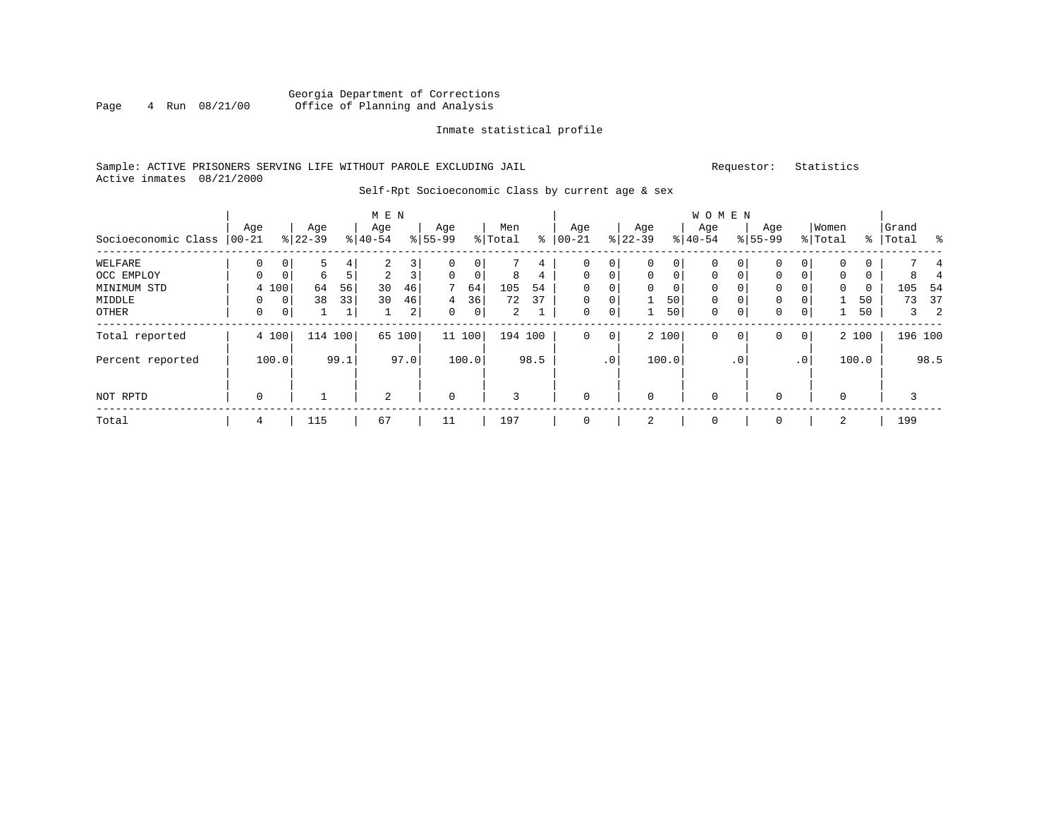Georgia Department of Corrections
Office of Planning and Analysis

Inmate statistical profile

Sample: ACTIVE PRISONERS SERVING LIFE WITHOUT PAROLE EXCLUDING JAIL

Requestor: Statistics

Active inmates 08/21/2000

Self-Rpt Socioeconomic Class by current age & sex

| Socioeconomic Class | MEN Age 00-21 | % | Age 22-39 | % | Age 40-54 | % | Age 55-99 | % | Men Total | % | WOMEN Age 00-21 | % | Age 22-39 | % | Age 40-54 | % | Age 55-99 | % | Women Total | % | Grand Total | % |
|---|---|---|---|---|---|---|---|---|---|---|---|---|---|---|---|---|---|---|---|---|---|---|
| WELFARE | 0 | 0 | 5 | 4 | 2 | 3 | 0 | 0 | 7 | 4 | 0 | 0 | 0 | 0 | 0 | 0 | 0 | 0 | 0 | 0 | 7 | 4 |
| OCC EMPLOY | 0 | 0 | 6 | 5 | 2 | 3 | 0 | 0 | 8 | 4 | 0 | 0 | 0 | 0 | 0 | 0 | 0 | 0 | 0 | 0 | 8 | 4 |
| MINIMUM STD | 4 | 100 | 64 | 56 | 30 | 46 | 7 | 64 | 105 | 54 | 0 | 0 | 0 | 0 | 0 | 0 | 0 | 0 | 0 | 0 | 105 | 54 |
| MIDDLE | 0 | 0 | 38 | 33 | 30 | 46 | 4 | 36 | 72 | 37 | 0 | 0 | 1 | 50 | 0 | 0 | 0 | 0 | 1 | 50 | 73 | 37 |
| OTHER | 0 | 0 | 1 | 1 | 1 | 2 | 0 | 0 | 2 | 1 | 0 | 0 | 1 | 50 | 0 | 0 | 0 | 0 | 1 | 50 | 3 | 2 |
| Total reported | 4 | 100 | 114 | 100 | 65 | 100 | 11 | 100 | 194 | 100 | 0 | 0 | 2 | 100 | 0 | 0 | 0 | 0 | 2 | 100 | 196 | 100 |
| Percent reported | | 100.0 | | 99.1 | | 97.0 | | 100.0 | | 98.5 | | .0 | | 100.0 | | .0 | | .0 | | 100.0 | | 98.5 |
| NOT RPTD | 0 | | 1 | | 2 | | 0 | | 3 | | 0 | | 0 | | 0 | | 0 | | 0 | | 3 | |
| Total | 4 | | 115 | | 67 | | 11 | | 197 | | 0 | | 2 | | 0 | | 0 | | 2 | | 199 | |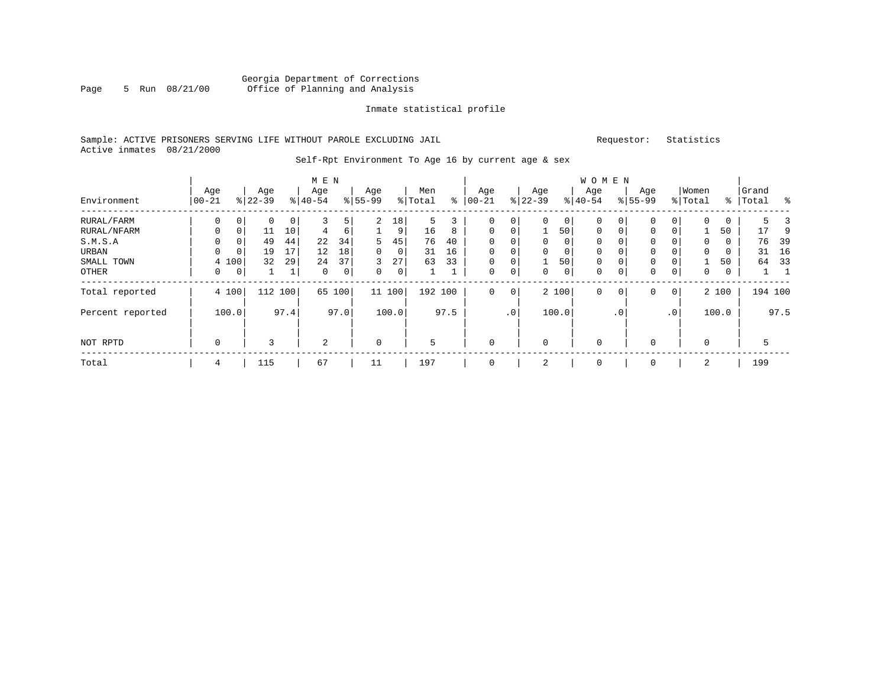Georgia Department of Corrections
Office of Planning and Analysis

Inmate statistical profile

Sample: ACTIVE PRISONERS SERVING LIFE WITHOUT PAROLE EXCLUDING JAIL　　　　Requestor: Statistics
Active inmates 08/21/2000

Self-Rpt Environment To Age 16 by current age & sex

| Environment | MEN Age 00-21 | % | Age 22-39 | % | Age 40-54 | % | Age 55-99 | % | Men Total | % | WOMEN Age 00-21 | % | Age 22-39 | % | Age 40-54 | % | Age 55-99 | % | Women Total | % | Grand Total | % |
|---|---|---|---|---|---|---|---|---|---|---|---|---|---|---|---|---|---|---|---|---|---|---|
| RURAL/FARM | 0 | 0 | 0 | 0 | 3 | 5 | 2 | 18 | 5 | 3 | 0 | 0 | 0 | 0 | 0 | 0 | 0 | 0 | 0 | 0 | 5 | 3 |
| RURAL/NFARM | 0 | 0 | 11 | 10 | 4 | 6 | 1 | 9 | 16 | 8 | 0 | 0 | 1 | 50 | 0 | 0 | 0 | 0 | 1 | 50 | 17 | 9 |
| S.M.S.A | 0 | 0 | 49 | 44 | 22 | 34 | 5 | 45 | 76 | 40 | 0 | 0 | 0 | 0 | 0 | 0 | 0 | 0 | 0 | 0 | 76 | 39 |
| URBAN | 0 | 0 | 19 | 17 | 12 | 18 | 0 | 0 | 31 | 16 | 0 | 0 | 0 | 0 | 0 | 0 | 0 | 0 | 0 | 0 | 31 | 16 |
| SMALL TOWN | 4 | 100 | 32 | 29 | 24 | 37 | 3 | 27 | 63 | 33 | 0 | 0 | 1 | 50 | 0 | 0 | 0 | 0 | 1 | 50 | 64 | 33 |
| OTHER | 0 | 0 | 1 | 1 | 0 | 0 | 0 | 0 | 1 | 1 | 0 | 0 | 0 | 0 | 0 | 0 | 0 | 0 | 0 | 0 | 1 | 1 |
| Total reported | 4 | 100 | 112 | 100 | 65 | 100 | 11 | 100 | 192 | 100 | 0 | 0 | 2 | 100 | 0 | 0 | 0 | 0 | 2 | 100 | 194 | 100 |
| Percent reported | | 100.0 | | 97.4 | | 97.0 | | 100.0 | | 97.5 | | .0 | | 100.0 | | .0 | | .0 | | 100.0 | | 97.5 |
| NOT RPTD | 0 | | 3 | | 2 | | 0 | | 5 | | 0 | | 0 | | 0 | | 0 | | 0 | | 5 | |
| Total | 4 | | 115 | | 67 | | 11 | | 197 | | 0 | | 2 | | 0 | | 0 | | 2 | | 199 | |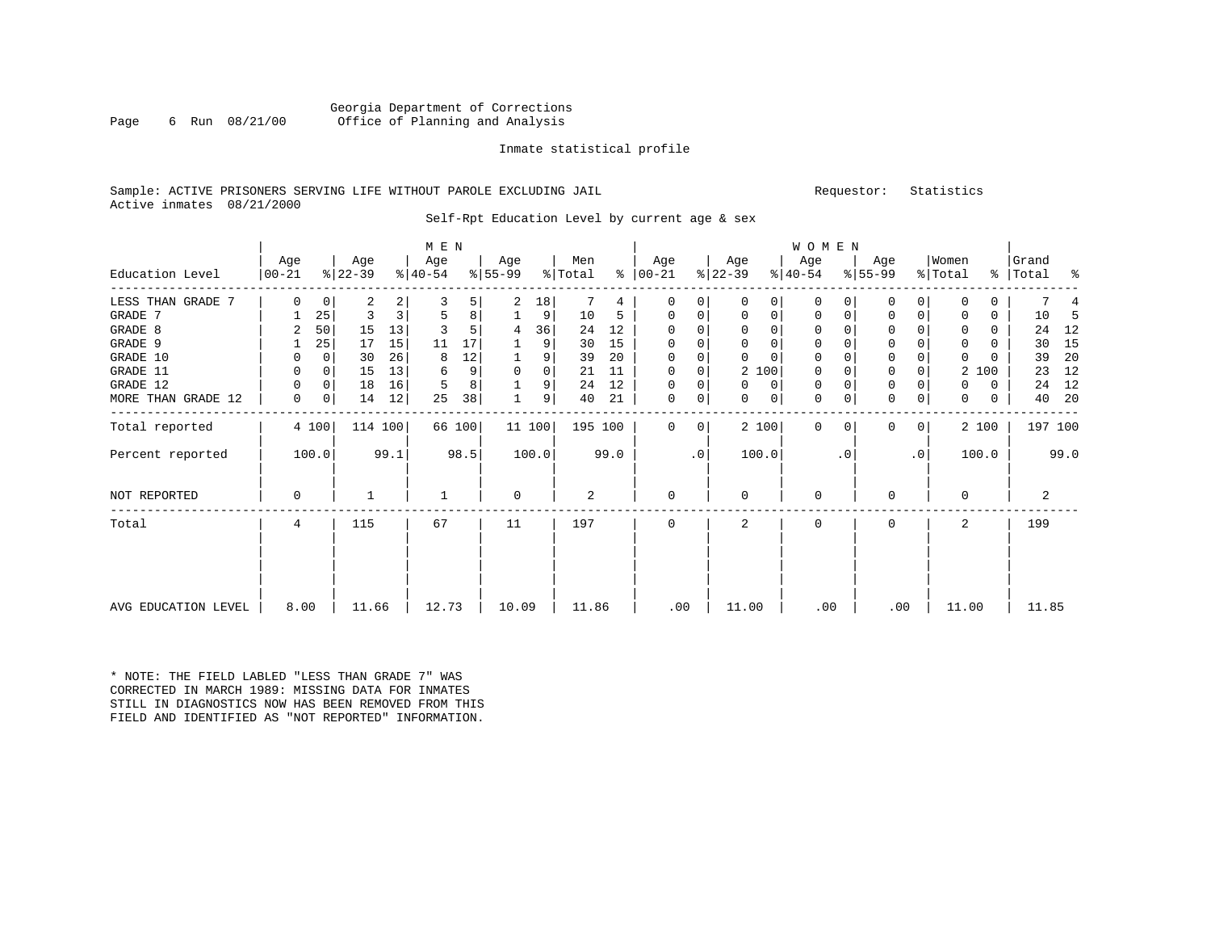Georgia Department of Corrections
Office of Planning and Analysis

Inmate statistical profile

Sample: ACTIVE PRISONERS SERVING LIFE WITHOUT PAROLE EXCLUDING JAIL    Requestor: Statistics
Active inmates 08/21/2000

Self-Rpt Education Level by current age & sex

| Education Level | MEN Age 00-21 | % | Age 22-39 | % | Age 40-54 | % | Age 55-99 | % | Men Total | % | WOMEN Age 00-21 | % | Age 22-39 | % | Age 40-54 | % | Age 55-99 | % | Women Total | % | Grand Total | % |
|---|---|---|---|---|---|---|---|---|---|---|---|---|---|---|---|---|---|---|---|---|---|---|
| LESS THAN GRADE 7 | 0 | 0 | 2 | 2 | 3 | 5 | 2 | 18 | 7 | 4 | 0 | 0 | 0 | 0 | 0 | 0 | 0 | 0 | 0 | 0 | 7 | 4 |
| GRADE 7 | 1 | 25 | 3 | 3 | 5 | 8 | 1 | 9 | 10 | 5 | 0 | 0 | 0 | 0 | 0 | 0 | 0 | 0 | 0 | 0 | 10 | 5 |
| GRADE 8 | 2 | 50 | 15 | 13 | 3 | 5 | 4 | 36 | 24 | 12 | 0 | 0 | 0 | 0 | 0 | 0 | 0 | 0 | 0 | 0 | 24 | 12 |
| GRADE 9 | 1 | 25 | 17 | 15 | 11 | 17 | 1 | 9 | 30 | 15 | 0 | 0 | 0 | 0 | 0 | 0 | 0 | 0 | 0 | 0 | 30 | 15 |
| GRADE 10 | 0 | 0 | 30 | 26 | 8 | 12 | 1 | 9 | 39 | 20 | 0 | 0 | 0 | 0 | 0 | 0 | 0 | 0 | 0 | 0 | 39 | 20 |
| GRADE 11 | 0 | 0 | 15 | 13 | 6 | 9 | 0 | 0 | 21 | 11 | 0 | 0 | 2 | 100 | 0 | 0 | 0 | 0 | 2 | 100 | 23 | 12 |
| GRADE 12 | 0 | 0 | 18 | 16 | 5 | 8 | 1 | 9 | 24 | 12 | 0 | 0 | 0 | 0 | 0 | 0 | 0 | 0 | 0 | 0 | 24 | 12 |
| MORE THAN GRADE 12 | 0 | 0 | 14 | 12 | 25 | 38 | 1 | 9 | 40 | 21 | 0 | 0 | 0 | 0 | 0 | 0 | 0 | 0 | 0 | 0 | 40 | 20 |
| Total reported | 4 | 100 | 114 | 100 | 66 | 100 | 11 | 100 | 195 | 100 | 0 | 0 | 2 | 100 | 0 | 0 | 0 | 0 | 2 | 100 | 197 | 100 |
| Percent reported | | 100.0 | | 99.1 | | 98.5 | | 100.0 | | 99.0 | | .0 | | 100.0 | | .0 | | .0 | | 100.0 | | 99.0 |
| NOT REPORTED | 0 | | 1 | | 1 | | 0 | | 2 | | 0 | | 0 | | 0 | | 0 | | 0 | | 2 | |
| Total | 4 | | 115 | | 67 | | 11 | | 197 | | 0 | | 2 | | 0 | | 0 | | 2 | | 199 | |
| AVG EDUCATION LEVEL | 8.00 | | 11.66 | | 12.73 | | 10.09 | | 11.86 | | .00 | | 11.00 | | .00 | | .00 | | 11.00 | | 11.85 | |

* NOTE: THE FIELD LABLED "LESS THAN GRADE 7" WAS CORRECTED IN MARCH 1989: MISSING DATA FOR INMATES STILL IN DIAGNOSTICS NOW HAS BEEN REMOVED FROM THIS FIELD AND IDENTIFIED AS "NOT REPORTED" INFORMATION.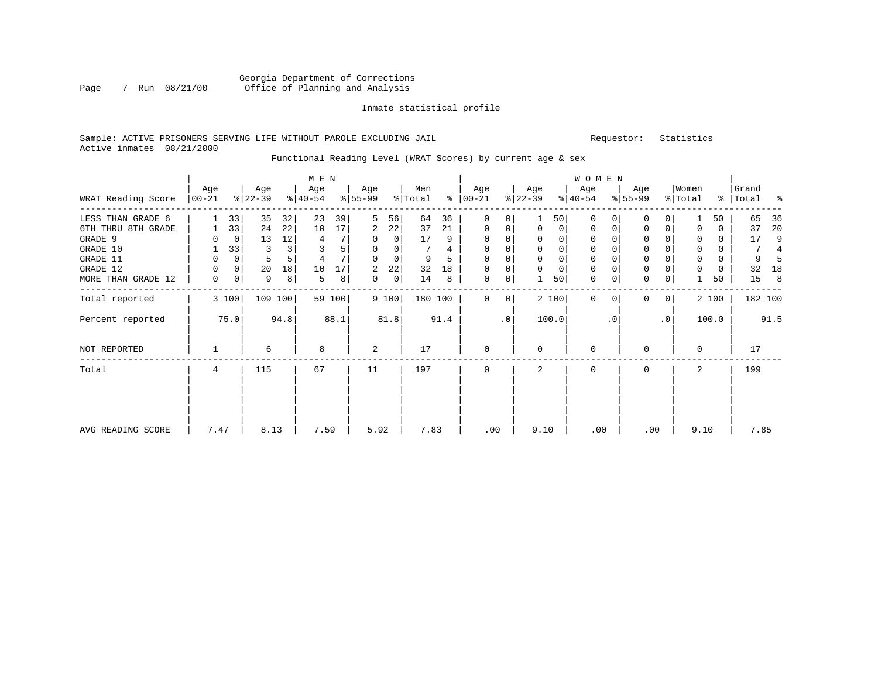Georgia Department of Corrections
Office of Planning and Analysis

Inmate statistical profile

Sample: ACTIVE PRISONERS SERVING LIFE WITHOUT PAROLE EXCLUDING JAIL
Active inmates 08/21/2000

Requestor: Statistics

Functional Reading Level (WRAT Scores) by current age & sex

| WRAT Reading Score | MEN Age 00-21 | % | Age 22-39 | % | Age 40-54 | % | Age 55-99 | % | Men Total | % | WOMEN Age 00-21 | % | Age 22-39 | % | Age 40-54 | % | Age 55-99 | % | Women Total | % | Grand Total | % |
|---|---|---|---|---|---|---|---|---|---|---|---|---|---|---|---|---|---|---|---|---|---|---|
| LESS THAN GRADE 6 | 1 | 33 | 35 | 32 | 23 | 39 | 5 | 56 | 64 | 36 | 0 | 0 | 1 | 50 | 0 | 0 | 0 | 0 | 1 | 50 | 65 | 36 |
| 6TH THRU 8TH GRADE | 1 | 33 | 24 | 22 | 10 | 17 | 2 | 22 | 37 | 21 | 0 | 0 | 0 | 0 | 0 | 0 | 0 | 0 | 0 | 0 | 37 | 20 |
| GRADE 9 | 0 | 0 | 13 | 12 | 4 | 7 | 0 | 0 | 17 | 9 | 0 | 0 | 0 | 0 | 0 | 0 | 0 | 0 | 0 | 0 | 17 | 9 |
| GRADE 10 | 1 | 33 | 3 | 3 | 3 | 5 | 0 | 0 | 7 | 4 | 0 | 0 | 0 | 0 | 0 | 0 | 0 | 0 | 0 | 0 | 7 | 4 |
| GRADE 11 | 0 | 0 | 5 | 5 | 4 | 7 | 0 | 0 | 9 | 5 | 0 | 0 | 0 | 0 | 0 | 0 | 0 | 0 | 0 | 0 | 9 | 5 |
| GRADE 12 | 0 | 0 | 20 | 18 | 10 | 17 | 2 | 22 | 32 | 18 | 0 | 0 | 0 | 0 | 0 | 0 | 0 | 0 | 0 | 0 | 32 | 18 |
| MORE THAN GRADE 12 | 0 | 0 | 9 | 8 | 5 | 8 | 0 | 0 | 14 | 8 | 0 | 0 | 1 | 50 | 0 | 0 | 0 | 0 | 1 | 50 | 15 | 8 |
| Total reported | 3 | 100 | 109 | 100 | 59 | 100 | 9 | 100 | 180 | 100 | 0 | 0 | 2 | 100 | 0 | 0 | 0 | 0 | 2 | 100 | 182 | 100 |
| Percent reported | | 75.0 | | 94.8 | | 88.1 | | 81.8 | | 91.4 | | .0 | | 100.0 | | .0 | | .0 | | 100.0 | | 91.5 |
| NOT REPORTED | 1 | | 6 | | 8 | | 2 | | 17 | | 0 | | 0 | | 0 | | 0 | | 0 | | 17 | |
| Total | 4 | | 115 | | 67 | | 11 | | 197 | | 0 | | 2 | | 0 | | 0 | | 2 | | 199 | |
| AVG READING SCORE | 7.47 | | 8.13 | | 7.59 | | 5.92 | | 7.83 | | .00 | | 9.10 | | .00 | | .00 | | 9.10 | | 7.85 | |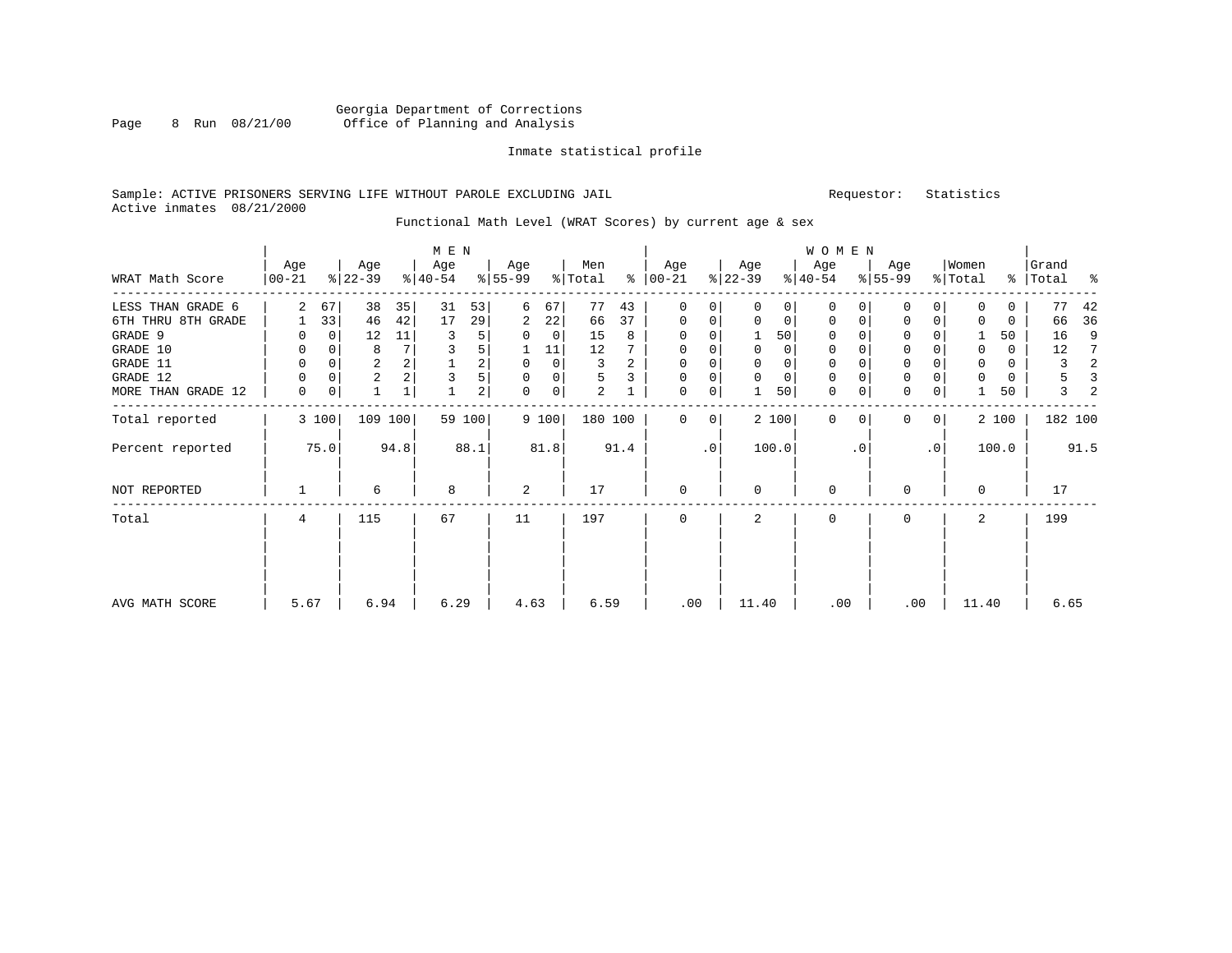Georgia Department of Corrections
Office of Planning and Analysis

Inmate statistical profile

Sample: ACTIVE PRISONERS SERVING LIFE WITHOUT PAROLE EXCLUDING JAIL    Requestor: Statistics
Active inmates 08/21/2000

Functional Math Level (WRAT Scores) by current age & sex

| WRAT Math Score | MEN Age 00-21 | % | Age 22-39 | % | Age 40-54 | % | Age 55-99 | % | Men Total | % | WOMEN Age 00-21 | % | Age 22-39 | % | Age 40-54 | % | Age 55-99 | % | Women Total | % | Grand Total | % |
|---|---|---|---|---|---|---|---|---|---|---|---|---|---|---|---|---|---|---|---|---|---|---|
| LESS THAN GRADE 6 | 2 | 67 | 38 | 35 | 31 | 53 | 6 | 67 | 77 | 43 | 0 | 0 | 0 | 0 | 0 | 0 | 0 | 0 | 0 | 0 | 77 | 42 |
| 6TH THRU 8TH GRADE | 1 | 33 | 46 | 42 | 17 | 29 | 2 | 22 | 66 | 37 | 0 | 0 | 0 | 0 | 0 | 0 | 0 | 0 | 0 | 0 | 66 | 36 |
| GRADE 9 | 0 | 0 | 12 | 11 | 3 | 5 | 0 | 0 | 15 | 8 | 0 | 0 | 1 | 50 | 0 | 0 | 0 | 0 | 1 | 50 | 16 | 9 |
| GRADE 10 | 0 | 0 | 8 | 7 | 3 | 5 | 1 | 11 | 12 | 7 | 0 | 0 | 0 | 0 | 0 | 0 | 0 | 0 | 0 | 0 | 12 | 7 |
| GRADE 11 | 0 | 0 | 2 | 2 | 1 | 2 | 0 | 0 | 3 | 2 | 0 | 0 | 0 | 0 | 0 | 0 | 0 | 0 | 0 | 0 | 3 | 2 |
| GRADE 12 | 0 | 0 | 2 | 2 | 3 | 5 | 0 | 0 | 5 | 3 | 0 | 0 | 0 | 0 | 0 | 0 | 0 | 0 | 0 | 0 | 5 | 3 |
| MORE THAN GRADE 12 | 0 | 0 | 1 | 1 | 1 | 2 | 0 | 0 | 2 | 1 | 0 | 0 | 1 | 50 | 0 | 0 | 0 | 0 | 1 | 50 | 3 | 2 |
| Total reported | 3 | 100 | 109 | 100 | 59 | 100 | 9 | 100 | 180 | 100 | 0 | 0 | 2 | 100 | 0 | 0 | 0 | 0 | 2 | 100 | 182 | 100 |
| Percent reported | | 75.0 | | 94.8 | | 88.1 | | 81.8 | | 91.4 | | .0 | | 100.0 | | .0 | | .0 | | 100.0 | | 91.5 |
| NOT REPORTED | 1 | | 6 | | 8 | | 2 | | 17 | | 0 | | 0 | | 0 | | 0 | | 0 | | 17 | |
| Total | 4 | | 115 | | 67 | | 11 | | 197 | | 0 | | 2 | | 0 | | 0 | | 2 | | 199 | |
| AVG MATH SCORE | 5.67 | | 6.94 | | 6.29 | | 4.63 | | 6.59 | | .00 | | 11.40 | | .00 | | .00 | | 11.40 | | 6.65 | |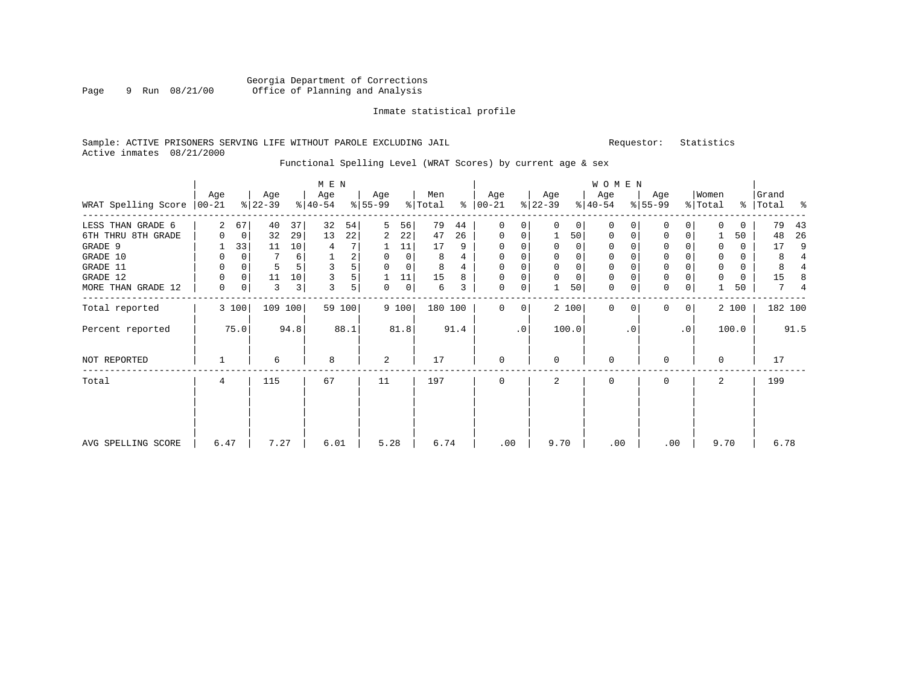Georgia Department of Corrections
Office of Planning and Analysis

Inmate statistical profile

Sample: ACTIVE PRISONERS SERVING LIFE WITHOUT PAROLE EXCLUDING JAIL　　　Requestor: Statistics
Active inmates 08/21/2000

Functional Spelling Level (WRAT Scores) by current age & sex

| WRAT Spelling Score | MEN Age 00-21 | % | Age 22-39 | % | Age 40-54 | % | Age 55-99 | % | Men Total | % | WOMEN Age 00-21 | % | Age 22-39 | % | Age 40-54 | % | Age 55-99 | % | Women Total | % | Grand Total | % |
|---|---|---|---|---|---|---|---|---|---|---|---|---|---|---|---|---|---|---|---|---|---|---|
| LESS THAN GRADE 6 | 2 | 67 | 40 | 37 | 32 | 54 | 5 | 56 | 79 | 44 | 0 | 0 | 0 | 0 | 0 | 0 | 0 | 0 | 0 | 0 | 79 | 43 |
| 6TH THRU 8TH GRADE | 0 | 0 | 32 | 29 | 13 | 22 | 2 | 22 | 47 | 26 | 0 | 0 | 1 | 50 | 0 | 0 | 0 | 0 | 1 | 50 | 48 | 26 |
| GRADE 9 | 1 | 33 | 11 | 10 | 4 | 7 | 1 | 11 | 17 | 9 | 0 | 0 | 0 | 0 | 0 | 0 | 0 | 0 | 0 | 0 | 17 | 9 |
| GRADE 10 | 0 | 0 | 7 | 6 | 1 | 2 | 0 | 0 | 8 | 4 | 0 | 0 | 0 | 0 | 0 | 0 | 0 | 0 | 0 | 0 | 8 | 4 |
| GRADE 11 | 0 | 0 | 5 | 5 | 3 | 5 | 0 | 0 | 8 | 4 | 0 | 0 | 0 | 0 | 0 | 0 | 0 | 0 | 0 | 0 | 8 | 4 |
| GRADE 12 | 0 | 0 | 11 | 10 | 3 | 5 | 1 | 11 | 15 | 8 | 0 | 0 | 0 | 0 | 0 | 0 | 0 | 0 | 0 | 0 | 15 | 8 |
| MORE THAN GRADE 12 | 0 | 0 | 3 | 3 | 3 | 5 | 0 | 0 | 6 | 3 | 0 | 0 | 1 | 50 | 0 | 0 | 0 | 0 | 1 | 50 | 7 | 4 |
| Total reported | 3 | 100 | 109 | 100 | 59 | 100 | 9 | 100 | 180 | 100 | 0 | 0 | 2 | 100 | 0 | 0 | 0 | 0 | 2 | 100 | 182 | 100 |
| Percent reported | | 75.0 | | 94.8 | | 88.1 | | 81.8 | | 91.4 | | .0 | | 100.0 | | .0 | | .0 | | 100.0 | | 91.5 |
| NOT REPORTED | 1 | | 6 | | 8 | | 2 | | 17 | | 0 | | 0 | | 0 | | 0 | | 0 | | 17 | |
| Total | 4 | | 115 | | 67 | | 11 | | 197 | | 0 | | 2 | | 0 | | 0 | | 2 | | 199 | |
| AVG SPELLING SCORE | 6.47 | | 7.27 | | 6.01 | | 5.28 | | 6.74 | | .00 | | 9.70 | | .00 | | .00 | | 9.70 | | 6.78 | |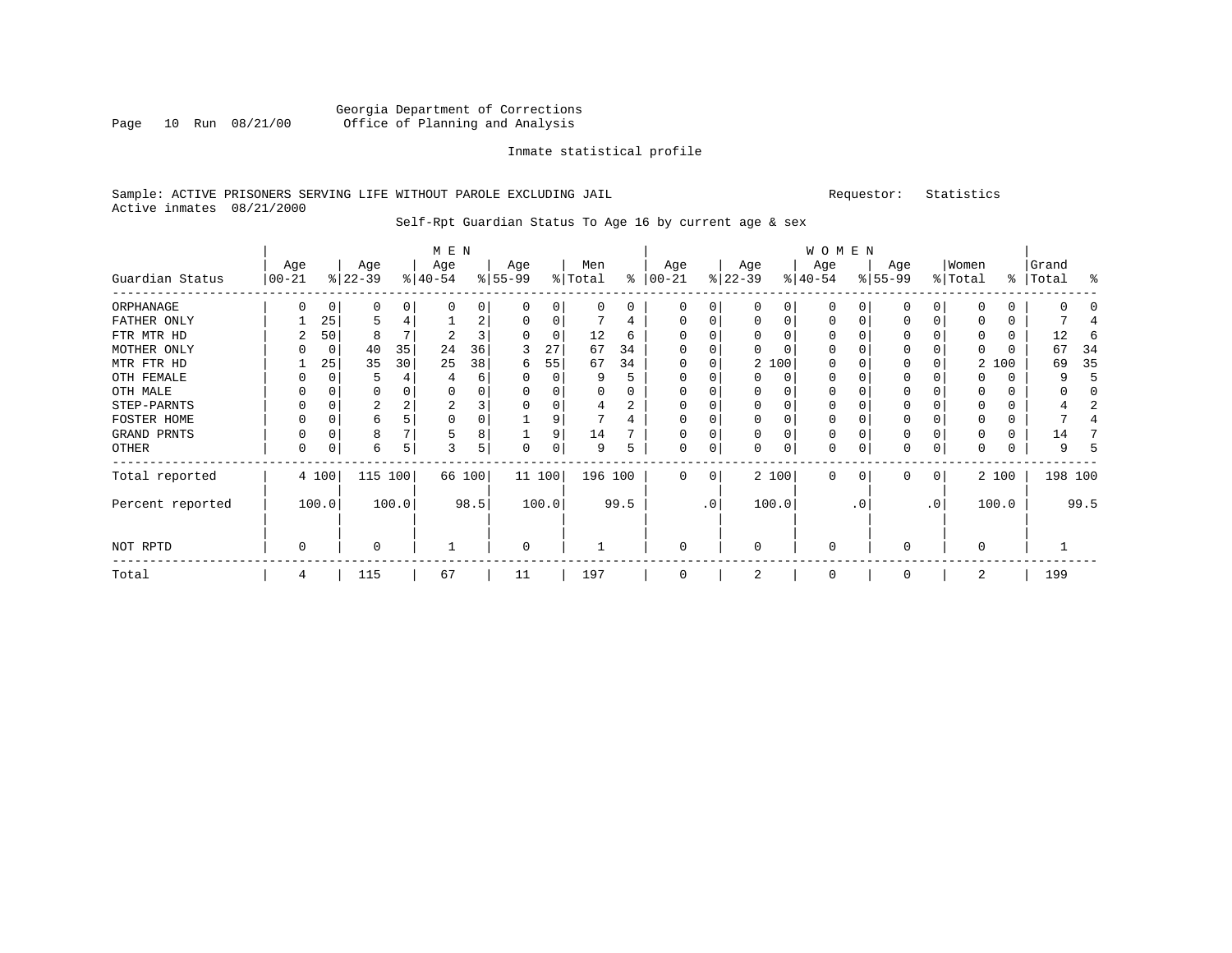Georgia Department of Corrections
Office of Planning and Analysis

Inmate statistical profile

Sample: ACTIVE PRISONERS SERVING LIFE WITHOUT PAROLE EXCLUDING JAIL    Requestor: Statistics
Active inmates 08/21/2000

Self-Rpt Guardian Status To Age 16 by current age & sex

| Guardian Status | MEN Age 00-21 | % | Age 22-39 | % | Age 40-54 | % | Age 55-99 | % | Men Total | % | WOMEN Age 00-21 | % | Age 22-39 | % | Age 40-54 | % | Age 55-99 | % | Women Total | % | Grand Total | % |
|---|---|---|---|---|---|---|---|---|---|---|---|---|---|---|---|---|---|---|---|---|---|---|
| ORPHANAGE | 0 | 0 | 0 | 0 | 0 | 0 | 0 | 0 | 0 | 0 | 0 | 0 | 0 | 0 | 0 | 0 | 0 | 0 | 0 | 0 | 0 | 0 |
| FATHER ONLY | 1 | 25 | 5 | 4 | 1 | 2 | 0 | 0 | 7 | 4 | 0 | 0 | 0 | 0 | 0 | 0 | 0 | 0 | 0 | 0 | 7 | 4 |
| FTR MTR HD | 2 | 50 | 8 | 7 | 2 | 3 | 0 | 0 | 12 | 6 | 0 | 0 | 0 | 0 | 0 | 0 | 0 | 0 | 0 | 0 | 12 | 6 |
| MOTHER ONLY | 0 | 0 | 40 | 35 | 24 | 36 | 3 | 27 | 67 | 34 | 0 | 0 | 0 | 0 | 0 | 0 | 0 | 0 | 0 | 0 | 67 | 34 |
| MTR FTR HD | 1 | 25 | 35 | 30 | 25 | 38 | 6 | 55 | 67 | 34 | 0 | 0 | 2 | 100 | 0 | 0 | 0 | 0 | 2 | 100 | 69 | 35 |
| OTH FEMALE | 0 | 0 | 5 | 4 | 4 | 6 | 0 | 0 | 9 | 5 | 0 | 0 | 0 | 0 | 0 | 0 | 0 | 0 | 0 | 0 | 9 | 5 |
| OTH MALE | 0 | 0 | 0 | 0 | 0 | 0 | 0 | 0 | 0 | 0 | 0 | 0 | 0 | 0 | 0 | 0 | 0 | 0 | 0 | 0 | 0 | 0 |
| STEP-PARNTS | 0 | 0 | 2 | 2 | 2 | 3 | 0 | 0 | 4 | 2 | 0 | 0 | 0 | 0 | 0 | 0 | 0 | 0 | 0 | 0 | 4 | 2 |
| FOSTER HOME | 0 | 0 | 6 | 5 | 0 | 0 | 1 | 9 | 7 | 4 | 0 | 0 | 0 | 0 | 0 | 0 | 0 | 0 | 0 | 0 | 7 | 4 |
| GRAND PRNTS | 0 | 0 | 8 | 7 | 5 | 8 | 1 | 9 | 14 | 7 | 0 | 0 | 0 | 0 | 0 | 0 | 0 | 0 | 0 | 0 | 14 | 7 |
| OTHER | 0 | 0 | 6 | 5 | 3 | 5 | 0 | 0 | 9 | 5 | 0 | 0 | 0 | 0 | 0 | 0 | 0 | 0 | 0 | 0 | 9 | 5 |
| Total reported | 4 | 100 | 115 | 100 | 66 | 100 | 11 | 100 | 196 | 100 | 0 | 0 | 2 | 100 | 0 | 0 | 0 | 0 | 2 | 100 | 198 | 100 |
| Percent reported | | 100.0 | | 100.0 | | 98.5 | | 100.0 | | 99.5 | | .0 | | 100.0 | | .0 | | .0 | | 100.0 | | 99.5 |
| NOT RPTD | 0 | | 0 | | 1 | | 0 | | 1 | | 0 | | 0 | | 0 | | 0 | | 0 | | 1 | |
| Total | 4 | | 115 | | 67 | | 11 | | 197 | | 0 | | 2 | | 0 | | 0 | | 2 | | 199 | |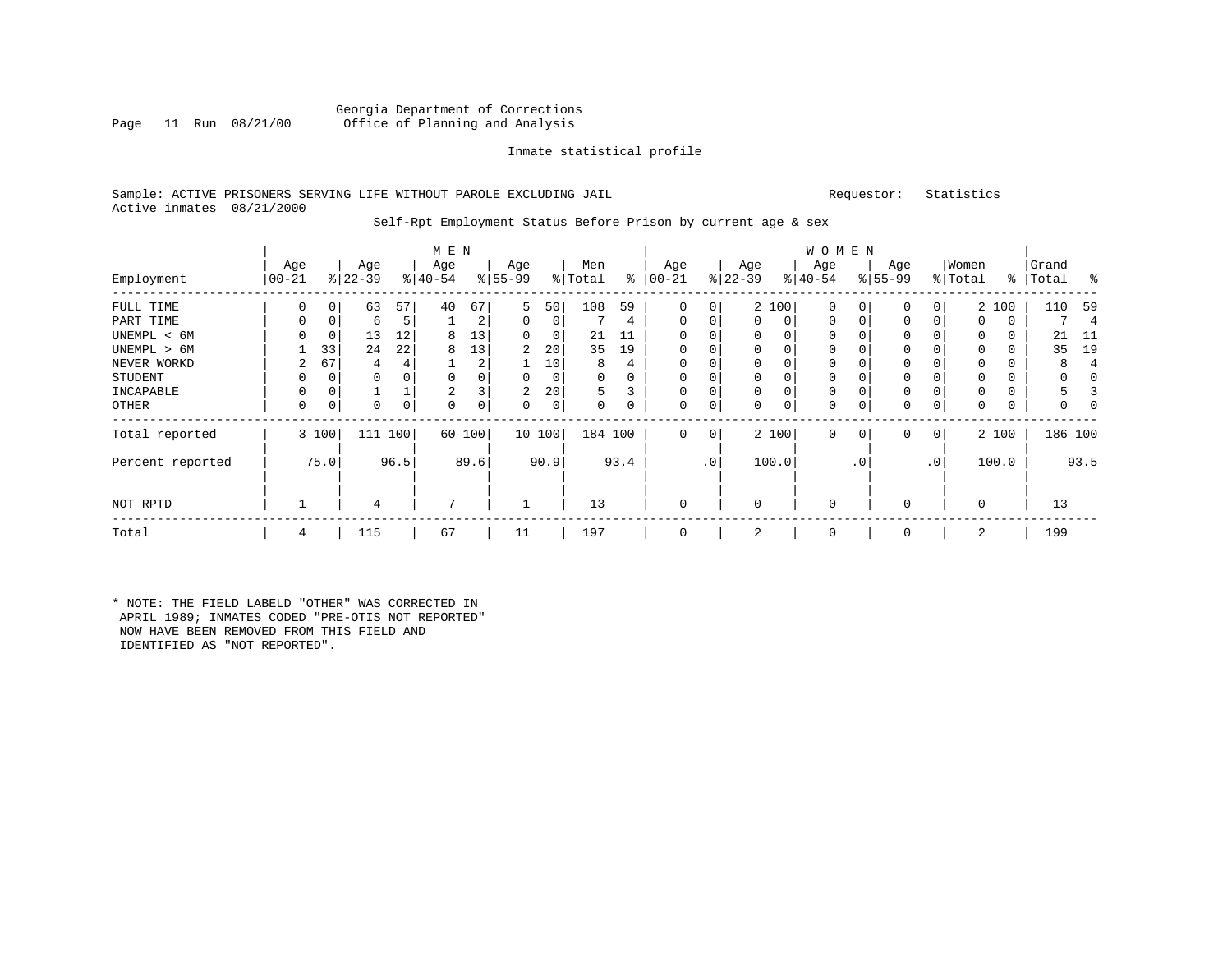Georgia Department of Corrections
Office of Planning and Analysis

Inmate statistical profile

Sample: ACTIVE PRISONERS SERVING LIFE WITHOUT PAROLE EXCLUDING JAIL    Requestor: Statistics
Active inmates 08/21/2000

Self-Rpt Employment Status Before Prison by current age & sex

| Employment | MEN Age 00-21 | % | Age 22-39 | % | Age 40-54 | % | Age 55-99 | % | Men Total | % | WOMEN Age 00-21 | % | Age 22-39 | % | Age 40-54 | % | Age 55-99 | % | Women Total | % | Grand Total | % |
|---|---|---|---|---|---|---|---|---|---|---|---|---|---|---|---|---|---|---|---|---|---|---|
| FULL TIME | 0 | 0 | 63 | 57 | 40 | 67 | 5 | 50 | 108 | 59 | 0 | 0 | 2 | 100 | 0 | 0 | 0 | 0 | 2 | 100 | 110 | 59 |
| PART TIME | 0 | 0 | 6 | 5 | 1 | 2 | 0 | 0 | 7 | 4 | 0 | 0 | 0 | 0 | 0 | 0 | 0 | 0 | 0 | 0 | 7 | 4 |
| UNEMPL < 6M | 0 | 0 | 13 | 12 | 8 | 13 | 0 | 0 | 21 | 11 | 0 | 0 | 0 | 0 | 0 | 0 | 0 | 0 | 0 | 0 | 21 | 11 |
| UNEMPL > 6M | 1 | 33 | 24 | 22 | 8 | 13 | 2 | 20 | 35 | 19 | 0 | 0 | 0 | 0 | 0 | 0 | 0 | 0 | 0 | 0 | 35 | 19 |
| NEVER WORKD | 2 | 67 | 4 | 4 | 1 | 2 | 1 | 10 | 8 | 4 | 0 | 0 | 0 | 0 | 0 | 0 | 0 | 0 | 0 | 0 | 8 | 4 |
| STUDENT | 0 | 0 | 0 | 0 | 0 | 0 | 0 | 0 | 0 | 0 | 0 | 0 | 0 | 0 | 0 | 0 | 0 | 0 | 0 | 0 | 0 | 0 |
| INCAPABLE | 0 | 0 | 1 | 1 | 2 | 3 | 2 | 20 | 5 | 3 | 0 | 0 | 0 | 0 | 0 | 0 | 0 | 0 | 0 | 0 | 5 | 3 |
| OTHER | 0 | 0 | 0 | 0 | 0 | 0 | 0 | 0 | 0 | 0 | 0 | 0 | 0 | 0 | 0 | 0 | 0 | 0 | 0 | 0 | 0 | 0 |
| Total reported | 3 | 100 | 111 | 100 | 60 | 100 | 10 | 100 | 184 | 100 | 0 | 0 | 2 | 100 | 0 | 0 | 0 | 0 | 2 | 100 | 186 | 100 |
| Percent reported | | 75.0 | | 96.5 | | 89.6 | | 90.9 | | 93.4 | | .0 | | 100.0 | | .0 | | .0 | | 100.0 | | 93.5 |
| NOT RPTD | 1 | | 4 | | 7 | | 1 | | 13 | | 0 | | 0 | | 0 | | 0 | | 0 | | 13 | |
| Total | 4 | | 115 | | 67 | | 11 | | 197 | | 0 | | 2 | | 0 | | 0 | | 2 | | 199 | |

* NOTE: THE FIELD LABELD "OTHER" WAS CORRECTED IN APRIL 1989; INMATES CODED "PRE-OTIS NOT REPORTED" NOW HAVE BEEN REMOVED FROM THIS FIELD AND IDENTIFIED AS "NOT REPORTED".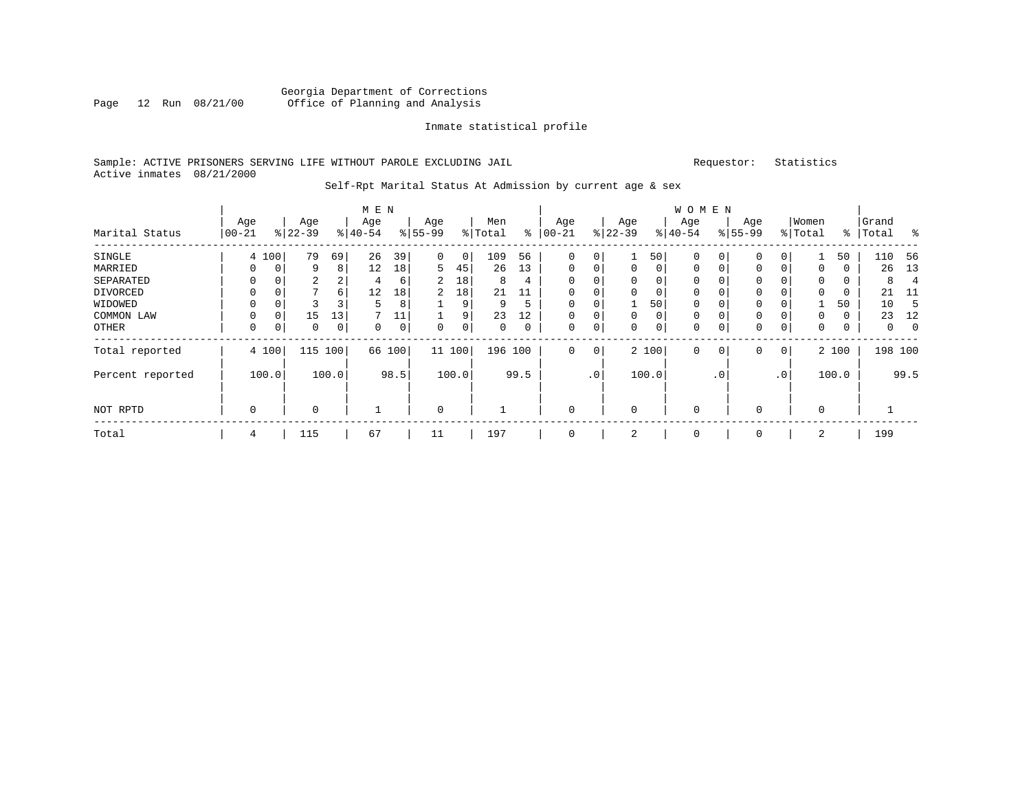Georgia Department of Corrections
Office of Planning and Analysis

Inmate statistical profile

Sample: ACTIVE PRISONERS SERVING LIFE WITHOUT PAROLE EXCLUDING JAIL
Active inmates 08/21/2000

Requestor: Statistics

Self-Rpt Marital Status At Admission by current age & sex

| Marital Status | MEN Age 00-21 | % | Age 22-39 | % | Age 40-54 | % | Age 55-99 | % | Men Total | % | WOMEN Age 00-21 | % | Age 22-39 | % | Age 40-54 | % | Age 55-99 | % | Women Total | % | Grand Total | % |
|---|---|---|---|---|---|---|---|---|---|---|---|---|---|---|---|---|---|---|---|---|---|---|
| SINGLE | 4 | 100 | 79 | 69 | 26 | 39 | 0 | 0 | 109 | 56 | 0 | 0 | 1 | 50 | 0 | 0 | 0 | 0 | 1 | 50 | 110 | 56 |
| MARRIED | 0 | 0 | 9 | 8 | 12 | 18 | 5 | 45 | 26 | 13 | 0 | 0 | 0 | 0 | 0 | 0 | 0 | 0 | 0 | 0 | 26 | 13 |
| SEPARATED | 0 | 0 | 2 | 2 | 4 | 6 | 2 | 18 | 8 | 4 | 0 | 0 | 0 | 0 | 0 | 0 | 0 | 0 | 0 | 0 | 8 | 4 |
| DIVORCED | 0 | 0 | 7 | 6 | 12 | 18 | 2 | 18 | 21 | 11 | 0 | 0 | 0 | 0 | 0 | 0 | 0 | 0 | 0 | 0 | 21 | 11 |
| WIDOWED | 0 | 0 | 3 | 3 | 5 | 8 | 1 | 9 | 9 | 5 | 0 | 0 | 1 | 50 | 0 | 0 | 0 | 0 | 1 | 50 | 10 | 5 |
| COMMON LAW | 0 | 0 | 15 | 13 | 7 | 11 | 1 | 9 | 23 | 12 | 0 | 0 | 0 | 0 | 0 | 0 | 0 | 0 | 0 | 0 | 23 | 12 |
| OTHER | 0 | 0 | 0 | 0 | 0 | 0 | 0 | 0 | 0 | 0 | 0 | 0 | 0 | 0 | 0 | 0 | 0 | 0 | 0 | 0 | 0 | 0 |
| Total reported | 4 | 100 | 115 | 100 | 66 | 100 | 11 | 100 | 196 | 100 | 0 | 0 | 2 | 100 | 0 | 0 | 0 | 0 | 2 | 100 | 198 | 100 |
| Percent reported | | 100.0 | | 100.0 | | 98.5 | | 100.0 | | 99.5 | | .0 | | 100.0 | | .0 | | .0 | | 100.0 | | 99.5 |
| NOT RPTD | 0 | | 0 | | 1 | | 0 | | 1 | | 0 | | 0 | | 0 | | 0 | | 0 | | 1 | |
| Total | 4 | | 115 | | 67 | | 11 | | 197 | | 0 | | 2 | | 0 | | 0 | | 2 | | 199 | |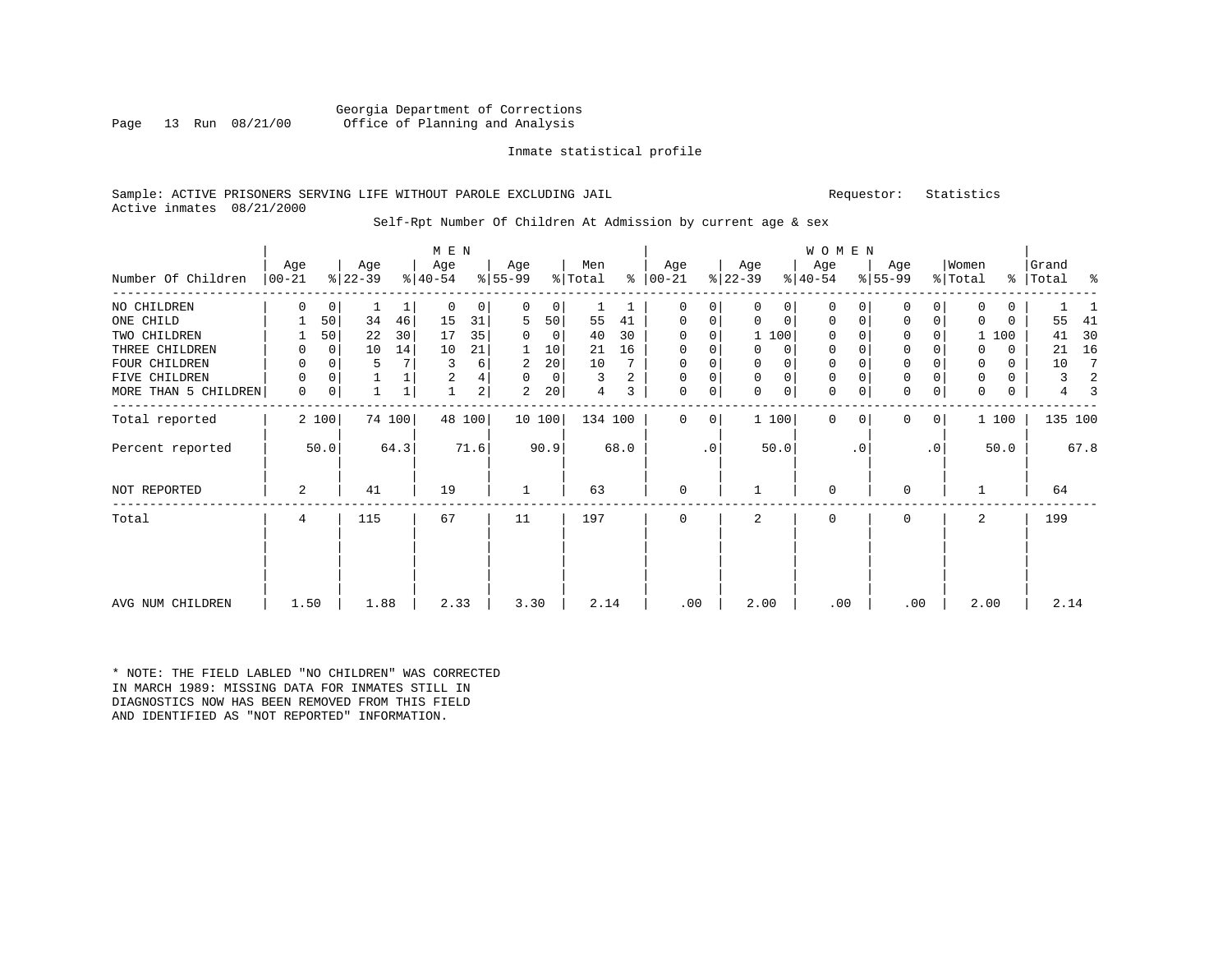Georgia Department of Corrections
Office of Planning and Analysis

Inmate statistical profile

Sample: ACTIVE PRISONERS SERVING LIFE WITHOUT PAROLE EXCLUDING JAIL    Requestor: Statistics
Active inmates 08/21/2000

Self-Rpt Number Of Children At Admission by current age & sex

| Number Of Children | MEN Age 00-21 | % | Age 22-39 | % | Age 40-54 | % | Age 55-99 | % | Men Total | % | WOMEN Age 00-21 | % | Age 22-39 | % | Age 40-54 | % | Age 55-99 | % | Women Total | % | Grand Total | % |
|---|---|---|---|---|---|---|---|---|---|---|---|---|---|---|---|---|---|---|---|---|---|---|
| NO CHILDREN | 0 | 0 | 1 | 1 | 0 | 0 | 0 | 0 | 1 | 1 | 0 | 0 | 0 | 0 | 0 | 0 | 0 | 0 | 0 | 0 | 1 | 1 |
| ONE CHILD | 1 | 50 | 34 | 46 | 15 | 31 | 5 | 50 | 55 | 41 | 0 | 0 | 0 | 0 | 0 | 0 | 0 | 0 | 0 | 0 | 55 | 41 |
| TWO CHILDREN | 1 | 50 | 22 | 30 | 17 | 35 | 0 | 0 | 40 | 30 | 0 | 0 | 1 | 100 | 0 | 0 | 0 | 0 | 1 | 100 | 41 | 30 |
| THREE CHILDREN | 0 | 0 | 10 | 14 | 10 | 21 | 1 | 10 | 21 | 16 | 0 | 0 | 0 | 0 | 0 | 0 | 0 | 0 | 0 | 0 | 21 | 16 |
| FOUR CHILDREN | 0 | 0 | 5 | 7 | 3 | 6 | 2 | 20 | 10 | 7 | 0 | 0 | 0 | 0 | 0 | 0 | 0 | 0 | 0 | 0 | 10 | 7 |
| FIVE CHILDREN | 0 | 0 | 1 | 1 | 2 | 4 | 0 | 0 | 3 | 2 | 0 | 0 | 0 | 0 | 0 | 0 | 0 | 0 | 0 | 0 | 3 | 2 |
| MORE THAN 5 CHILDREN | 0 | 0 | 1 | 1 | 1 | 2 | 2 | 20 | 4 | 3 | 0 | 0 | 0 | 0 | 0 | 0 | 0 | 0 | 0 | 0 | 4 | 3 |
| Total reported | 2 | 100 | 74 | 100 | 48 | 100 | 10 | 100 | 134 | 100 | 0 | 0 | 1 | 100 | 0 | 0 | 0 | 0 | 1 | 100 | 135 | 100 |
| Percent reported | | 50.0 | | 64.3 | | 71.6 | | 90.9 | | 68.0 | | .0 | | 50.0 | | .0 | | .0 | | 50.0 | | 67.8 |
| NOT REPORTED | 2 | | 41 | | 19 | | 1 | | 63 | | 0 | | 1 | | 0 | | 0 | | 1 | | 64 | |
| Total | 4 | | 115 | | 67 | | 11 | | 197 | | 0 | | 2 | | 0 | | 0 | | 2 | | 199 | |
| AVG NUM CHILDREN | 1.50 | | 1.88 | | 2.33 | | 3.30 | | 2.14 | | .00 | | 2.00 | | .00 | | .00 | | 2.00 | | 2.14 | |

* NOTE: THE FIELD LABLED "NO CHILDREN" WAS CORRECTED
IN MARCH 1989: MISSING DATA FOR INMATES STILL IN
DIAGNOSTICS NOW HAS BEEN REMOVED FROM THIS FIELD
AND IDENTIFIED AS "NOT REPORTED" INFORMATION.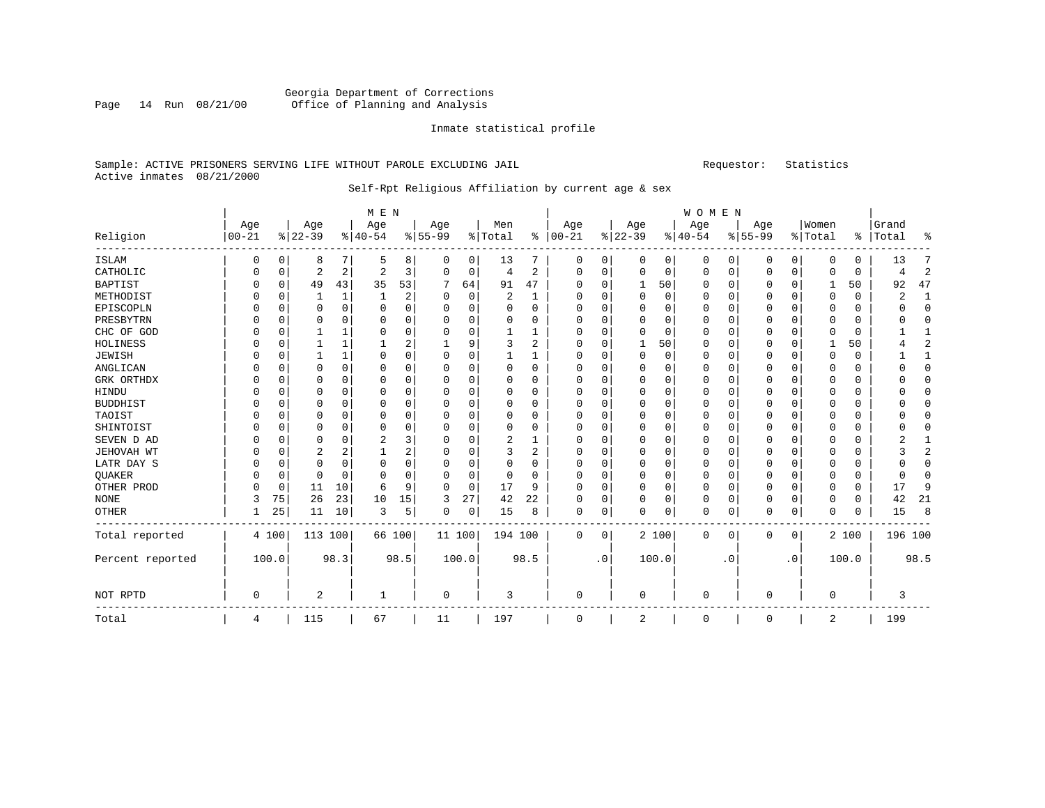Georgia Department of Corrections
Office of Planning and Analysis

Inmate statistical profile

Sample: ACTIVE PRISONERS SERVING LIFE WITHOUT PAROLE EXCLUDING JAIL          Requestor: Statistics
Active inmates 08/21/2000

Self-Rpt Religious Affiliation by current age & sex

| Religion | MEN Age 00-21 | % | Age 22-39 | % | Age 40-54 | % | Age 55-99 | % | Men Total | % | WOMEN Age 00-21 | % | Age 22-39 | % | Age 40-54 | % | Age 55-99 | % | Women Total | % | Grand Total | % |
|---|---|---|---|---|---|---|---|---|---|---|---|---|---|---|---|---|---|---|---|---|---|---|
| ISLAM | 0 | 0 | 8 | 7 | 5 | 8 | 0 | 0 | 13 | 7 | 0 | 0 | 0 | 0 | 0 | 0 | 0 | 0 | 0 | 0 | 13 | 7 |
| CATHOLIC | 0 | 0 | 2 | 2 | 2 | 3 | 0 | 0 | 4 | 2 | 0 | 0 | 0 | 0 | 0 | 0 | 0 | 0 | 0 | 0 | 4 | 2 |
| BAPTIST | 0 | 0 | 49 | 43 | 35 | 53 | 7 | 64 | 91 | 47 | 0 | 0 | 1 | 50 | 0 | 0 | 0 | 0 | 1 | 50 | 92 | 47 |
| METHODIST | 0 | 0 | 1 | 1 | 1 | 2 | 0 | 0 | 2 | 1 | 0 | 0 | 0 | 0 | 0 | 0 | 0 | 0 | 0 | 0 | 2 | 1 |
| EPISCOPLN | 0 | 0 | 0 | 0 | 0 | 0 | 0 | 0 | 0 | 0 | 0 | 0 | 0 | 0 | 0 | 0 | 0 | 0 | 0 | 0 | 0 | 0 |
| PRESBYTRN | 0 | 0 | 0 | 0 | 0 | 0 | 0 | 0 | 0 | 0 | 0 | 0 | 0 | 0 | 0 | 0 | 0 | 0 | 0 | 0 | 0 | 0 |
| CHC OF GOD | 0 | 0 | 1 | 1 | 0 | 0 | 0 | 0 | 1 | 1 | 0 | 0 | 0 | 0 | 0 | 0 | 0 | 0 | 0 | 0 | 1 | 1 |
| HOLINESS | 0 | 0 | 1 | 1 | 1 | 2 | 1 | 9 | 3 | 2 | 0 | 0 | 1 | 50 | 0 | 0 | 0 | 0 | 1 | 50 | 4 | 2 |
| JEWISH | 0 | 0 | 1 | 1 | 0 | 0 | 0 | 0 | 1 | 1 | 0 | 0 | 0 | 0 | 0 | 0 | 0 | 0 | 0 | 0 | 1 | 1 |
| ANGLICAN | 0 | 0 | 0 | 0 | 0 | 0 | 0 | 0 | 0 | 0 | 0 | 0 | 0 | 0 | 0 | 0 | 0 | 0 | 0 | 0 | 0 | 0 |
| GRK ORTHDX | 0 | 0 | 0 | 0 | 0 | 0 | 0 | 0 | 0 | 0 | 0 | 0 | 0 | 0 | 0 | 0 | 0 | 0 | 0 | 0 | 0 | 0 |
| HINDU | 0 | 0 | 0 | 0 | 0 | 0 | 0 | 0 | 0 | 0 | 0 | 0 | 0 | 0 | 0 | 0 | 0 | 0 | 0 | 0 | 0 | 0 |
| BUDDHIST | 0 | 0 | 0 | 0 | 0 | 0 | 0 | 0 | 0 | 0 | 0 | 0 | 0 | 0 | 0 | 0 | 0 | 0 | 0 | 0 | 0 | 0 |
| TAOIST | 0 | 0 | 0 | 0 | 0 | 0 | 0 | 0 | 0 | 0 | 0 | 0 | 0 | 0 | 0 | 0 | 0 | 0 | 0 | 0 | 0 | 0 |
| SHINTOIST | 0 | 0 | 0 | 0 | 0 | 0 | 0 | 0 | 0 | 0 | 0 | 0 | 0 | 0 | 0 | 0 | 0 | 0 | 0 | 0 | 0 | 0 |
| SEVEN D AD | 0 | 0 | 0 | 0 | 2 | 3 | 0 | 0 | 2 | 1 | 0 | 0 | 0 | 0 | 0 | 0 | 0 | 0 | 0 | 0 | 2 | 1 |
| JEHOVAH WT | 0 | 0 | 2 | 2 | 1 | 2 | 0 | 0 | 3 | 2 | 0 | 0 | 0 | 0 | 0 | 0 | 0 | 0 | 0 | 0 | 3 | 2 |
| LATR DAY S | 0 | 0 | 0 | 0 | 0 | 0 | 0 | 0 | 0 | 0 | 0 | 0 | 0 | 0 | 0 | 0 | 0 | 0 | 0 | 0 | 0 | 0 |
| QUAKER | 0 | 0 | 0 | 0 | 0 | 0 | 0 | 0 | 0 | 0 | 0 | 0 | 0 | 0 | 0 | 0 | 0 | 0 | 0 | 0 | 0 | 0 |
| OTHER PROD | 0 | 0 | 11 | 10 | 6 | 9 | 0 | 0 | 17 | 9 | 0 | 0 | 0 | 0 | 0 | 0 | 0 | 0 | 0 | 0 | 17 | 9 |
| NONE | 3 | 75 | 26 | 23 | 10 | 15 | 3 | 27 | 42 | 22 | 0 | 0 | 0 | 0 | 0 | 0 | 0 | 0 | 0 | 0 | 42 | 21 |
| OTHER | 1 | 25 | 11 | 10 | 3 | 5 | 0 | 0 | 15 | 8 | 0 | 0 | 0 | 0 | 0 | 0 | 0 | 0 | 0 | 0 | 15 | 8 |
| Total reported | 4 | 100 | 113 | 100 | 66 | 100 | 11 | 100 | 194 | 100 | 0 | 0 | 2 | 100 | 0 | 0 | 0 | 0 | 2 | 100 | 196 | 100 |
| Percent reported | | 100.0 | | 98.3 | | 98.5 | | 100.0 | | 98.5 | | .0 | | 100.0 | | .0 | | .0 | | 100.0 | | 98.5 |
| NOT RPTD | 0 | | 2 | | 1 | | 0 | | 3 | | 0 | | 0 | | 0 | | 0 | | 0 | | 3 | |
| Total | 4 | | 115 | | 67 | | 11 | | 197 | | 0 | | 2 | | 0 | | 0 | | 2 | | 199 | |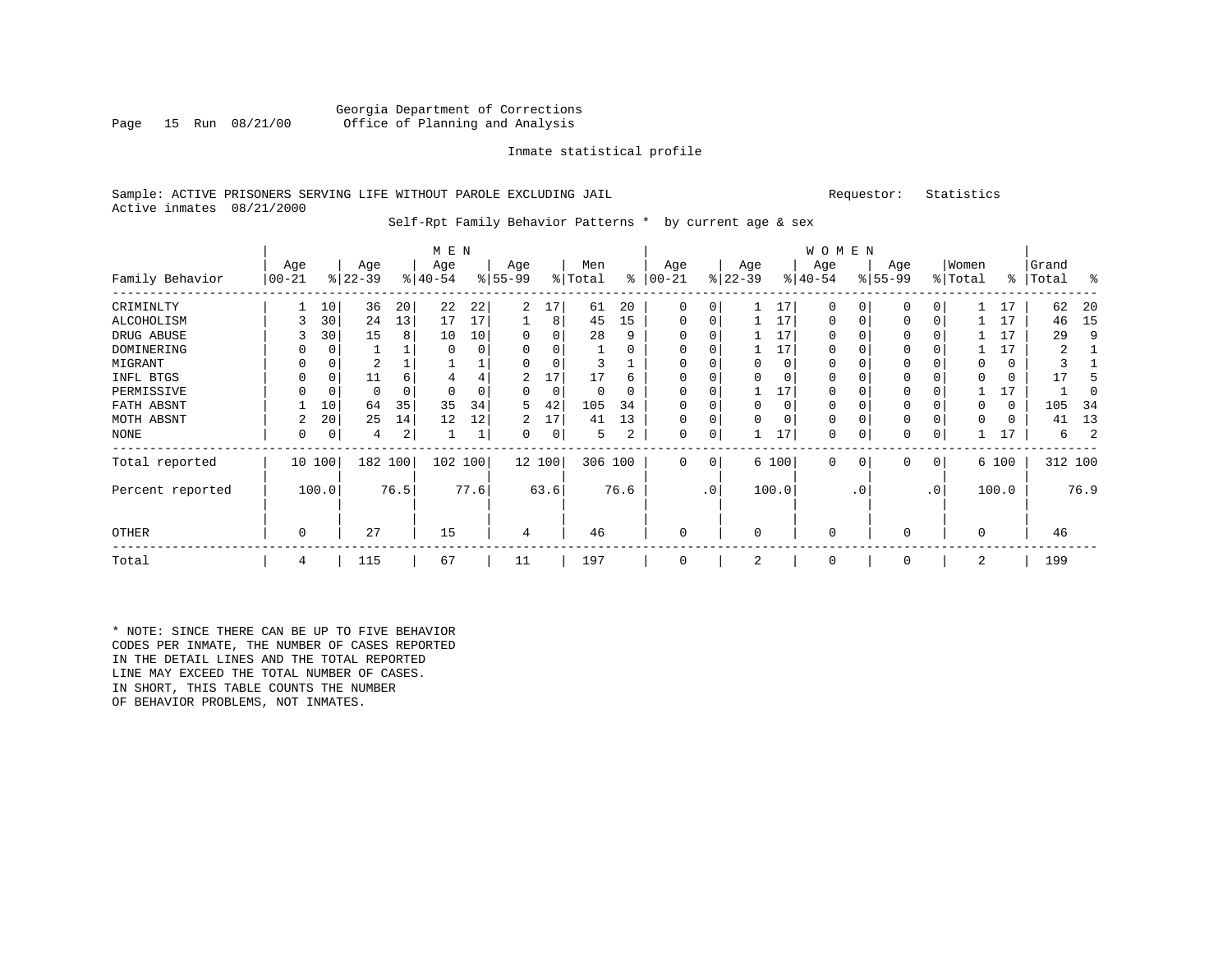Georgia Department of Corrections
Office of Planning and Analysis

Inmate statistical profile

Sample: ACTIVE PRISONERS SERVING LIFE WITHOUT PAROLE EXCLUDING JAIL

Requestor: Statistics

Active inmates 08/21/2000

Self-Rpt Family Behavior Patterns * by current age & sex

| Family Behavior | MEN Age 00-21 | % | Age 22-39 | % | Age 40-54 | % | Age 55-99 | % | Men Total | % | WOMEN Age 00-21 | % | Age 22-39 | % | Age 40-54 | % | Age 55-99 | % | Women Total | % | Grand Total | % |
|---|---|---|---|---|---|---|---|---|---|---|---|---|---|---|---|---|---|---|---|---|---|---|
| CRIMINLTY | 1 | 10 | 36 | 20 | 22 | 22 | 2 | 17 | 61 | 20 | 0 | 0 | 1 | 17 | 0 | 0 | 0 | 0 | 1 | 17 | 62 | 20 |
| ALCOHOLISM | 3 | 30 | 24 | 13 | 17 | 17 | 1 | 8 | 45 | 15 | 0 | 0 | 1 | 17 | 0 | 0 | 0 | 0 | 1 | 17 | 46 | 15 |
| DRUG ABUSE | 3 | 30 | 15 | 8 | 10 | 10 | 0 | 0 | 28 | 9 | 0 | 0 | 1 | 17 | 0 | 0 | 0 | 0 | 1 | 17 | 29 | 9 |
| DOMINERING | 0 | 0 | 1 | 1 | 0 | 0 | 0 | 0 | 1 | 0 | 0 | 0 | 1 | 17 | 0 | 0 | 0 | 0 | 1 | 17 | 2 | 1 |
| MIGRANT | 0 | 0 | 2 | 1 | 1 | 1 | 0 | 0 | 3 | 1 | 0 | 0 | 0 | 0 | 0 | 0 | 0 | 0 | 0 | 0 | 3 | 1 |
| INFL BTGS | 0 | 0 | 11 | 6 | 4 | 4 | 2 | 17 | 17 | 6 | 0 | 0 | 0 | 0 | 0 | 0 | 0 | 0 | 0 | 0 | 17 | 5 |
| PERMISSIVE | 0 | 0 | 0 | 0 | 0 | 0 | 0 | 0 | 0 | 0 | 0 | 0 | 1 | 17 | 0 | 0 | 0 | 0 | 1 | 17 | 1 | 0 |
| FATH ABSNT | 1 | 10 | 64 | 35 | 35 | 34 | 5 | 42 | 105 | 34 | 0 | 0 | 0 | 0 | 0 | 0 | 0 | 0 | 0 | 0 | 105 | 34 |
| MOTH ABSNT | 2 | 20 | 25 | 14 | 12 | 12 | 2 | 17 | 41 | 13 | 0 | 0 | 0 | 0 | 0 | 0 | 0 | 0 | 0 | 0 | 41 | 13 |
| NONE | 0 | 0 | 4 | 2 | 1 | 1 | 0 | 0 | 5 | 2 | 0 | 0 | 1 | 17 | 0 | 0 | 0 | 0 | 1 | 17 | 6 | 2 |
| Total reported | 10 | 100 | 182 | 100 | 102 | 100 | 12 | 100 | 306 | 100 | 0 | 0 | 6 | 100 | 0 | 0 | 0 | 0 | 6 | 100 | 312 | 100 |
| Percent reported | 100.0 | | 76.5 | | 77.6 | | 63.6 | | 76.6 | | .0 | | 100.0 | | .0 | | .0 | | 100.0 | | 76.9 | |
| OTHER | 0 | | 27 | | 15 | | 4 | | 46 | | 0 | | 0 | | 0 | | 0 | | 0 | | 46 | |
| Total | 4 | | 115 | | 67 | | 11 | | 197 | | 0 | | 2 | | 0 | | 0 | | 2 | | 199 | |

* NOTE: SINCE THERE CAN BE UP TO FIVE BEHAVIOR CODES PER INMATE, THE NUMBER OF CASES REPORTED IN THE DETAIL LINES AND THE TOTAL REPORTED LINE MAY EXCEED THE TOTAL NUMBER OF CASES. IN SHORT, THIS TABLE COUNTS THE NUMBER OF BEHAVIOR PROBLEMS, NOT INMATES.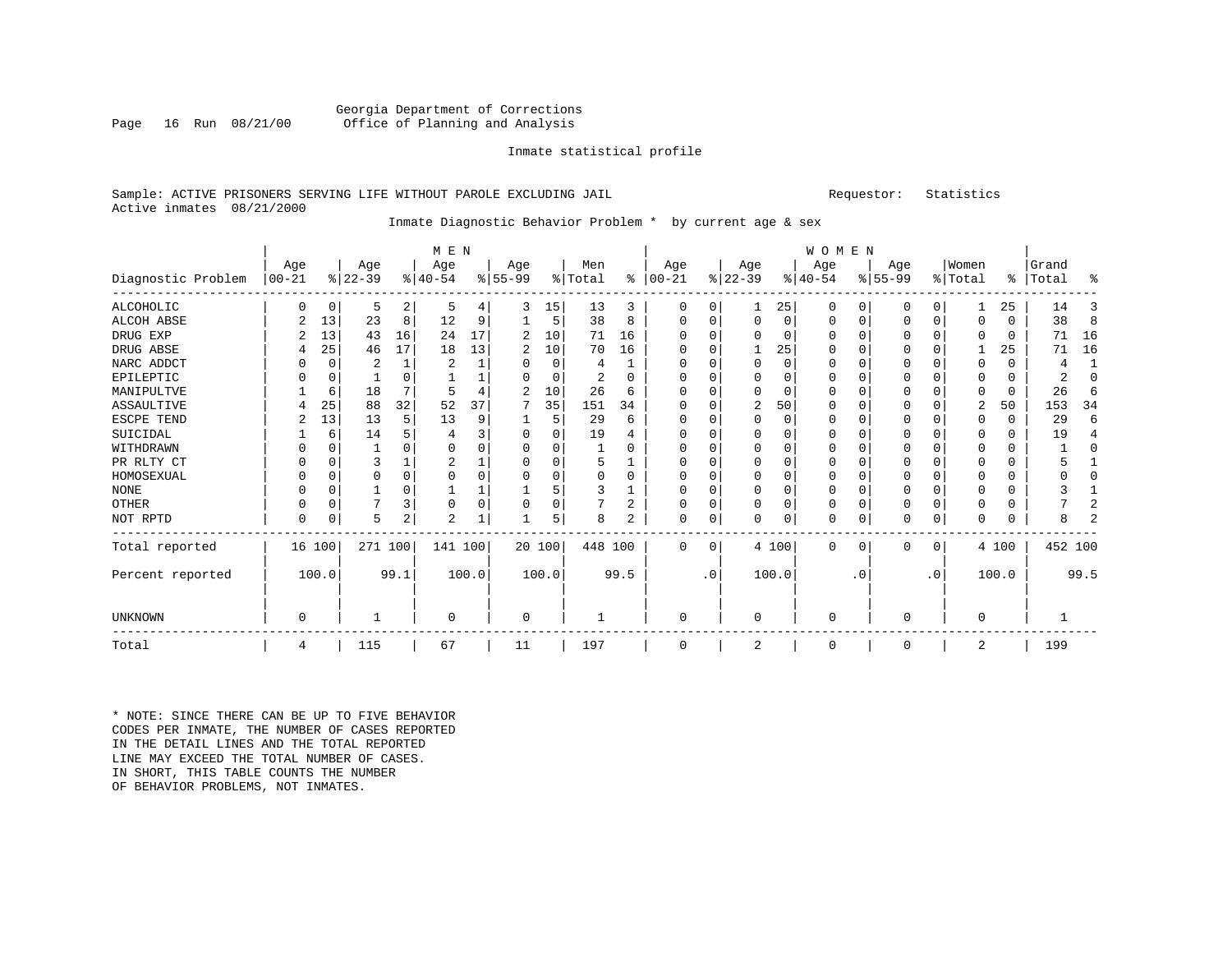Georgia Department of Corrections
Office of Planning and Analysis

Inmate statistical profile

Sample: ACTIVE PRISONERS SERVING LIFE WITHOUT PAROLE EXCLUDING JAIL     Requestor: Statistics
Active inmates 08/21/2000

Inmate Diagnostic Behavior Problem * by current age & sex

| | MEN | | | | | | | | | | WOMEN | | | | | | | | | | | |
|---|---|---|---|---|---|---|---|---|---|---|---|---|---|---|---|---|---|---|---|---|---|---|
| Diagnostic Problem | Age 00-21 | % | Age 22-39 | % | Age 40-54 | % | Age 55-99 | % | Men Total | % | Age 00-21 | % | Age 22-39 | % | Age 40-54 | % | Age 55-99 | % | Women Total | % | Grand Total | % |
| ALCOHOLIC | 0 | 0 | 5 | 2 | 5 | 4 | 3 | 15 | 13 | 3 | 0 | 0 | 1 | 25 | 0 | 0 | 0 | 0 | 1 | 25 | 14 | 3 |
| ALCOH ABSE | 2 | 13 | 23 | 8 | 12 | 9 | 1 | 5 | 38 | 8 | 0 | 0 | 0 | 0 | 0 | 0 | 0 | 0 | 0 | 0 | 38 | 8 |
| DRUG EXP | 2 | 13 | 43 | 16 | 24 | 17 | 2 | 10 | 71 | 16 | 0 | 0 | 0 | 0 | 0 | 0 | 0 | 0 | 0 | 0 | 71 | 16 |
| DRUG ABSE | 4 | 25 | 46 | 17 | 18 | 13 | 2 | 10 | 70 | 16 | 0 | 0 | 1 | 25 | 0 | 0 | 0 | 0 | 1 | 25 | 71 | 16 |
| NARC ADDCT | 0 | 0 | 2 | 1 | 2 | 1 | 0 | 0 | 4 | 1 | 0 | 0 | 0 | 0 | 0 | 0 | 0 | 0 | 0 | 0 | 4 | 1 |
| EPILEPTIC | 0 | 0 | 1 | 0 | 1 | 1 | 0 | 0 | 2 | 0 | 0 | 0 | 0 | 0 | 0 | 0 | 0 | 0 | 0 | 0 | 2 | 0 |
| MANIPULTVE | 1 | 6 | 18 | 7 | 5 | 4 | 2 | 10 | 26 | 6 | 0 | 0 | 0 | 0 | 0 | 0 | 0 | 0 | 0 | 0 | 26 | 6 |
| ASSAULTIVE | 4 | 25 | 88 | 32 | 52 | 37 | 7 | 35 | 151 | 34 | 0 | 0 | 2 | 50 | 0 | 0 | 0 | 0 | 2 | 50 | 153 | 34 |
| ESCPE TEND | 2 | 13 | 13 | 5 | 13 | 9 | 1 | 5 | 29 | 6 | 0 | 0 | 0 | 0 | 0 | 0 | 0 | 0 | 0 | 0 | 29 | 6 |
| SUICIDAL | 1 | 6 | 14 | 5 | 4 | 3 | 0 | 0 | 19 | 4 | 0 | 0 | 0 | 0 | 0 | 0 | 0 | 0 | 0 | 0 | 19 | 4 |
| WITHDRAWN | 0 | 0 | 1 | 0 | 0 | 0 | 0 | 0 | 1 | 0 | 0 | 0 | 0 | 0 | 0 | 0 | 0 | 0 | 0 | 0 | 1 | 0 |
| PR RLTY CT | 0 | 0 | 3 | 1 | 2 | 1 | 0 | 0 | 5 | 1 | 0 | 0 | 0 | 0 | 0 | 0 | 0 | 0 | 0 | 0 | 5 | 1 |
| HOMOSEXUAL | 0 | 0 | 0 | 0 | 0 | 0 | 0 | 0 | 0 | 0 | 0 | 0 | 0 | 0 | 0 | 0 | 0 | 0 | 0 | 0 | 0 | 0 |
| NONE | 0 | 0 | 1 | 0 | 1 | 1 | 1 | 5 | 3 | 1 | 0 | 0 | 0 | 0 | 0 | 0 | 0 | 0 | 0 | 0 | 3 | 1 |
| OTHER | 0 | 0 | 7 | 3 | 0 | 0 | 0 | 0 | 7 | 2 | 0 | 0 | 0 | 0 | 0 | 0 | 0 | 0 | 0 | 0 | 7 | 2 |
| NOT RPTD | 0 | 0 | 5 | 2 | 2 | 1 | 1 | 5 | 8 | 2 | 0 | 0 | 0 | 0 | 0 | 0 | 0 | 0 | 0 | 0 | 8 | 2 |
| Total reported | 16 | 100 | 271 | 100 | 141 | 100 | 20 | 100 | 448 | 100 | 0 | 0 | 4 | 100 | 0 | 0 | 0 | 0 | 4 | 100 | 452 | 100 |
| Percent reported | | 100.0 | | 99.1 | | 100.0 | | 100.0 | | 99.5 | | .0 | | 100.0 | | .0 | | .0 | | 100.0 | | 99.5 |
| UNKNOWN | 0 | | 1 | | 0 | | 0 | | 1 | | 0 | | 0 | | 0 | | 0 | | 0 | | 1 | |
| Total | 4 | | 115 | | 67 | | 11 | | 197 | | 0 | | 2 | | 0 | | 0 | | 2 | | 199 | |

* NOTE: SINCE THERE CAN BE UP TO FIVE BEHAVIOR CODES PER INMATE, THE NUMBER OF CASES REPORTED IN THE DETAIL LINES AND THE TOTAL REPORTED LINE MAY EXCEED THE TOTAL NUMBER OF CASES. IN SHORT, THIS TABLE COUNTS THE NUMBER OF BEHAVIOR PROBLEMS, NOT INMATES.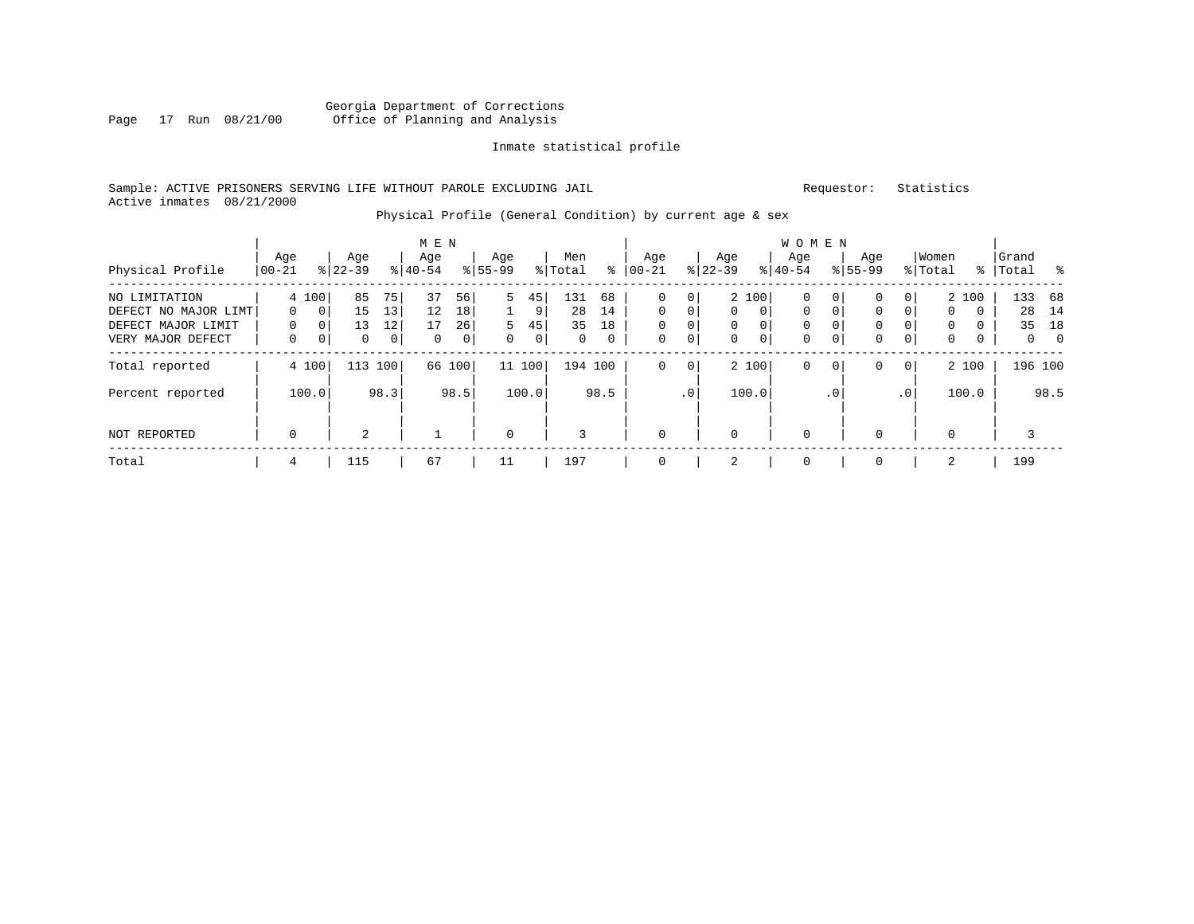Georgia Department of Corrections
Office of Planning and Analysis

Inmate statistical profile

Sample: ACTIVE PRISONERS SERVING LIFE WITHOUT PAROLE EXCLUDING JAIL    Requestor: Statistics
Active inmates 08/21/2000

Physical Profile (General Condition) by current age & sex

| Physical Profile | MEN Age 00-21 | % | Age 22-39 | % | Age 40-54 | % | Age 55-99 | % | Men Total | % | WOMEN Age 00-21 | % | Age 22-39 | % | Age 40-54 | % | Age 55-99 | % | Women Total | % | Grand Total | % |
|---|---|---|---|---|---|---|---|---|---|---|---|---|---|---|---|---|---|---|---|---|---|---|
| NO LIMITATION | 4 | 100 | 85 | 75 | 37 | 56 | 5 | 45 | 131 | 68 | 0 | 0 | 2 | 100 | 0 | 0 | 0 | 0 | 2 | 100 | 133 | 68 |
| DEFECT NO MAJOR LIMT | 0 | 0 | 15 | 13 | 12 | 18 | 1 | 9 | 28 | 14 | 0 | 0 | 0 | 0 | 0 | 0 | 0 | 0 | 0 | 0 | 28 | 14 |
| DEFECT MAJOR LIMIT | 0 | 0 | 13 | 12 | 17 | 26 | 5 | 45 | 35 | 18 | 0 | 0 | 0 | 0 | 0 | 0 | 0 | 0 | 0 | 0 | 35 | 18 |
| VERY MAJOR DEFECT | 0 | 0 | 0 | 0 | 0 | 0 | 0 | 0 | 0 | 0 | 0 | 0 | 0 | 0 | 0 | 0 | 0 | 0 | 0 | 0 | 0 | 0 |
| Total reported | 4 | 100 | 113 | 100 | 66 | 100 | 11 | 100 | 194 | 100 | 0 | 0 | 2 | 100 | 0 | 0 | 0 | 0 | 2 | 100 | 196 | 100 |
| Percent reported | | 100.0 | | 98.3 | | 98.5 | | 100.0 | | 98.5 | | .0 | | 100.0 | | .0 | | .0 | | 100.0 | | 98.5 |
| NOT REPORTED | 0 | | 2 | | 1 | | 0 | | 3 | | 0 | | 0 | | 0 | | 0 | | 0 | | 3 | |
| Total | 4 | | 115 | | 67 | | 11 | | 197 | | 0 | | 2 | | 0 | | 0 | | 2 | | 199 | |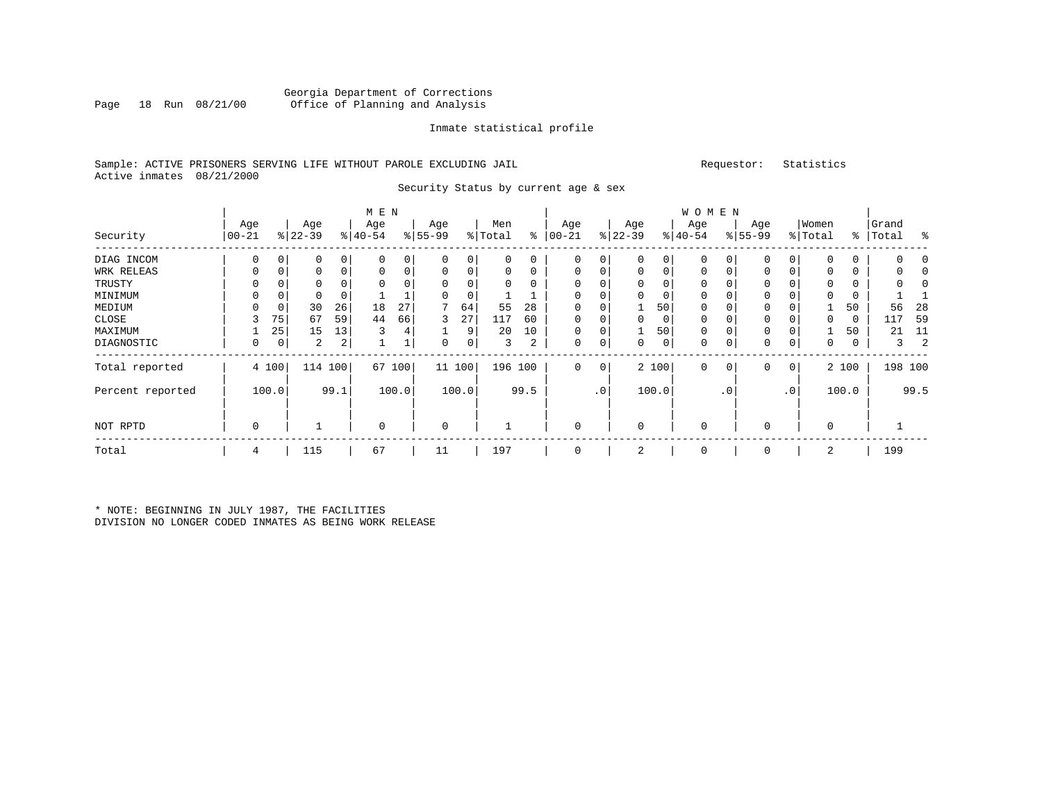Georgia Department of Corrections
Office of Planning and Analysis

Inmate statistical profile

Sample: ACTIVE PRISONERS SERVING LIFE WITHOUT PAROLE EXCLUDING JAIL

Requestor: Statistics

Active inmates 08/21/2000

Security Status by current age & sex

| Security | MEN Age 00-21 | % | Age 22-39 | % | Age 40-54 | % | Age 55-99 | % | Men Total | % | WOMEN Age 00-21 | % | Age 22-39 | % | Age 40-54 | % | Age 55-99 | % | Women Total | % | Grand Total | % |
|---|---|---|---|---|---|---|---|---|---|---|---|---|---|---|---|---|---|---|---|---|---|---|
| DIAG INCOM | 0 | 0 | 0 | 0 | 0 | 0 | 0 | 0 | 0 | 0 | 0 | 0 | 0 | 0 | 0 | 0 | 0 | 0 | 0 | 0 | 0 | 0 |
| WRK RELEAS | 0 | 0 | 0 | 0 | 0 | 0 | 0 | 0 | 0 | 0 | 0 | 0 | 0 | 0 | 0 | 0 | 0 | 0 | 0 | 0 | 0 | 0 |
| TRUSTY | 0 | 0 | 0 | 0 | 0 | 0 | 0 | 0 | 0 | 0 | 0 | 0 | 0 | 0 | 0 | 0 | 0 | 0 | 0 | 0 | 0 | 0 |
| MINIMUM | 0 | 0 | 0 | 0 | 1 | 1 | 0 | 0 | 1 | 1 | 0 | 0 | 0 | 0 | 0 | 0 | 0 | 0 | 0 | 0 | 1 | 1 |
| MEDIUM | 0 | 0 | 30 | 26 | 18 | 27 | 7 | 64 | 55 | 28 | 0 | 0 | 1 | 50 | 0 | 0 | 0 | 0 | 1 | 50 | 56 | 28 |
| CLOSE | 3 | 75 | 67 | 59 | 44 | 66 | 3 | 27 | 117 | 60 | 0 | 0 | 0 | 0 | 0 | 0 | 0 | 0 | 0 | 0 | 117 | 59 |
| MAXIMUM | 1 | 25 | 15 | 13 | 3 | 4 | 1 | 9 | 20 | 10 | 0 | 0 | 1 | 50 | 0 | 0 | 0 | 0 | 1 | 50 | 21 | 11 |
| DIAGNOSTIC | 0 | 0 | 2 | 2 | 1 | 1 | 0 | 0 | 3 | 2 | 0 | 0 | 0 | 0 | 0 | 0 | 0 | 0 | 0 | 0 | 3 | 2 |
| Total reported | 4 | 100 | 114 | 100 | 67 | 100 | 11 | 100 | 196 | 100 | 0 | 0 | 2 | 100 | 0 | 0 | 0 | 0 | 2 | 100 | 198 | 100 |
| Percent reported | | 100.0 | | 99.1 | | 100.0 | | 100.0 | | 99.5 | | .0 | | 100.0 | | .0 | | .0 | | 100.0 | | 99.5 |
| NOT RPTD | 0 | | 1 | | 0 | | 0 | | 1 | | 0 | | 0 | | 0 | | 0 | | 0 | | 1 | |
| Total | 4 | | 115 | | 67 | | 11 | | 197 | | 0 | | 2 | | 0 | | 0 | | 2 | | 199 | |

* NOTE: BEGINNING IN JULY 1987, THE FACILITIES DIVISION NO LONGER CODED INMATES AS BEING WORK RELEASE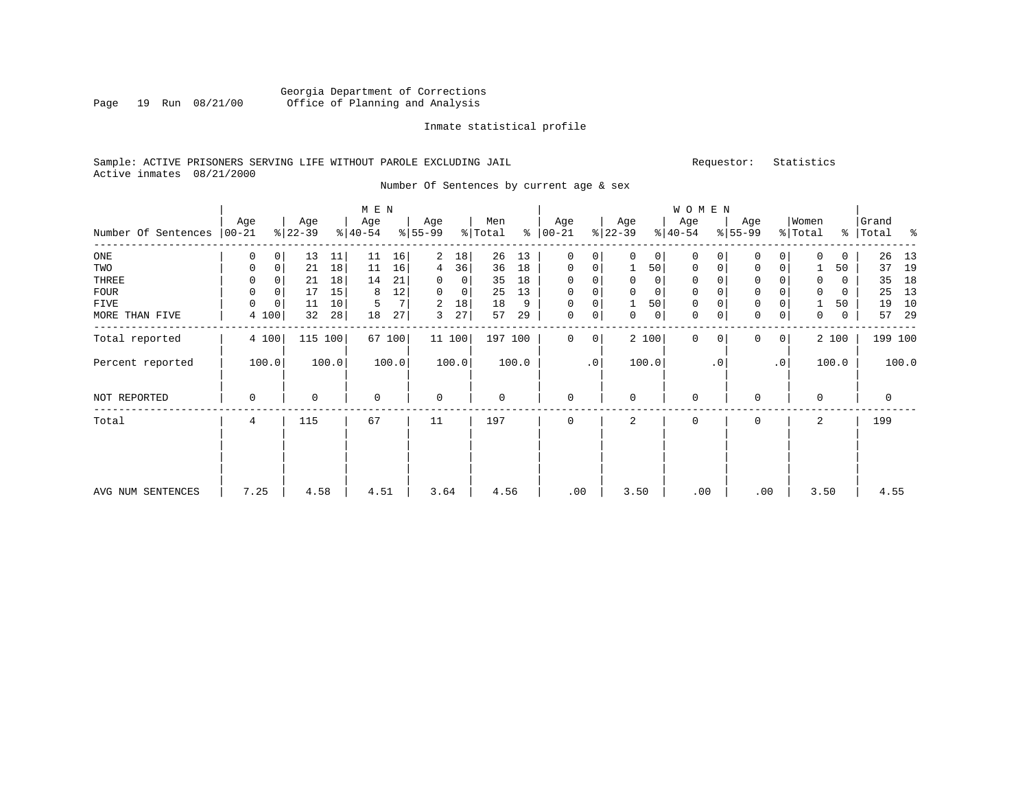Georgia Department of Corrections
Office of Planning and Analysis

Inmate statistical profile

Sample: ACTIVE PRISONERS SERVING LIFE WITHOUT PAROLE EXCLUDING JAIL
Active inmates 08/21/2000

Requestor: Statistics

Number Of Sentences by current age & sex

| Number Of Sentences | MEN Age 00-21 | % | Age 22-39 | % | Age 40-54 | % | Age 55-99 | % | Men Total | % | WOMEN Age 00-21 | % | Age 22-39 | % | Age 40-54 | % | Age 55-99 | % | Women Total | % | Grand Total | % |
|---|---|---|---|---|---|---|---|---|---|---|---|---|---|---|---|---|---|---|---|---|---|---|
| ONE | 0 | 0 | 13 | 11 | 11 | 16 | 2 | 18 | 26 | 13 | 0 | 0 | 0 | 0 | 0 | 0 | 0 | 0 | 0 | 0 | 26 | 13 |
| TWO | 0 | 0 | 21 | 18 | 11 | 16 | 4 | 36 | 36 | 18 | 0 | 0 | 1 | 50 | 0 | 0 | 0 | 0 | 1 | 50 | 37 | 19 |
| THREE | 0 | 0 | 21 | 18 | 14 | 21 | 0 | 0 | 35 | 18 | 0 | 0 | 0 | 0 | 0 | 0 | 0 | 0 | 0 | 0 | 35 | 18 |
| FOUR | 0 | 0 | 17 | 15 | 8 | 12 | 0 | 0 | 25 | 13 | 0 | 0 | 0 | 0 | 0 | 0 | 0 | 0 | 0 | 0 | 25 | 13 |
| FIVE | 0 | 0 | 11 | 10 | 5 | 7 | 2 | 18 | 18 | 9 | 0 | 0 | 1 | 50 | 0 | 0 | 0 | 0 | 1 | 50 | 19 | 10 |
| MORE THAN FIVE | 4 | 100 | 32 | 28 | 18 | 27 | 3 | 27 | 57 | 29 | 0 | 0 | 0 | 0 | 0 | 0 | 0 | 0 | 0 | 0 | 57 | 29 |
| Total reported | 4 | 100 | 115 | 100 | 67 | 100 | 11 | 100 | 197 | 100 | 0 | 0 | 2 | 100 | 0 | 0 | 0 | 0 | 2 | 100 | 199 | 100 |
| Percent reported | | 100.0 | | 100.0 | | 100.0 | | 100.0 | | 100.0 | | .0 | | 100.0 | | .0 | | .0 | | 100.0 | | 100.0 |
| NOT REPORTED | 0 | | 0 | | 0 | | 0 | | 0 | | 0 | | 0 | | 0 | | 0 | | 0 | | 0 | |
| Total | 4 | | 115 | | 67 | | 11 | | 197 | | 0 | | 2 | | 0 | | 0 | | 2 | | 199 | |
| AVG NUM SENTENCES | 7.25 | | 4.58 | | 4.51 | | 3.64 | | 4.56 | | .00 | | 3.50 | | .00 | | .00 | | 3.50 | | 4.55 | |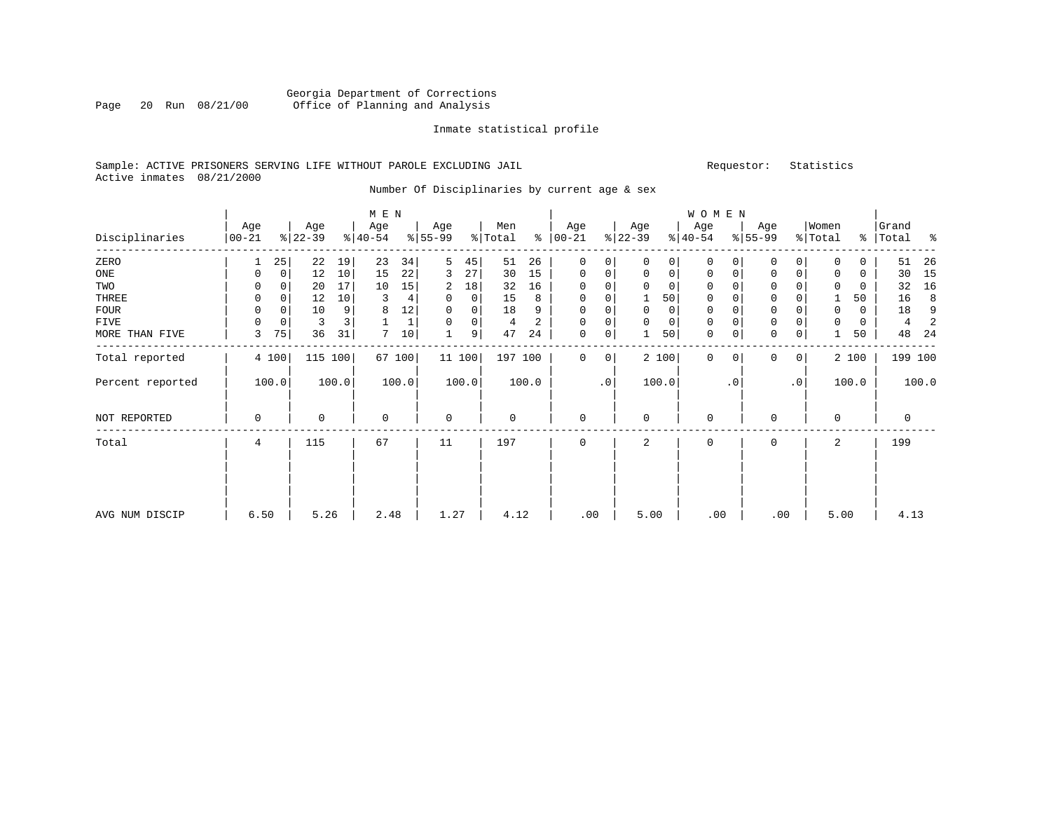Georgia Department of Corrections
Office of Planning and Analysis

Inmate statistical profile

Sample: ACTIVE PRISONERS SERVING LIFE WITHOUT PAROLE EXCLUDING JAIL

Requestor: Statistics

Active inmates 08/21/2000

Number Of Disciplinaries by current age & sex

| Disciplinaries | MEN Age 00-21 | % | Age 22-39 | % | Age 40-54 | % | Age 55-99 | % | Men Total | % | WOMEN Age 00-21 | % | Age 22-39 | % | Age 40-54 | % | Age 55-99 | % | Women Total | % | Grand Total | % |
|---|---|---|---|---|---|---|---|---|---|---|---|---|---|---|---|---|---|---|---|---|---|---|
| ZERO | 1 | 25 | 22 | 19 | 23 | 34 | 5 | 45 | 51 | 26 | 0 | 0 | 0 | 0 | 0 | 0 | 0 | 0 | 0 | 0 | 51 | 26 |
| ONE | 0 | 0 | 12 | 10 | 15 | 22 | 3 | 27 | 30 | 15 | 0 | 0 | 0 | 0 | 0 | 0 | 0 | 0 | 0 | 0 | 30 | 15 |
| TWO | 0 | 0 | 20 | 17 | 10 | 15 | 2 | 18 | 32 | 16 | 0 | 0 | 0 | 0 | 0 | 0 | 0 | 0 | 0 | 0 | 32 | 16 |
| THREE | 0 | 0 | 12 | 10 | 3 | 4 | 0 | 0 | 15 | 8 | 0 | 0 | 1 | 50 | 0 | 0 | 0 | 0 | 1 | 50 | 16 | 8 |
| FOUR | 0 | 0 | 10 | 9 | 8 | 12 | 0 | 0 | 18 | 9 | 0 | 0 | 0 | 0 | 0 | 0 | 0 | 0 | 0 | 0 | 18 | 9 |
| FIVE | 0 | 0 | 3 | 3 | 1 | 1 | 0 | 0 | 4 | 2 | 0 | 0 | 0 | 0 | 0 | 0 | 0 | 0 | 0 | 0 | 4 | 2 |
| MORE THAN FIVE | 3 | 75 | 36 | 31 | 7 | 10 | 1 | 9 | 47 | 24 | 0 | 0 | 1 | 50 | 0 | 0 | 0 | 0 | 1 | 50 | 48 | 24 |
| Total reported | 4 | 100 | 115 | 100 | 67 | 100 | 11 | 100 | 197 | 100 | 0 | 0 | 2 | 100 | 0 | 0 | 0 | 0 | 2 | 100 | 199 | 100 |
| Percent reported | 100.0 | | 100.0 | | 100.0 | | 100.0 | | 100.0 | | .0 | | 100.0 | | .0 | | .0 | | 100.0 | | 100.0 | |
| NOT REPORTED | 0 | | 0 | | 0 | | 0 | | 0 | | 0 | | 0 | | 0 | | 0 | | 0 | | 0 | |
| Total | 4 | | 115 | | 67 | | 11 | | 197 | | 0 | | 2 | | 0 | | 0 | | 2 | | 199 | |
| AVG NUM DISCIP | 6.50 | | 5.26 | | 2.48 | | 1.27 | | 4.12 | | .00 | | 5.00 | | .00 | | .00 | | 5.00 | | 4.13 | |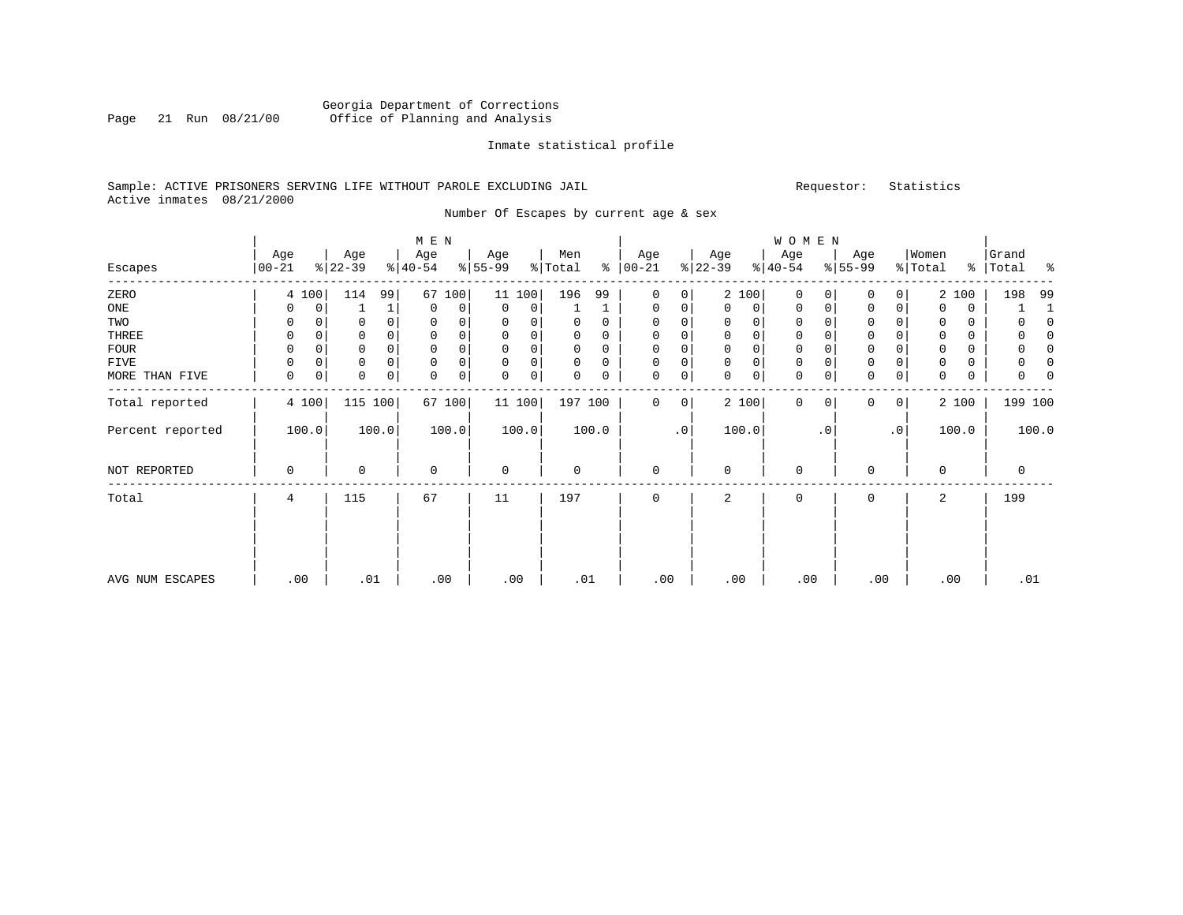Georgia Department of Corrections
Office of Planning and Analysis

Inmate statistical profile

Sample: ACTIVE PRISONERS SERVING LIFE WITHOUT PAROLE EXCLUDING JAIL
Active inmates 08/21/2000

Requestor: Statistics

Number Of Escapes by current age & sex

| Escapes | MEN Age 00-21 | % | Age 22-39 | % | Age 40-54 | % | Age 55-99 | % | Men Total | % | WOMEN Age 00-21 | % | Age 22-39 | % | Age 40-54 | % | Age 55-99 | % | Women Total | % | Grand Total | % |
|---|---|---|---|---|---|---|---|---|---|---|---|---|---|---|---|---|---|---|---|---|---|---|
| ZERO | 4 | 100 | 114 | 99 | 67 | 100 | 11 | 100 | 196 | 99 | 0 | 0 | 2 | 100 | 0 | 0 | 0 | 0 | 2 | 100 | 198 | 99 |
| ONE | 0 | 0 | 1 | 1 | 0 | 0 | 0 | 0 | 1 | 1 | 0 | 0 | 0 | 0 | 0 | 0 | 0 | 0 | 0 | 0 | 1 | 1 |
| TWO | 0 | 0 | 0 | 0 | 0 | 0 | 0 | 0 | 0 | 0 | 0 | 0 | 0 | 0 | 0 | 0 | 0 | 0 | 0 | 0 | 0 | 0 |
| THREE | 0 | 0 | 0 | 0 | 0 | 0 | 0 | 0 | 0 | 0 | 0 | 0 | 0 | 0 | 0 | 0 | 0 | 0 | 0 | 0 | 0 | 0 |
| FOUR | 0 | 0 | 0 | 0 | 0 | 0 | 0 | 0 | 0 | 0 | 0 | 0 | 0 | 0 | 0 | 0 | 0 | 0 | 0 | 0 | 0 | 0 |
| FIVE | 0 | 0 | 0 | 0 | 0 | 0 | 0 | 0 | 0 | 0 | 0 | 0 | 0 | 0 | 0 | 0 | 0 | 0 | 0 | 0 | 0 | 0 |
| MORE THAN FIVE | 0 | 0 | 0 | 0 | 0 | 0 | 0 | 0 | 0 | 0 | 0 | 0 | 0 | 0 | 0 | 0 | 0 | 0 | 0 | 0 | 0 | 0 |
| Total reported | 4 | 100 | 115 | 100 | 67 | 100 | 11 | 100 | 197 | 100 | 0 | 0 | 2 | 100 | 0 | 0 | 0 | 0 | 2 | 100 | 199 | 100 |
| Percent reported | 100.0 | | 100.0 | | 100.0 | | 100.0 | | 100.0 | | .0 | | 100.0 | | .0 | | .0 | | 100.0 | | 100.0 | |
| NOT REPORTED | 0 | | 0 | | 0 | | 0 | | 0 | | 0 | | 0 | | 0 | | 0 | | 0 | | 0 | |
| Total | 4 | | 115 | | 67 | | 11 | | 197 | | 0 | | 2 | | 0 | | 0 | | 2 | | 199 | |
| AVG NUM ESCAPES | .00 | | .01 | | .00 | | .00 | | .01 | | .00 | | .00 | | .00 | | .00 | | .00 | | .01 | |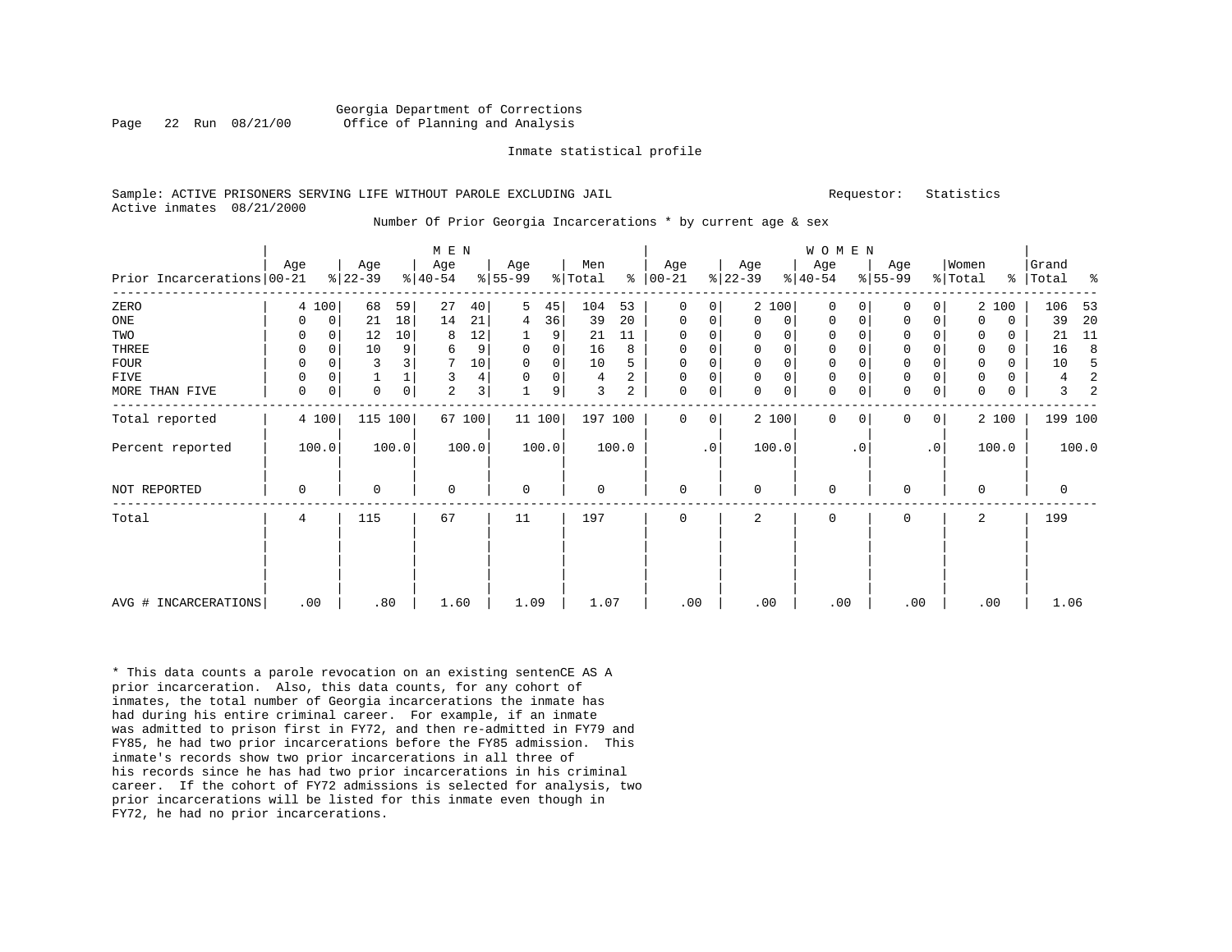Georgia Department of Corrections
Office of Planning and Analysis

Inmate statistical profile

Sample: ACTIVE PRISONERS SERVING LIFE WITHOUT PAROLE EXCLUDING JAIL  Requestor: Statistics
Active inmates 08/21/2000

Number Of Prior Georgia Incarcerations * by current age & sex

| Prior Incarcerations | MEN Age 00-21 | % | Age 22-39 | % | Age 40-54 | % | Age 55-99 | % | Men Total | % | WOMEN Age 00-21 | % | Age 22-39 | % | Age 40-54 | % | Age 55-99 | % | Women Total | % | Grand Total | % |
|---|---|---|---|---|---|---|---|---|---|---|---|---|---|---|---|---|---|---|---|---|---|---|
| ZERO | 4 | 100 | 68 | 59 | 27 | 40 | 5 | 45 | 104 | 53 | 0 | 0 | 2 | 100 | 0 | 0 | 0 | 0 | 2 | 100 | 106 | 53 |
| ONE | 0 | 0 | 21 | 18 | 14 | 21 | 4 | 36 | 39 | 20 | 0 | 0 | 0 | 0 | 0 | 0 | 0 | 0 | 0 | 0 | 39 | 20 |
| TWO | 0 | 0 | 12 | 10 | 8 | 12 | 1 | 9 | 21 | 11 | 0 | 0 | 0 | 0 | 0 | 0 | 0 | 0 | 0 | 0 | 21 | 11 |
| THREE | 0 | 0 | 10 | 9 | 6 | 9 | 0 | 0 | 16 | 8 | 0 | 0 | 0 | 0 | 0 | 0 | 0 | 0 | 0 | 0 | 16 | 8 |
| FOUR | 0 | 0 | 3 | 3 | 7 | 10 | 0 | 0 | 10 | 5 | 0 | 0 | 0 | 0 | 0 | 0 | 0 | 0 | 0 | 0 | 10 | 5 |
| FIVE | 0 | 0 | 1 | 1 | 3 | 4 | 0 | 0 | 4 | 2 | 0 | 0 | 0 | 0 | 0 | 0 | 0 | 0 | 0 | 0 | 4 | 2 |
| MORE THAN FIVE | 0 | 0 | 0 | 0 | 2 | 3 | 1 | 9 | 3 | 2 | 0 | 0 | 0 | 0 | 0 | 0 | 0 | 0 | 0 | 0 | 3 | 2 |
| Total reported | 4 | 100 | 115 | 100 | 67 | 100 | 11 | 100 | 197 | 100 | 0 | 0 | 2 | 100 | 0 | 0 | 0 | 0 | 2 | 100 | 199 | 100 |
| Percent reported | 100.0 | | 100.0 | | 100.0 | | 100.0 | | 100.0 | | .0 | | 100.0 | | .0 | | .0 | | 100.0 | | 100.0 | |
| NOT REPORTED | 0 | | 0 | | 0 | | 0 | | 0 | | 0 | | 0 | | 0 | | 0 | | 0 | | 0 | |
| Total | 4 | | 115 | | 67 | | 11 | | 197 | | 0 | | 2 | | 0 | | 0 | | 2 | | 199 | |
| AVG # INCARCERATIONS | .00 | | .80 | | 1.60 | | 1.09 | | 1.07 | | .00 | | .00 | | .00 | | .00 | | .00 | | 1.06 | |

* This data counts a parole revocation on an existing sentenCE AS A prior incarceration. Also, this data counts, for any cohort of inmates, the total number of Georgia incarcerations the inmate has had during his entire criminal career. For example, if an inmate was admitted to prison first in FY72, and then re-admitted in FY79 and FY85, he had two prior incarcerations before the FY85 admission. This inmate's records show two prior incarcerations in all three of his records since he has had two prior incarcerations in his criminal career. If the cohort of FY72 admissions is selected for analysis, two prior incarcerations will be listed for this inmate even though in FY72, he had no prior incarcerations.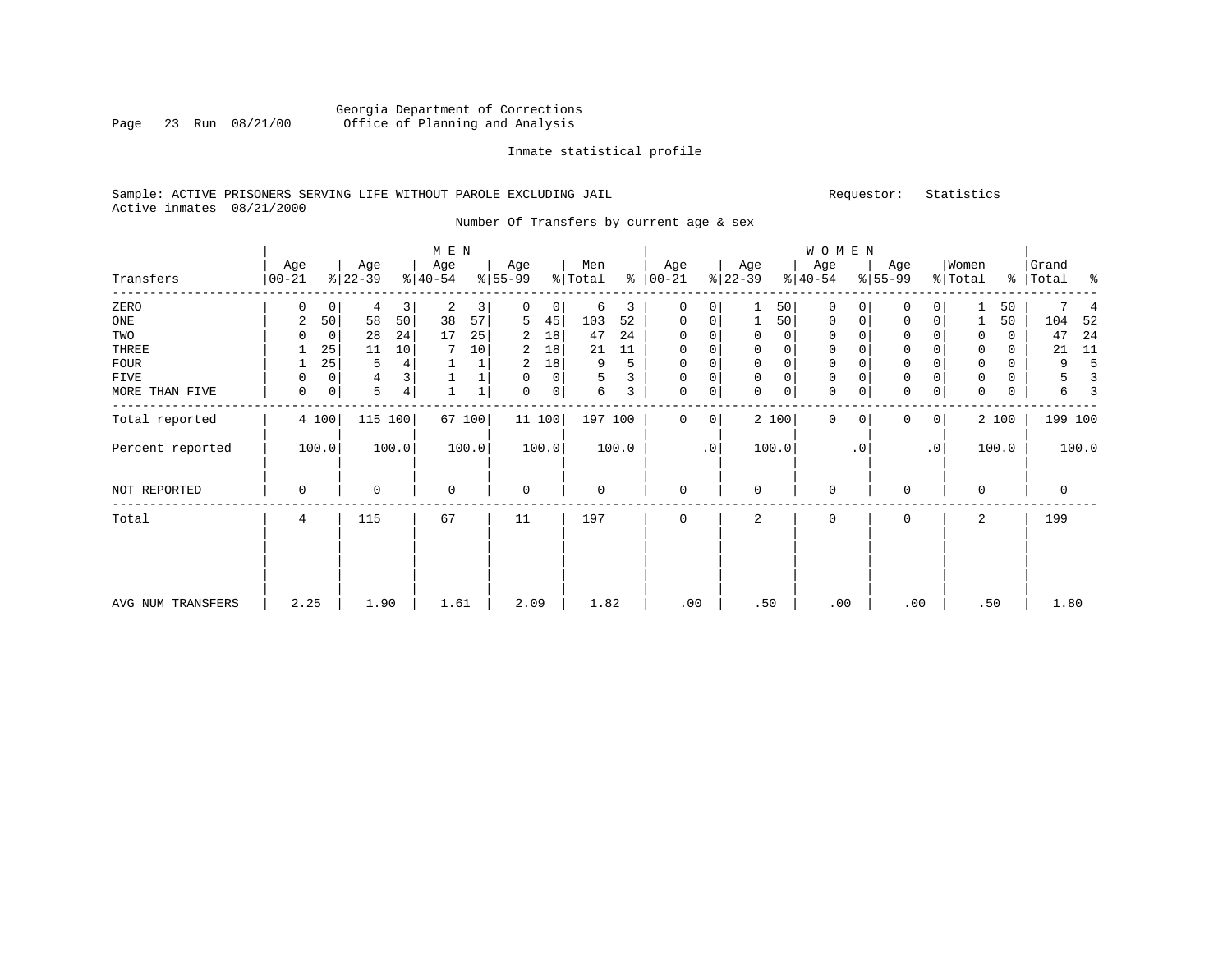Georgia Department of Corrections
Office of Planning and Analysis

Inmate statistical profile

Sample: ACTIVE PRISONERS SERVING LIFE WITHOUT PAROLE EXCLUDING JAIL    Requestor: Statistics
Active inmates 08/21/2000

Number Of Transfers by current age & sex

| Transfers | MEN Age 00-21 | % | Age 22-39 | % | Age 40-54 | % | Age 55-99 | % | Men Total | % | WOMEN Age 00-21 | % | Age 22-39 | % | Age 40-54 | % | Age 55-99 | % | Women Total | % | Grand Total | % |
|---|---|---|---|---|---|---|---|---|---|---|---|---|---|---|---|---|---|---|---|---|---|---|
| ZERO | 0 | 0 | 4 | 3 | 2 | 3 | 0 | 0 | 6 | 3 | 0 | 0 | 1 | 50 | 0 | 0 | 0 | 0 | 1 | 50 | 7 | 4 |
| ONE | 2 | 50 | 58 | 50 | 38 | 57 | 5 | 45 | 103 | 52 | 0 | 0 | 1 | 50 | 0 | 0 | 0 | 0 | 1 | 50 | 104 | 52 |
| TWO | 0 | 0 | 28 | 24 | 17 | 25 | 2 | 18 | 47 | 24 | 0 | 0 | 0 | 0 | 0 | 0 | 0 | 0 | 0 | 0 | 47 | 24 |
| THREE | 1 | 25 | 11 | 10 | 7 | 10 | 2 | 18 | 21 | 11 | 0 | 0 | 0 | 0 | 0 | 0 | 0 | 0 | 0 | 0 | 21 | 11 |
| FOUR | 1 | 25 | 5 | 4 | 1 | 1 | 2 | 18 | 9 | 5 | 0 | 0 | 0 | 0 | 0 | 0 | 0 | 0 | 0 | 0 | 9 | 5 |
| FIVE | 0 | 0 | 4 | 3 | 1 | 1 | 0 | 0 | 5 | 3 | 0 | 0 | 0 | 0 | 0 | 0 | 0 | 0 | 0 | 0 | 5 | 3 |
| MORE THAN FIVE | 0 | 0 | 5 | 4 | 1 | 1 | 0 | 0 | 6 | 3 | 0 | 0 | 0 | 0 | 0 | 0 | 0 | 0 | 0 | 0 | 6 | 3 |
| Total reported | 4 | 100 | 115 | 100 | 67 | 100 | 11 | 100 | 197 | 100 | 0 | 0 | 2 | 100 | 0 | 0 | 0 | 0 | 2 | 100 | 199 | 100 |
| Percent reported | 100.0 | | 100.0 | | 100.0 | | 100.0 | | 100.0 | | .0 | | 100.0 | | .0 | | .0 | | 100.0 | | 100.0 | |
| NOT REPORTED | 0 | | 0 | | 0 | | 0 | | 0 | | 0 | | 0 | | 0 | | 0 | | 0 | | 0 | |
| Total | 4 | | 115 | | 67 | | 11 | | 197 | | 0 | | 2 | | 0 | | 0 | | 2 | | 199 | |
| AVG NUM TRANSFERS | 2.25 | | 1.90 | | 1.61 | | 2.09 | | 1.82 | | .00 | | .50 | | .00 | | .00 | | .50 | | 1.80 | |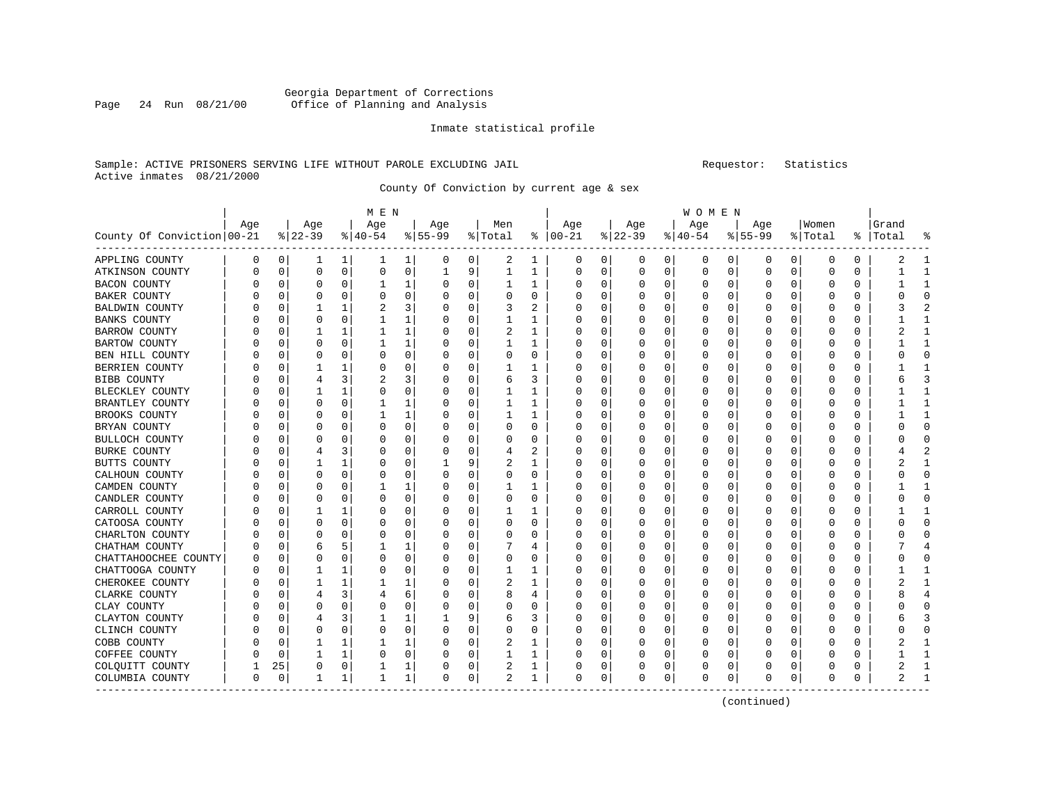Georgia Department of Corrections
Office of Planning and Analysis

Inmate statistical profile

Sample: ACTIVE PRISONERS SERVING LIFE WITHOUT PAROLE EXCLUDING JAIL    Requestor: Statistics
Active inmates 08/21/2000

County Of Conviction by current age & sex

| County Of Conviction | MEN Age 00-21 | % | Age 22-39 | % | Age 40-54 | % | Age 55-99 | % | Men Total | % | WOMEN Age 00-21 | % | Age 22-39 | % | Age 40-54 | % | Age 55-99 | % | Women Total | % | Grand Total | % |
|---|---|---|---|---|---|---|---|---|---|---|---|---|---|---|---|---|---|---|---|---|---|---|
| APPLING COUNTY | 0 | 0 | 1 | 1 | 1 | 1 | 0 | 0 | 2 | 1 | 0 | 0 | 0 | 0 | 0 | 0 | 0 | 0 | 0 | 0 | 2 | 1 |
| ATKINSON COUNTY | 0 | 0 | 0 | 0 | 0 | 0 | 1 | 9 | 1 | 1 | 0 | 0 | 0 | 0 | 0 | 0 | 0 | 0 | 0 | 0 | 1 | 1 |
| BACON COUNTY | 0 | 0 | 0 | 0 | 1 | 1 | 0 | 0 | 1 | 1 | 0 | 0 | 0 | 0 | 0 | 0 | 0 | 0 | 0 | 0 | 1 | 1 |
| BAKER COUNTY | 0 | 0 | 0 | 0 | 0 | 0 | 0 | 0 | 0 | 0 | 0 | 0 | 0 | 0 | 0 | 0 | 0 | 0 | 0 | 0 | 0 | 0 |
| BALDWIN COUNTY | 0 | 0 | 1 | 1 | 2 | 3 | 0 | 0 | 3 | 2 | 0 | 0 | 0 | 0 | 0 | 0 | 0 | 0 | 0 | 0 | 3 | 2 |
| BANKS COUNTY | 0 | 0 | 0 | 0 | 1 | 1 | 0 | 0 | 1 | 1 | 0 | 0 | 0 | 0 | 0 | 0 | 0 | 0 | 0 | 0 | 1 | 1 |
| BARROW COUNTY | 0 | 0 | 1 | 1 | 1 | 1 | 0 | 0 | 2 | 1 | 0 | 0 | 0 | 0 | 0 | 0 | 0 | 0 | 0 | 0 | 2 | 1 |
| BARTOW COUNTY | 0 | 0 | 0 | 0 | 1 | 1 | 0 | 0 | 1 | 1 | 0 | 0 | 0 | 0 | 0 | 0 | 0 | 0 | 0 | 0 | 1 | 1 |
| BEN HILL COUNTY | 0 | 0 | 0 | 0 | 0 | 0 | 0 | 0 | 0 | 0 | 0 | 0 | 0 | 0 | 0 | 0 | 0 | 0 | 0 | 0 | 0 | 0 |
| BERRIEN COUNTY | 0 | 0 | 1 | 1 | 0 | 0 | 0 | 0 | 1 | 1 | 0 | 0 | 0 | 0 | 0 | 0 | 0 | 0 | 0 | 0 | 1 | 1 |
| BIBB COUNTY | 0 | 0 | 4 | 3 | 2 | 3 | 0 | 0 | 6 | 3 | 0 | 0 | 0 | 0 | 0 | 0 | 0 | 0 | 0 | 0 | 6 | 3 |
| BLECKLEY COUNTY | 0 | 0 | 1 | 1 | 0 | 0 | 0 | 0 | 1 | 1 | 0 | 0 | 0 | 0 | 0 | 0 | 0 | 0 | 0 | 0 | 1 | 1 |
| BRANTLEY COUNTY | 0 | 0 | 0 | 0 | 1 | 1 | 0 | 0 | 1 | 1 | 0 | 0 | 0 | 0 | 0 | 0 | 0 | 0 | 0 | 0 | 1 | 1 |
| BROOKS COUNTY | 0 | 0 | 0 | 0 | 1 | 1 | 0 | 0 | 1 | 1 | 0 | 0 | 0 | 0 | 0 | 0 | 0 | 0 | 0 | 0 | 1 | 1 |
| BRYAN COUNTY | 0 | 0 | 0 | 0 | 0 | 0 | 0 | 0 | 0 | 0 | 0 | 0 | 0 | 0 | 0 | 0 | 0 | 0 | 0 | 0 | 0 | 0 |
| BULLOCH COUNTY | 0 | 0 | 0 | 0 | 0 | 0 | 0 | 0 | 0 | 0 | 0 | 0 | 0 | 0 | 0 | 0 | 0 | 0 | 0 | 0 | 0 | 0 |
| BURKE COUNTY | 0 | 0 | 4 | 3 | 0 | 0 | 0 | 0 | 4 | 2 | 0 | 0 | 0 | 0 | 0 | 0 | 0 | 0 | 0 | 0 | 4 | 2 |
| BUTTS COUNTY | 0 | 0 | 1 | 1 | 0 | 0 | 1 | 9 | 2 | 1 | 0 | 0 | 0 | 0 | 0 | 0 | 0 | 0 | 0 | 0 | 2 | 1 |
| CALHOUN COUNTY | 0 | 0 | 0 | 0 | 0 | 0 | 0 | 0 | 0 | 0 | 0 | 0 | 0 | 0 | 0 | 0 | 0 | 0 | 0 | 0 | 0 | 0 |
| CAMDEN COUNTY | 0 | 0 | 0 | 0 | 1 | 1 | 0 | 0 | 1 | 1 | 0 | 0 | 0 | 0 | 0 | 0 | 0 | 0 | 0 | 0 | 1 | 1 |
| CANDLER COUNTY | 0 | 0 | 0 | 0 | 0 | 0 | 0 | 0 | 0 | 0 | 0 | 0 | 0 | 0 | 0 | 0 | 0 | 0 | 0 | 0 | 0 | 0 |
| CARROLL COUNTY | 0 | 0 | 1 | 1 | 0 | 0 | 0 | 0 | 1 | 1 | 0 | 0 | 0 | 0 | 0 | 0 | 0 | 0 | 0 | 0 | 1 | 1 |
| CATOOSA COUNTY | 0 | 0 | 0 | 0 | 0 | 0 | 0 | 0 | 0 | 0 | 0 | 0 | 0 | 0 | 0 | 0 | 0 | 0 | 0 | 0 | 0 | 0 |
| CHARLTON COUNTY | 0 | 0 | 0 | 0 | 0 | 0 | 0 | 0 | 0 | 0 | 0 | 0 | 0 | 0 | 0 | 0 | 0 | 0 | 0 | 0 | 0 | 0 |
| CHATHAM COUNTY | 0 | 0 | 6 | 5 | 1 | 1 | 0 | 0 | 7 | 4 | 0 | 0 | 0 | 0 | 0 | 0 | 0 | 0 | 0 | 0 | 7 | 4 |
| CHATTAHOOCHEE COUNTY | 0 | 0 | 0 | 0 | 0 | 0 | 0 | 0 | 0 | 0 | 0 | 0 | 0 | 0 | 0 | 0 | 0 | 0 | 0 | 0 | 0 | 0 |
| CHATTOOGA COUNTY | 0 | 0 | 1 | 1 | 0 | 0 | 0 | 0 | 1 | 1 | 0 | 0 | 0 | 0 | 0 | 0 | 0 | 0 | 0 | 0 | 1 | 1 |
| CHEROKEE COUNTY | 0 | 0 | 1 | 1 | 1 | 1 | 0 | 0 | 2 | 1 | 0 | 0 | 0 | 0 | 0 | 0 | 0 | 0 | 0 | 0 | 2 | 1 |
| CLARKE COUNTY | 0 | 0 | 4 | 3 | 4 | 6 | 0 | 0 | 8 | 4 | 0 | 0 | 0 | 0 | 0 | 0 | 0 | 0 | 0 | 0 | 8 | 4 |
| CLAY COUNTY | 0 | 0 | 0 | 0 | 0 | 0 | 0 | 0 | 0 | 0 | 0 | 0 | 0 | 0 | 0 | 0 | 0 | 0 | 0 | 0 | 0 | 0 |
| CLAYTON COUNTY | 0 | 0 | 4 | 3 | 1 | 1 | 1 | 9 | 6 | 3 | 0 | 0 | 0 | 0 | 0 | 0 | 0 | 0 | 0 | 0 | 6 | 3 |
| CLINCH COUNTY | 0 | 0 | 0 | 0 | 0 | 0 | 0 | 0 | 0 | 0 | 0 | 0 | 0 | 0 | 0 | 0 | 0 | 0 | 0 | 0 | 0 | 0 |
| COBB COUNTY | 0 | 0 | 1 | 1 | 1 | 1 | 0 | 0 | 2 | 1 | 0 | 0 | 0 | 0 | 0 | 0 | 0 | 0 | 0 | 0 | 2 | 1 |
| COFFEE COUNTY | 0 | 0 | 1 | 1 | 0 | 0 | 0 | 0 | 1 | 1 | 0 | 0 | 0 | 0 | 0 | 0 | 0 | 0 | 0 | 0 | 1 | 1 |
| COLQUITT COUNTY | 1 | 25 | 0 | 0 | 1 | 1 | 0 | 0 | 2 | 1 | 0 | 0 | 0 | 0 | 0 | 0 | 0 | 0 | 0 | 0 | 2 | 1 |
| COLUMBIA COUNTY | 0 | 0 | 1 | 1 | 1 | 1 | 0 | 0 | 2 | 1 | 0 | 0 | 0 | 0 | 0 | 0 | 0 | 0 | 0 | 0 | 2 | 1 |

(continued)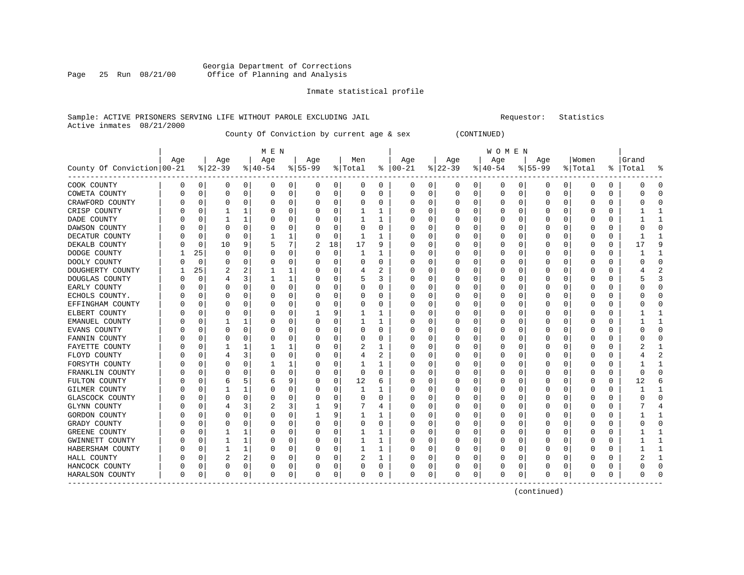Georgia Department of Corrections
Office of Planning and Analysis

Inmate statistical profile

Sample: ACTIVE PRISONERS SERVING LIFE WITHOUT PAROLE EXCLUDING JAIL

Requestor: Statistics

Active inmates 08/21/2000

County Of Conviction by current age & sex (CONTINUED)

| County Of Conviction | MEN Age 00-21 | % | Age 22-39 | % | Age 40-54 | % | Age 55-99 | % | Men Total | % | WOMEN Age 00-21 | % | Age 22-39 | % | Age 40-54 | % | Age 55-99 | % | Women Total | % | Grand Total | % |
|---|---|---|---|---|---|---|---|---|---|---|---|---|---|---|---|---|---|---|---|---|---|---|
| COOK COUNTY | 0 | 0 | 0 | 0 | 0 | 0 | 0 | 0 | 0 | 0 | 0 | 0 | 0 | 0 | 0 | 0 | 0 | 0 | 0 | 0 | 0 | 0 |
| COWETA COUNTY | 0 | 0 | 0 | 0 | 0 | 0 | 0 | 0 | 0 | 0 | 0 | 0 | 0 | 0 | 0 | 0 | 0 | 0 | 0 | 0 | 0 | 0 |
| CRAWFORD COUNTY | 0 | 0 | 0 | 0 | 0 | 0 | 0 | 0 | 0 | 0 | 0 | 0 | 0 | 0 | 0 | 0 | 0 | 0 | 0 | 0 | 0 | 0 |
| CRISP COUNTY | 0 | 0 | 1 | 1 | 0 | 0 | 0 | 0 | 1 | 1 | 0 | 0 | 0 | 0 | 0 | 0 | 0 | 0 | 0 | 0 | 1 | 1 |
| DADE COUNTY | 0 | 0 | 1 | 1 | 0 | 0 | 0 | 0 | 1 | 1 | 0 | 0 | 0 | 0 | 0 | 0 | 0 | 0 | 0 | 0 | 1 | 1 |
| DAWSON COUNTY | 0 | 0 | 0 | 0 | 0 | 0 | 0 | 0 | 0 | 0 | 0 | 0 | 0 | 0 | 0 | 0 | 0 | 0 | 0 | 0 | 0 | 0 |
| DECATUR COUNTY | 0 | 0 | 0 | 0 | 1 | 1 | 0 | 0 | 1 | 1 | 0 | 0 | 0 | 0 | 0 | 0 | 0 | 0 | 0 | 0 | 1 | 1 |
| DEKALB COUNTY | 0 | 0 | 10 | 9 | 5 | 7 | 2 | 18 | 17 | 9 | 0 | 0 | 0 | 0 | 0 | 0 | 0 | 0 | 0 | 0 | 17 | 9 |
| DODGE COUNTY | 1 | 25 | 0 | 0 | 0 | 0 | 0 | 0 | 1 | 1 | 0 | 0 | 0 | 0 | 0 | 0 | 0 | 0 | 0 | 0 | 1 | 1 |
| DOOLY COUNTY | 0 | 0 | 0 | 0 | 0 | 0 | 0 | 0 | 0 | 0 | 0 | 0 | 0 | 0 | 0 | 0 | 0 | 0 | 0 | 0 | 0 | 0 |
| DOUGHERTY COUNTY | 1 | 25 | 2 | 2 | 1 | 1 | 0 | 0 | 4 | 2 | 0 | 0 | 0 | 0 | 0 | 0 | 0 | 0 | 0 | 0 | 4 | 2 |
| DOUGLAS COUNTY | 0 | 0 | 4 | 3 | 1 | 1 | 0 | 0 | 5 | 3 | 0 | 0 | 0 | 0 | 0 | 0 | 0 | 0 | 0 | 0 | 5 | 3 |
| EARLY COUNTY | 0 | 0 | 0 | 0 | 0 | 0 | 0 | 0 | 0 | 0 | 0 | 0 | 0 | 0 | 0 | 0 | 0 | 0 | 0 | 0 | 0 | 0 |
| ECHOLS COUNTY. | 0 | 0 | 0 | 0 | 0 | 0 | 0 | 0 | 0 | 0 | 0 | 0 | 0 | 0 | 0 | 0 | 0 | 0 | 0 | 0 | 0 | 0 |
| EFFINGHAM COUNTY | 0 | 0 | 0 | 0 | 0 | 0 | 0 | 0 | 0 | 0 | 0 | 0 | 0 | 0 | 0 | 0 | 0 | 0 | 0 | 0 | 0 | 0 |
| ELBERT COUNTY | 0 | 0 | 0 | 0 | 0 | 0 | 1 | 9 | 1 | 1 | 0 | 0 | 0 | 0 | 0 | 0 | 0 | 0 | 0 | 0 | 1 | 1 |
| EMANUEL COUNTY | 0 | 0 | 1 | 1 | 0 | 0 | 0 | 0 | 1 | 1 | 0 | 0 | 0 | 0 | 0 | 0 | 0 | 0 | 0 | 0 | 1 | 1 |
| EVANS COUNTY | 0 | 0 | 0 | 0 | 0 | 0 | 0 | 0 | 0 | 0 | 0 | 0 | 0 | 0 | 0 | 0 | 0 | 0 | 0 | 0 | 0 | 0 |
| FANNIN COUNTY | 0 | 0 | 0 | 0 | 0 | 0 | 0 | 0 | 0 | 0 | 0 | 0 | 0 | 0 | 0 | 0 | 0 | 0 | 0 | 0 | 0 | 0 |
| FAYETTE COUNTY | 0 | 0 | 1 | 1 | 1 | 1 | 0 | 0 | 2 | 1 | 0 | 0 | 0 | 0 | 0 | 0 | 0 | 0 | 0 | 0 | 2 | 1 |
| FLOYD COUNTY | 0 | 0 | 4 | 3 | 0 | 0 | 0 | 0 | 4 | 2 | 0 | 0 | 0 | 0 | 0 | 0 | 0 | 0 | 0 | 0 | 4 | 2 |
| FORSYTH COUNTY | 0 | 0 | 0 | 0 | 1 | 1 | 0 | 0 | 1 | 1 | 0 | 0 | 0 | 0 | 0 | 0 | 0 | 0 | 0 | 0 | 1 | 1 |
| FRANKLIN COUNTY | 0 | 0 | 0 | 0 | 0 | 0 | 0 | 0 | 0 | 0 | 0 | 0 | 0 | 0 | 0 | 0 | 0 | 0 | 0 | 0 | 0 | 0 |
| FULTON COUNTY | 0 | 0 | 6 | 5 | 6 | 9 | 0 | 0 | 12 | 6 | 0 | 0 | 0 | 0 | 0 | 0 | 0 | 0 | 0 | 0 | 12 | 6 |
| GILMER COUNTY | 0 | 0 | 1 | 1 | 0 | 0 | 0 | 0 | 1 | 1 | 0 | 0 | 0 | 0 | 0 | 0 | 0 | 0 | 0 | 0 | 1 | 1 |
| GLASCOCK COUNTY | 0 | 0 | 0 | 0 | 0 | 0 | 0 | 0 | 0 | 0 | 0 | 0 | 0 | 0 | 0 | 0 | 0 | 0 | 0 | 0 | 0 | 0 |
| GLYNN COUNTY | 0 | 0 | 4 | 3 | 2 | 3 | 1 | 9 | 7 | 4 | 0 | 0 | 0 | 0 | 0 | 0 | 0 | 0 | 0 | 0 | 7 | 4 |
| GORDON COUNTY | 0 | 0 | 0 | 0 | 0 | 0 | 1 | 9 | 1 | 1 | 0 | 0 | 0 | 0 | 0 | 0 | 0 | 0 | 0 | 0 | 1 | 1 |
| GRADY COUNTY | 0 | 0 | 0 | 0 | 0 | 0 | 0 | 0 | 0 | 0 | 0 | 0 | 0 | 0 | 0 | 0 | 0 | 0 | 0 | 0 | 0 | 0 |
| GREENE COUNTY | 0 | 0 | 1 | 1 | 0 | 0 | 0 | 0 | 1 | 1 | 0 | 0 | 0 | 0 | 0 | 0 | 0 | 0 | 0 | 0 | 1 | 1 |
| GWINNETT COUNTY | 0 | 0 | 1 | 1 | 0 | 0 | 0 | 0 | 1 | 1 | 0 | 0 | 0 | 0 | 0 | 0 | 0 | 0 | 0 | 0 | 1 | 1 |
| HABERSHAM COUNTY | 0 | 0 | 1 | 1 | 0 | 0 | 0 | 0 | 1 | 1 | 0 | 0 | 0 | 0 | 0 | 0 | 0 | 0 | 0 | 0 | 1 | 1 |
| HALL COUNTY | 0 | 0 | 2 | 2 | 0 | 0 | 0 | 0 | 2 | 1 | 0 | 0 | 0 | 0 | 0 | 0 | 0 | 0 | 0 | 0 | 2 | 1 |
| HANCOCK COUNTY | 0 | 0 | 0 | 0 | 0 | 0 | 0 | 0 | 0 | 0 | 0 | 0 | 0 | 0 | 0 | 0 | 0 | 0 | 0 | 0 | 0 | 0 |
| HARALSON COUNTY | 0 | 0 | 0 | 0 | 0 | 0 | 0 | 0 | 0 | 0 | 0 | 0 | 0 | 0 | 0 | 0 | 0 | 0 | 0 | 0 | 0 | 0 |

(continued)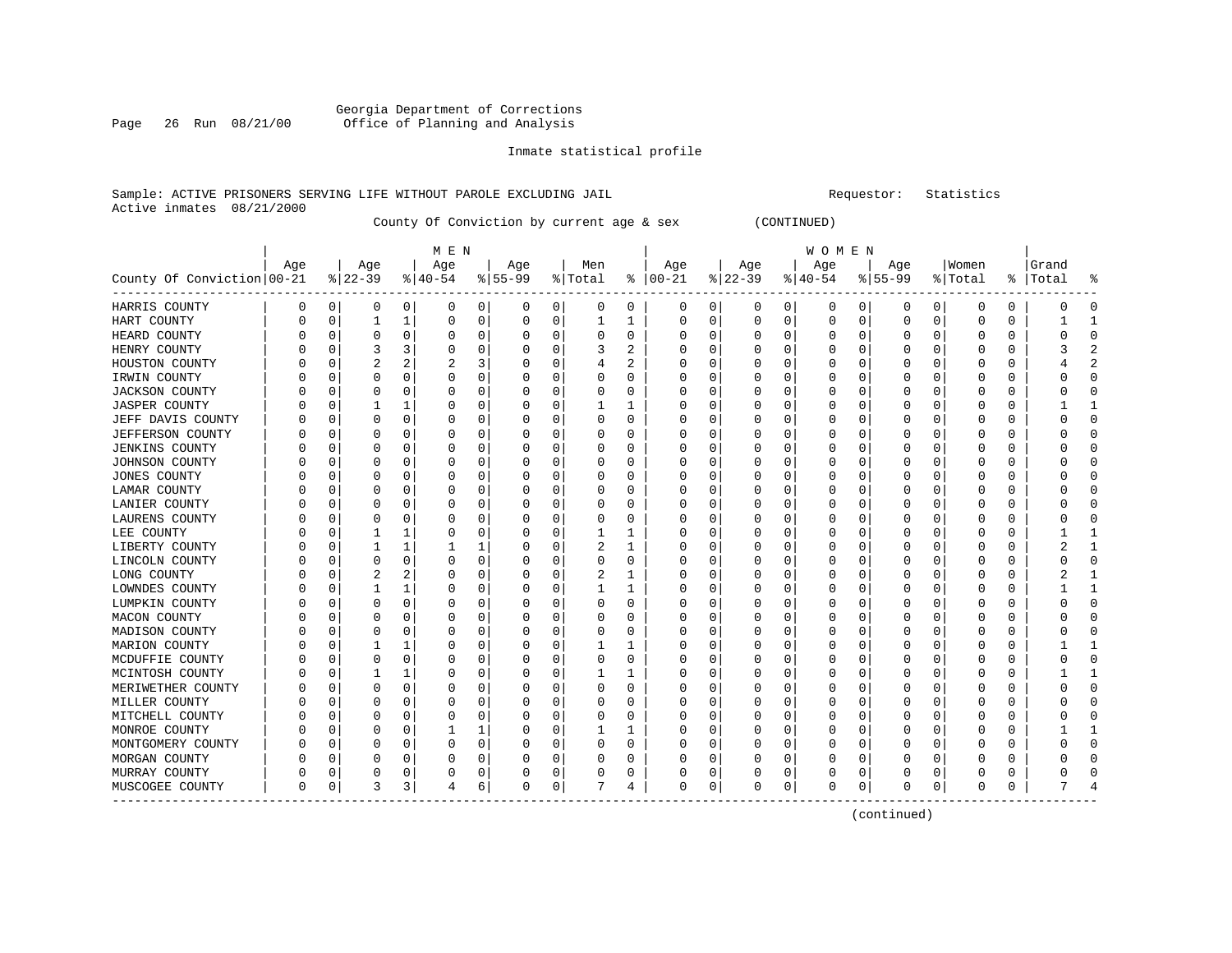Georgia Department of Corrections
Office of Planning and Analysis

Inmate statistical profile

Sample: ACTIVE PRISONERS SERVING LIFE WITHOUT PAROLE EXCLUDING JAIL                    Requestor: Statistics
Active inmates 08/21/2000

County Of Conviction by current age & sex (CONTINUED)

| County Of Conviction | MEN Age 00-21 | % | Age 22-39 | % | Age 40-54 | % | Age 55-99 | % | Men Total | % | WOMEN Age 00-21 | % | Age 22-39 | % | Age 40-54 | % | Age 55-99 | % | Women Total | % | Grand Total | % |
|---|---|---|---|---|---|---|---|---|---|---|---|---|---|---|---|---|---|---|---|---|---|---|
| HARRIS COUNTY | 0 | 0 | 0 | 0 | 0 | 0 | 0 | 0 | 0 | 0 | 0 | 0 | 0 | 0 | 0 | 0 | 0 | 0 | 0 | 0 | 0 | 0 |
| HART COUNTY | 0 | 0 | 1 | 1 | 0 | 0 | 0 | 0 | 1 | 1 | 0 | 0 | 0 | 0 | 0 | 0 | 0 | 0 | 0 | 0 | 1 | 1 |
| HEARD COUNTY | 0 | 0 | 0 | 0 | 0 | 0 | 0 | 0 | 0 | 0 | 0 | 0 | 0 | 0 | 0 | 0 | 0 | 0 | 0 | 0 | 0 | 0 |
| HENRY COUNTY | 0 | 0 | 3 | 3 | 0 | 0 | 0 | 0 | 3 | 2 | 0 | 0 | 0 | 0 | 0 | 0 | 0 | 0 | 0 | 0 | 3 | 2 |
| HOUSTON COUNTY | 0 | 0 | 2 | 2 | 2 | 3 | 0 | 0 | 4 | 2 | 0 | 0 | 0 | 0 | 0 | 0 | 0 | 0 | 0 | 0 | 4 | 2 |
| IRWIN COUNTY | 0 | 0 | 0 | 0 | 0 | 0 | 0 | 0 | 0 | 0 | 0 | 0 | 0 | 0 | 0 | 0 | 0 | 0 | 0 | 0 | 0 | 0 |
| JACKSON COUNTY | 0 | 0 | 0 | 0 | 0 | 0 | 0 | 0 | 0 | 0 | 0 | 0 | 0 | 0 | 0 | 0 | 0 | 0 | 0 | 0 | 0 | 0 |
| JASPER COUNTY | 0 | 0 | 1 | 1 | 0 | 0 | 0 | 0 | 1 | 1 | 0 | 0 | 0 | 0 | 0 | 0 | 0 | 0 | 0 | 0 | 1 | 1 |
| JEFF DAVIS COUNTY | 0 | 0 | 0 | 0 | 0 | 0 | 0 | 0 | 0 | 0 | 0 | 0 | 0 | 0 | 0 | 0 | 0 | 0 | 0 | 0 | 0 | 0 |
| JEFFERSON COUNTY | 0 | 0 | 0 | 0 | 0 | 0 | 0 | 0 | 0 | 0 | 0 | 0 | 0 | 0 | 0 | 0 | 0 | 0 | 0 | 0 | 0 | 0 |
| JENKINS COUNTY | 0 | 0 | 0 | 0 | 0 | 0 | 0 | 0 | 0 | 0 | 0 | 0 | 0 | 0 | 0 | 0 | 0 | 0 | 0 | 0 | 0 | 0 |
| JOHNSON COUNTY | 0 | 0 | 0 | 0 | 0 | 0 | 0 | 0 | 0 | 0 | 0 | 0 | 0 | 0 | 0 | 0 | 0 | 0 | 0 | 0 | 0 | 0 |
| JONES COUNTY | 0 | 0 | 0 | 0 | 0 | 0 | 0 | 0 | 0 | 0 | 0 | 0 | 0 | 0 | 0 | 0 | 0 | 0 | 0 | 0 | 0 | 0 |
| LAMAR COUNTY | 0 | 0 | 0 | 0 | 0 | 0 | 0 | 0 | 0 | 0 | 0 | 0 | 0 | 0 | 0 | 0 | 0 | 0 | 0 | 0 | 0 | 0 |
| LANIER COUNTY | 0 | 0 | 0 | 0 | 0 | 0 | 0 | 0 | 0 | 0 | 0 | 0 | 0 | 0 | 0 | 0 | 0 | 0 | 0 | 0 | 0 | 0 |
| LAURENS COUNTY | 0 | 0 | 0 | 0 | 0 | 0 | 0 | 0 | 0 | 0 | 0 | 0 | 0 | 0 | 0 | 0 | 0 | 0 | 0 | 0 | 0 | 0 |
| LEE COUNTY | 0 | 0 | 1 | 1 | 0 | 0 | 0 | 0 | 1 | 1 | 0 | 0 | 0 | 0 | 0 | 0 | 0 | 0 | 0 | 0 | 1 | 1 |
| LIBERTY COUNTY | 0 | 0 | 1 | 1 | 1 | 1 | 0 | 0 | 2 | 1 | 0 | 0 | 0 | 0 | 0 | 0 | 0 | 0 | 0 | 0 | 2 | 1 |
| LINCOLN COUNTY | 0 | 0 | 0 | 0 | 0 | 0 | 0 | 0 | 0 | 0 | 0 | 0 | 0 | 0 | 0 | 0 | 0 | 0 | 0 | 0 | 0 | 0 |
| LONG COUNTY | 0 | 0 | 2 | 2 | 0 | 0 | 0 | 0 | 2 | 1 | 0 | 0 | 0 | 0 | 0 | 0 | 0 | 0 | 0 | 0 | 2 | 1 |
| LOWNDES COUNTY | 0 | 0 | 1 | 1 | 0 | 0 | 0 | 0 | 1 | 1 | 0 | 0 | 0 | 0 | 0 | 0 | 0 | 0 | 0 | 0 | 1 | 1 |
| LUMPKIN COUNTY | 0 | 0 | 0 | 0 | 0 | 0 | 0 | 0 | 0 | 0 | 0 | 0 | 0 | 0 | 0 | 0 | 0 | 0 | 0 | 0 | 0 | 0 |
| MACON COUNTY | 0 | 0 | 0 | 0 | 0 | 0 | 0 | 0 | 0 | 0 | 0 | 0 | 0 | 0 | 0 | 0 | 0 | 0 | 0 | 0 | 0 | 0 |
| MADISON COUNTY | 0 | 0 | 0 | 0 | 0 | 0 | 0 | 0 | 0 | 0 | 0 | 0 | 0 | 0 | 0 | 0 | 0 | 0 | 0 | 0 | 0 | 0 |
| MARION COUNTY | 0 | 0 | 1 | 1 | 0 | 0 | 0 | 0 | 1 | 1 | 0 | 0 | 0 | 0 | 0 | 0 | 0 | 0 | 0 | 0 | 1 | 1 |
| MCDUFFIE COUNTY | 0 | 0 | 0 | 0 | 0 | 0 | 0 | 0 | 0 | 0 | 0 | 0 | 0 | 0 | 0 | 0 | 0 | 0 | 0 | 0 | 0 | 0 |
| MCINTOSH COUNTY | 0 | 0 | 1 | 1 | 0 | 0 | 0 | 0 | 1 | 1 | 0 | 0 | 0 | 0 | 0 | 0 | 0 | 0 | 0 | 0 | 1 | 1 |
| MERIWETHER COUNTY | 0 | 0 | 0 | 0 | 0 | 0 | 0 | 0 | 0 | 0 | 0 | 0 | 0 | 0 | 0 | 0 | 0 | 0 | 0 | 0 | 0 | 0 |
| MILLER COUNTY | 0 | 0 | 0 | 0 | 0 | 0 | 0 | 0 | 0 | 0 | 0 | 0 | 0 | 0 | 0 | 0 | 0 | 0 | 0 | 0 | 0 | 0 |
| MITCHELL COUNTY | 0 | 0 | 0 | 0 | 0 | 0 | 0 | 0 | 0 | 0 | 0 | 0 | 0 | 0 | 0 | 0 | 0 | 0 | 0 | 0 | 0 | 0 |
| MONROE COUNTY | 0 | 0 | 0 | 0 | 1 | 1 | 0 | 0 | 1 | 1 | 0 | 0 | 0 | 0 | 0 | 0 | 0 | 0 | 0 | 0 | 1 | 1 |
| MONTGOMERY COUNTY | 0 | 0 | 0 | 0 | 0 | 0 | 0 | 0 | 0 | 0 | 0 | 0 | 0 | 0 | 0 | 0 | 0 | 0 | 0 | 0 | 0 | 0 |
| MORGAN COUNTY | 0 | 0 | 0 | 0 | 0 | 0 | 0 | 0 | 0 | 0 | 0 | 0 | 0 | 0 | 0 | 0 | 0 | 0 | 0 | 0 | 0 | 0 |
| MURRAY COUNTY | 0 | 0 | 0 | 0 | 0 | 0 | 0 | 0 | 0 | 0 | 0 | 0 | 0 | 0 | 0 | 0 | 0 | 0 | 0 | 0 | 0 | 0 |
| MUSCOGEE COUNTY | 0 | 0 | 3 | 3 | 4 | 6 | 0 | 0 | 7 | 4 | 0 | 0 | 0 | 0 | 0 | 0 | 0 | 0 | 0 | 0 | 7 | 4 |

(continued)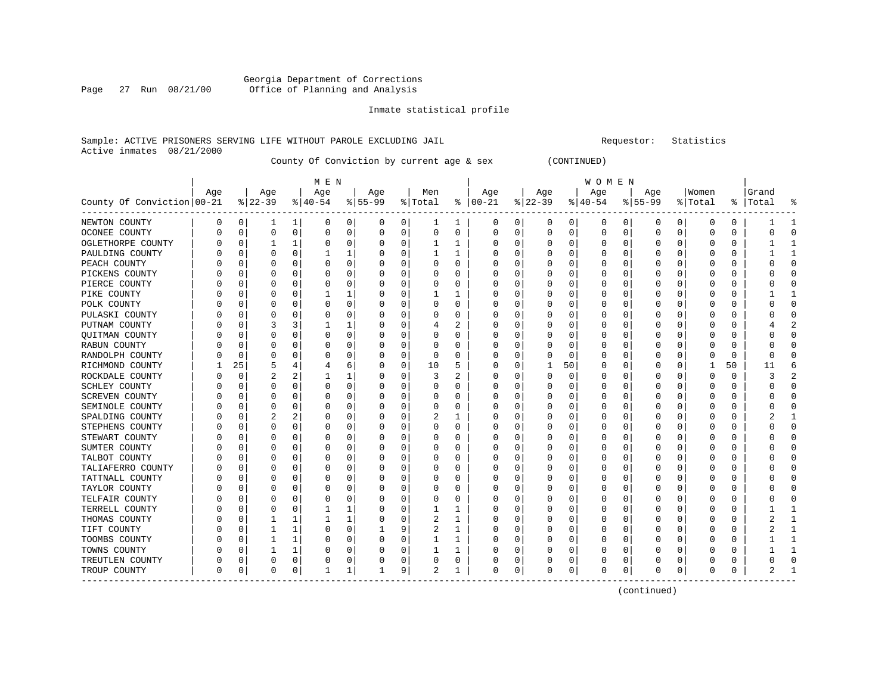Georgia Department of Corrections
Office of Planning and Analysis

Inmate statistical profile

Sample: ACTIVE PRISONERS SERVING LIFE WITHOUT PAROLE EXCLUDING JAIL    Requestor: Statistics
Active inmates 08/21/2000

County Of Conviction by current age & sex (CONTINUED)

| County Of Conviction | MEN Age 00-21 | % | Age 22-39 | % | Age 40-54 | % | Age 55-99 | % | Men Total | % | WOMEN Age 00-21 | % | Age 22-39 | % | Age 40-54 | % | Age 55-99 | % | Women Total | % | Grand Total | % |
|---|---|---|---|---|---|---|---|---|---|---|---|---|---|---|---|---|---|---|---|---|---|---|
| NEWTON COUNTY | 0 | 0 | 1 | 1 | 0 | 0 | 0 | 0 | 1 | 1 | 0 | 0 | 0 | 0 | 0 | 0 | 0 | 0 | 0 | 0 | 1 | 1 |
| OCONEE COUNTY | 0 | 0 | 0 | 0 | 0 | 0 | 0 | 0 | 0 | 0 | 0 | 0 | 0 | 0 | 0 | 0 | 0 | 0 | 0 | 0 | 0 | 0 |
| OGLETHORPE COUNTY | 0 | 0 | 1 | 1 | 0 | 0 | 0 | 0 | 1 | 1 | 0 | 0 | 0 | 0 | 0 | 0 | 0 | 0 | 0 | 0 | 1 | 1 |
| PAULDING COUNTY | 0 | 0 | 0 | 0 | 1 | 1 | 0 | 0 | 1 | 1 | 0 | 0 | 0 | 0 | 0 | 0 | 0 | 0 | 0 | 0 | 1 | 1 |
| PEACH COUNTY | 0 | 0 | 0 | 0 | 0 | 0 | 0 | 0 | 0 | 0 | 0 | 0 | 0 | 0 | 0 | 0 | 0 | 0 | 0 | 0 | 0 | 0 |
| PICKENS COUNTY | 0 | 0 | 0 | 0 | 0 | 0 | 0 | 0 | 0 | 0 | 0 | 0 | 0 | 0 | 0 | 0 | 0 | 0 | 0 | 0 | 0 | 0 |
| PIERCE COUNTY | 0 | 0 | 0 | 0 | 0 | 0 | 0 | 0 | 0 | 0 | 0 | 0 | 0 | 0 | 0 | 0 | 0 | 0 | 0 | 0 | 0 | 0 |
| PIKE COUNTY | 0 | 0 | 0 | 0 | 1 | 1 | 0 | 0 | 1 | 1 | 0 | 0 | 0 | 0 | 0 | 0 | 0 | 0 | 0 | 0 | 1 | 1 |
| POLK COUNTY | 0 | 0 | 0 | 0 | 0 | 0 | 0 | 0 | 0 | 0 | 0 | 0 | 0 | 0 | 0 | 0 | 0 | 0 | 0 | 0 | 0 | 0 |
| PULASKI COUNTY | 0 | 0 | 0 | 0 | 0 | 0 | 0 | 0 | 0 | 0 | 0 | 0 | 0 | 0 | 0 | 0 | 0 | 0 | 0 | 0 | 0 | 0 |
| PUTNAM COUNTY | 0 | 0 | 3 | 3 | 1 | 1 | 0 | 0 | 4 | 2 | 0 | 0 | 0 | 0 | 0 | 0 | 0 | 0 | 0 | 0 | 4 | 2 |
| QUITMAN COUNTY | 0 | 0 | 0 | 0 | 0 | 0 | 0 | 0 | 0 | 0 | 0 | 0 | 0 | 0 | 0 | 0 | 0 | 0 | 0 | 0 | 0 | 0 |
| RABUN COUNTY | 0 | 0 | 0 | 0 | 0 | 0 | 0 | 0 | 0 | 0 | 0 | 0 | 0 | 0 | 0 | 0 | 0 | 0 | 0 | 0 | 0 | 0 |
| RANDOLPH COUNTY | 0 | 0 | 0 | 0 | 0 | 0 | 0 | 0 | 0 | 0 | 0 | 0 | 0 | 0 | 0 | 0 | 0 | 0 | 0 | 0 | 0 | 0 |
| RICHMOND COUNTY | 1 | 25 | 5 | 4 | 4 | 6 | 0 | 0 | 10 | 5 | 0 | 0 | 1 | 50 | 0 | 0 | 0 | 0 | 1 | 50 | 11 | 6 |
| ROCKDALE COUNTY | 0 | 0 | 2 | 2 | 1 | 1 | 0 | 0 | 3 | 2 | 0 | 0 | 0 | 0 | 0 | 0 | 0 | 0 | 0 | 0 | 3 | 2 |
| SCHLEY COUNTY | 0 | 0 | 0 | 0 | 0 | 0 | 0 | 0 | 0 | 0 | 0 | 0 | 0 | 0 | 0 | 0 | 0 | 0 | 0 | 0 | 0 | 0 |
| SCREVEN COUNTY | 0 | 0 | 0 | 0 | 0 | 0 | 0 | 0 | 0 | 0 | 0 | 0 | 0 | 0 | 0 | 0 | 0 | 0 | 0 | 0 | 0 | 0 |
| SEMINOLE COUNTY | 0 | 0 | 0 | 0 | 0 | 0 | 0 | 0 | 0 | 0 | 0 | 0 | 0 | 0 | 0 | 0 | 0 | 0 | 0 | 0 | 0 | 0 |
| SPALDING COUNTY | 0 | 0 | 2 | 2 | 0 | 0 | 0 | 0 | 2 | 1 | 0 | 0 | 0 | 0 | 0 | 0 | 0 | 0 | 0 | 0 | 2 | 1 |
| STEPHENS COUNTY | 0 | 0 | 0 | 0 | 0 | 0 | 0 | 0 | 0 | 0 | 0 | 0 | 0 | 0 | 0 | 0 | 0 | 0 | 0 | 0 | 0 | 0 |
| STEWART COUNTY | 0 | 0 | 0 | 0 | 0 | 0 | 0 | 0 | 0 | 0 | 0 | 0 | 0 | 0 | 0 | 0 | 0 | 0 | 0 | 0 | 0 | 0 |
| SUMTER COUNTY | 0 | 0 | 0 | 0 | 0 | 0 | 0 | 0 | 0 | 0 | 0 | 0 | 0 | 0 | 0 | 0 | 0 | 0 | 0 | 0 | 0 | 0 |
| TALBOT COUNTY | 0 | 0 | 0 | 0 | 0 | 0 | 0 | 0 | 0 | 0 | 0 | 0 | 0 | 0 | 0 | 0 | 0 | 0 | 0 | 0 | 0 | 0 |
| TALIAFERRO COUNTY | 0 | 0 | 0 | 0 | 0 | 0 | 0 | 0 | 0 | 0 | 0 | 0 | 0 | 0 | 0 | 0 | 0 | 0 | 0 | 0 | 0 | 0 |
| TATTNALL COUNTY | 0 | 0 | 0 | 0 | 0 | 0 | 0 | 0 | 0 | 0 | 0 | 0 | 0 | 0 | 0 | 0 | 0 | 0 | 0 | 0 | 0 | 0 |
| TAYLOR COUNTY | 0 | 0 | 0 | 0 | 0 | 0 | 0 | 0 | 0 | 0 | 0 | 0 | 0 | 0 | 0 | 0 | 0 | 0 | 0 | 0 | 0 | 0 |
| TELFAIR COUNTY | 0 | 0 | 0 | 0 | 0 | 0 | 0 | 0 | 0 | 0 | 0 | 0 | 0 | 0 | 0 | 0 | 0 | 0 | 0 | 0 | 0 | 0 |
| TERRELL COUNTY | 0 | 0 | 0 | 0 | 1 | 1 | 0 | 0 | 1 | 1 | 0 | 0 | 0 | 0 | 0 | 0 | 0 | 0 | 0 | 0 | 1 | 1 |
| THOMAS COUNTY | 0 | 0 | 1 | 1 | 1 | 1 | 0 | 0 | 2 | 1 | 0 | 0 | 0 | 0 | 0 | 0 | 0 | 0 | 0 | 0 | 2 | 1 |
| TIFT COUNTY | 0 | 0 | 1 | 1 | 0 | 0 | 1 | 9 | 2 | 1 | 0 | 0 | 0 | 0 | 0 | 0 | 0 | 0 | 0 | 0 | 2 | 1 |
| TOOMBS COUNTY | 0 | 0 | 1 | 1 | 0 | 0 | 0 | 0 | 1 | 1 | 0 | 0 | 0 | 0 | 0 | 0 | 0 | 0 | 0 | 0 | 1 | 1 |
| TOWNS COUNTY | 0 | 0 | 1 | 1 | 0 | 0 | 0 | 0 | 1 | 1 | 0 | 0 | 0 | 0 | 0 | 0 | 0 | 0 | 0 | 0 | 1 | 1 |
| TREUTLEN COUNTY | 0 | 0 | 0 | 0 | 0 | 0 | 0 | 0 | 0 | 0 | 0 | 0 | 0 | 0 | 0 | 0 | 0 | 0 | 0 | 0 | 0 | 0 |
| TROUP COUNTY | 0 | 0 | 0 | 0 | 1 | 1 | 1 | 9 | 2 | 1 | 0 | 0 | 0 | 0 | 0 | 0 | 0 | 0 | 0 | 0 | 2 | 1 |

(continued)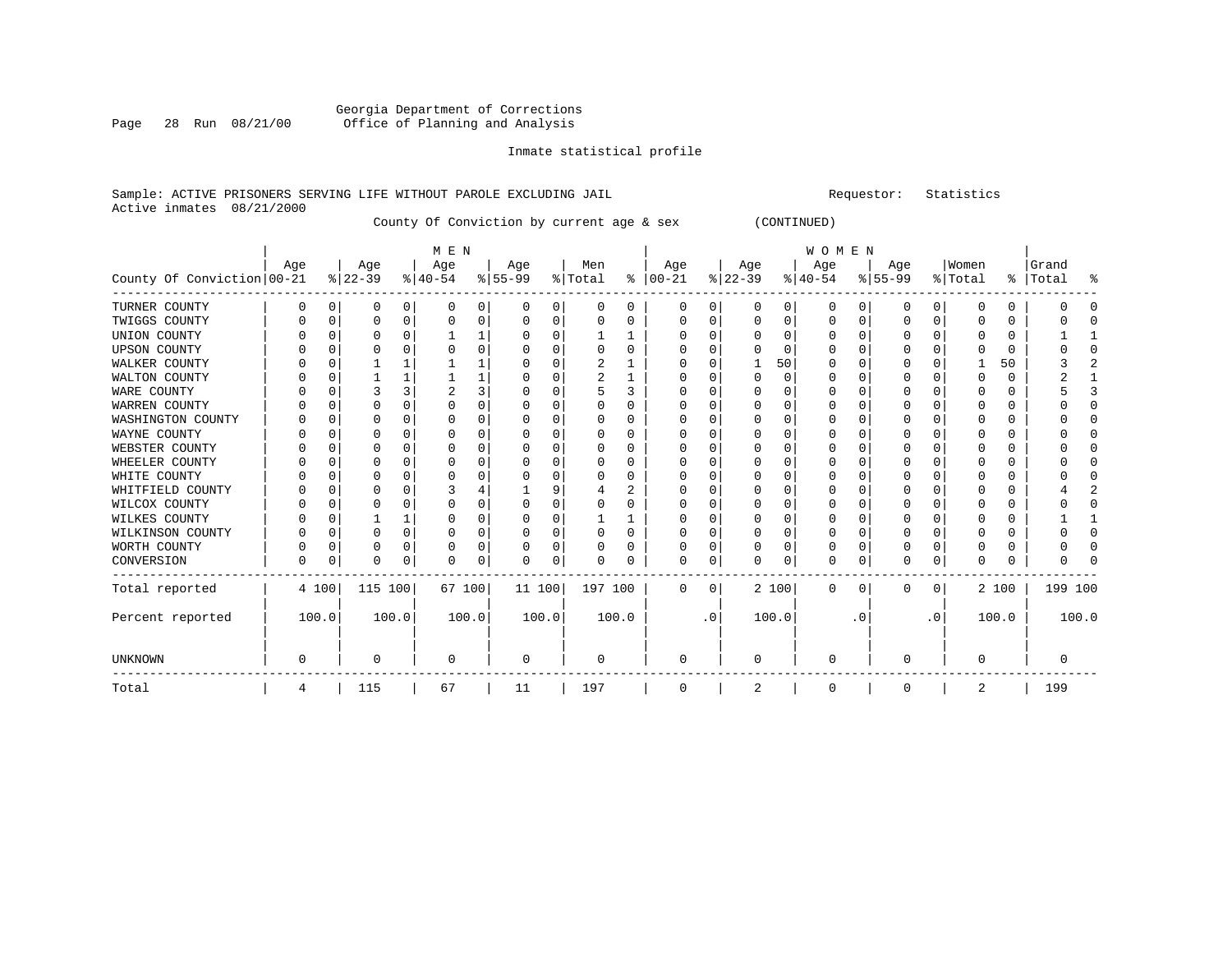Georgia Department of Corrections
Office of Planning and Analysis

Inmate statistical profile

Sample: ACTIVE PRISONERS SERVING LIFE WITHOUT PAROLE EXCLUDING JAIL    Requestor: Statistics
Active inmates 08/21/2000

County Of Conviction by current age & sex (CONTINUED)

| County Of Conviction | MEN Age 00-21 | % | Age 22-39 | % | Age 40-54 | % | Age 55-99 | % | Men Total | % | WOMEN Age 00-21 | % | Age 22-39 | % | Age 40-54 | % | Age 55-99 | % | Women Total | % | Grand Total | % |
|---|---|---|---|---|---|---|---|---|---|---|---|---|---|---|---|---|---|---|---|---|---|---|
| TURNER COUNTY | 0 | 0 | 0 | 0 | 0 | 0 | 0 | 0 | 0 | 0 | 0 | 0 | 0 | 0 | 0 | 0 | 0 | 0 | 0 | 0 | 0 | 0 |
| TWIGGS COUNTY | 0 | 0 | 0 | 0 | 0 | 0 | 0 | 0 | 0 | 0 | 0 | 0 | 0 | 0 | 0 | 0 | 0 | 0 | 0 | 0 | 0 | 0 |
| UNION COUNTY | 0 | 0 | 0 | 0 | 1 | 1 | 0 | 0 | 1 | 1 | 0 | 0 | 0 | 0 | 0 | 0 | 0 | 0 | 0 | 0 | 1 | 1 |
| UPSON COUNTY | 0 | 0 | 0 | 0 | 0 | 0 | 0 | 0 | 0 | 0 | 0 | 0 | 0 | 0 | 0 | 0 | 0 | 0 | 0 | 0 | 0 | 0 |
| WALKER COUNTY | 0 | 0 | 1 | 1 | 1 | 1 | 0 | 0 | 2 | 1 | 0 | 0 | 1 | 50 | 0 | 0 | 0 | 0 | 1 | 50 | 3 | 2 |
| WALTON COUNTY | 0 | 0 | 1 | 1 | 1 | 1 | 0 | 0 | 2 | 1 | 0 | 0 | 0 | 0 | 0 | 0 | 0 | 0 | 0 | 0 | 2 | 1 |
| WARE COUNTY | 0 | 0 | 3 | 3 | 2 | 3 | 0 | 0 | 5 | 3 | 0 | 0 | 0 | 0 | 0 | 0 | 0 | 0 | 0 | 0 | 5 | 3 |
| WARREN COUNTY | 0 | 0 | 0 | 0 | 0 | 0 | 0 | 0 | 0 | 0 | 0 | 0 | 0 | 0 | 0 | 0 | 0 | 0 | 0 | 0 | 0 | 0 |
| WASHINGTON COUNTY | 0 | 0 | 0 | 0 | 0 | 0 | 0 | 0 | 0 | 0 | 0 | 0 | 0 | 0 | 0 | 0 | 0 | 0 | 0 | 0 | 0 | 0 |
| WAYNE COUNTY | 0 | 0 | 0 | 0 | 0 | 0 | 0 | 0 | 0 | 0 | 0 | 0 | 0 | 0 | 0 | 0 | 0 | 0 | 0 | 0 | 0 | 0 |
| WEBSTER COUNTY | 0 | 0 | 0 | 0 | 0 | 0 | 0 | 0 | 0 | 0 | 0 | 0 | 0 | 0 | 0 | 0 | 0 | 0 | 0 | 0 | 0 | 0 |
| WHEELER COUNTY | 0 | 0 | 0 | 0 | 0 | 0 | 0 | 0 | 0 | 0 | 0 | 0 | 0 | 0 | 0 | 0 | 0 | 0 | 0 | 0 | 0 | 0 |
| WHITE COUNTY | 0 | 0 | 0 | 0 | 0 | 0 | 0 | 0 | 0 | 0 | 0 | 0 | 0 | 0 | 0 | 0 | 0 | 0 | 0 | 0 | 0 | 0 |
| WHITFIELD COUNTY | 0 | 0 | 0 | 0 | 3 | 4 | 1 | 9 | 4 | 2 | 0 | 0 | 0 | 0 | 0 | 0 | 0 | 0 | 0 | 0 | 4 | 2 |
| WILCOX COUNTY | 0 | 0 | 0 | 0 | 0 | 0 | 0 | 0 | 0 | 0 | 0 | 0 | 0 | 0 | 0 | 0 | 0 | 0 | 0 | 0 | 0 | 0 |
| WILKES COUNTY | 0 | 0 | 1 | 1 | 0 | 0 | 0 | 0 | 1 | 1 | 0 | 0 | 0 | 0 | 0 | 0 | 0 | 0 | 0 | 0 | 1 | 1 |
| WILKINSON COUNTY | 0 | 0 | 0 | 0 | 0 | 0 | 0 | 0 | 0 | 0 | 0 | 0 | 0 | 0 | 0 | 0 | 0 | 0 | 0 | 0 | 0 | 0 |
| WORTH COUNTY | 0 | 0 | 0 | 0 | 0 | 0 | 0 | 0 | 0 | 0 | 0 | 0 | 0 | 0 | 0 | 0 | 0 | 0 | 0 | 0 | 0 | 0 |
| CONVERSION | 0 | 0 | 0 | 0 | 0 | 0 | 0 | 0 | 0 | 0 | 0 | 0 | 0 | 0 | 0 | 0 | 0 | 0 | 0 | 0 | 0 | 0 |
| Total reported | 4 | 100 | 115 | 100 | 67 | 100 | 11 | 100 | 197 | 100 | 0 | 0 | 2 | 100 | 0 | 0 | 0 | 0 | 2 | 100 | 199 | 100 |
| Percent reported | | 100.0 | | 100.0 | | 100.0 | | 100.0 | | 100.0 | | .0 | | 100.0 | | .0 | | .0 | | 100.0 | | 100.0 |
| UNKNOWN | 0 | | 0 | | 0 | | 0 | | 0 | | 0 | | 0 | | 0 | | 0 | | 0 | | 0 | |
| Total | 4 | | 115 | | 67 | | 11 | | 197 | | 0 | | 2 | | 0 | | 0 | | 2 | | 199 | |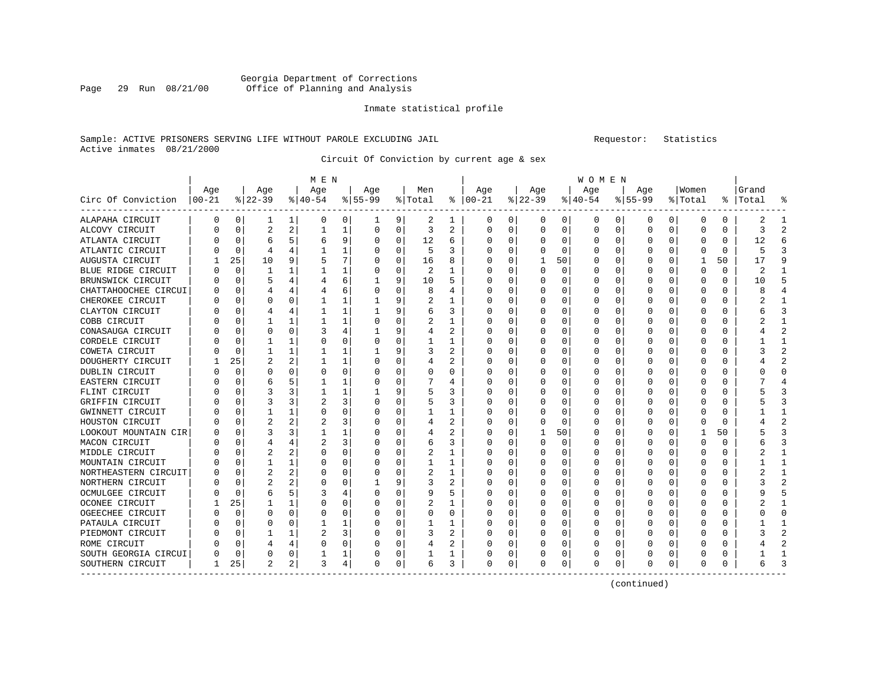Georgia Department of Corrections
Office of Planning and Analysis

Inmate statistical profile

Sample: ACTIVE PRISONERS SERVING LIFE WITHOUT PAROLE EXCLUDING JAIL
Active inmates 08/21/2000

Requestor: Statistics

Circuit Of Conviction by current age & sex

| Circ Of Conviction | MEN Age 00-21 | % | Age 22-39 | % | Age 40-54 | % | Age 55-99 | % | Men Total | % | WOMEN Age 00-21 | % | Age 22-39 | % | Age 40-54 | % | Age 55-99 | % | Women Total | % | Grand Total | % |
|---|---|---|---|---|---|---|---|---|---|---|---|---|---|---|---|---|---|---|---|---|---|---|
| ALAPAHA CIRCUIT | 0 | 0 | 1 | 1 | 0 | 0 | 1 | 9 | 2 | 1 | 0 | 0 | 0 | 0 | 0 | 0 | 0 | 0 | 0 | 0 | 2 | 1 |
| ALCOVY CIRCUIT | 0 | 0 | 2 | 2 | 1 | 1 | 0 | 0 | 3 | 2 | 0 | 0 | 0 | 0 | 0 | 0 | 0 | 0 | 0 | 0 | 3 | 2 |
| ATLANTA CIRCUIT | 0 | 0 | 6 | 5 | 6 | 9 | 0 | 0 | 12 | 6 | 0 | 0 | 0 | 0 | 0 | 0 | 0 | 0 | 0 | 0 | 12 | 6 |
| ATLANTIC CIRCUIT | 0 | 0 | 4 | 4 | 1 | 1 | 0 | 0 | 5 | 3 | 0 | 0 | 0 | 0 | 0 | 0 | 0 | 0 | 0 | 0 | 5 | 3 |
| AUGUSTA CIRCUIT | 1 | 25 | 10 | 9 | 5 | 7 | 0 | 0 | 16 | 8 | 0 | 0 | 1 | 50 | 0 | 0 | 0 | 0 | 1 | 50 | 17 | 9 |
| BLUE RIDGE CIRCUIT | 0 | 0 | 1 | 1 | 1 | 1 | 0 | 0 | 2 | 1 | 0 | 0 | 0 | 0 | 0 | 0 | 0 | 0 | 0 | 0 | 2 | 1 |
| BRUNSWICK CIRCUIT | 0 | 0 | 5 | 4 | 4 | 6 | 1 | 9 | 10 | 5 | 0 | 0 | 0 | 0 | 0 | 0 | 0 | 0 | 0 | 0 | 10 | 5 |
| CHATTAHOOCHEE CIRCUI | 0 | 0 | 4 | 4 | 4 | 6 | 0 | 0 | 8 | 4 | 0 | 0 | 0 | 0 | 0 | 0 | 0 | 0 | 0 | 0 | 8 | 4 |
| CHEROKEE CIRCUIT | 0 | 0 | 0 | 0 | 1 | 1 | 1 | 9 | 2 | 1 | 0 | 0 | 0 | 0 | 0 | 0 | 0 | 0 | 0 | 0 | 2 | 1 |
| CLAYTON CIRCUIT | 0 | 0 | 4 | 4 | 1 | 1 | 1 | 9 | 6 | 3 | 0 | 0 | 0 | 0 | 0 | 0 | 0 | 0 | 0 | 0 | 6 | 3 |
| COBB CIRCUIT | 0 | 0 | 1 | 1 | 1 | 1 | 0 | 0 | 2 | 1 | 0 | 0 | 0 | 0 | 0 | 0 | 0 | 0 | 0 | 0 | 2 | 1 |
| CONASAUGA CIRCUIT | 0 | 0 | 0 | 0 | 3 | 4 | 1 | 9 | 4 | 2 | 0 | 0 | 0 | 0 | 0 | 0 | 0 | 0 | 0 | 0 | 4 | 2 |
| CORDELE CIRCUIT | 0 | 0 | 1 | 1 | 0 | 0 | 0 | 0 | 1 | 1 | 0 | 0 | 0 | 0 | 0 | 0 | 0 | 0 | 0 | 0 | 1 | 1 |
| COWETA CIRCUIT | 0 | 0 | 1 | 1 | 1 | 1 | 1 | 9 | 3 | 2 | 0 | 0 | 0 | 0 | 0 | 0 | 0 | 0 | 0 | 0 | 3 | 2 |
| DOUGHERTY CIRCUIT | 1 | 25 | 2 | 2 | 1 | 1 | 0 | 0 | 4 | 2 | 0 | 0 | 0 | 0 | 0 | 0 | 0 | 0 | 0 | 0 | 4 | 2 |
| DUBLIN CIRCUIT | 0 | 0 | 0 | 0 | 0 | 0 | 0 | 0 | 0 | 0 | 0 | 0 | 0 | 0 | 0 | 0 | 0 | 0 | 0 | 0 | 0 | 0 |
| EASTERN CIRCUIT | 0 | 0 | 6 | 5 | 1 | 1 | 0 | 0 | 7 | 4 | 0 | 0 | 0 | 0 | 0 | 0 | 0 | 0 | 0 | 0 | 7 | 4 |
| FLINT CIRCUIT | 0 | 0 | 3 | 3 | 1 | 1 | 1 | 9 | 5 | 3 | 0 | 0 | 0 | 0 | 0 | 0 | 0 | 0 | 0 | 0 | 5 | 3 |
| GRIFFIN CIRCUIT | 0 | 0 | 3 | 3 | 2 | 3 | 0 | 0 | 5 | 3 | 0 | 0 | 0 | 0 | 0 | 0 | 0 | 0 | 0 | 0 | 5 | 3 |
| GWINNETT CIRCUIT | 0 | 0 | 1 | 1 | 0 | 0 | 0 | 0 | 1 | 1 | 0 | 0 | 0 | 0 | 0 | 0 | 0 | 0 | 0 | 0 | 1 | 1 |
| HOUSTON CIRCUIT | 0 | 0 | 2 | 2 | 2 | 3 | 0 | 0 | 4 | 2 | 0 | 0 | 0 | 0 | 0 | 0 | 0 | 0 | 0 | 0 | 4 | 2 |
| LOOKOUT MOUNTAIN CIR | 0 | 0 | 3 | 3 | 1 | 1 | 0 | 0 | 4 | 2 | 0 | 0 | 1 | 50 | 0 | 0 | 0 | 0 | 1 | 50 | 5 | 3 |
| MACON CIRCUIT | 0 | 0 | 4 | 4 | 2 | 3 | 0 | 0 | 6 | 3 | 0 | 0 | 0 | 0 | 0 | 0 | 0 | 0 | 0 | 0 | 6 | 3 |
| MIDDLE CIRCUIT | 0 | 0 | 2 | 2 | 0 | 0 | 0 | 0 | 2 | 1 | 0 | 0 | 0 | 0 | 0 | 0 | 0 | 0 | 0 | 0 | 2 | 1 |
| MOUNTAIN CIRCUIT | 0 | 0 | 1 | 1 | 0 | 0 | 0 | 0 | 1 | 1 | 0 | 0 | 0 | 0 | 0 | 0 | 0 | 0 | 0 | 0 | 1 | 1 |
| NORTHEASTERN CIRCUIT | 0 | 0 | 2 | 2 | 0 | 0 | 0 | 0 | 2 | 1 | 0 | 0 | 0 | 0 | 0 | 0 | 0 | 0 | 0 | 0 | 2 | 1 |
| NORTHERN CIRCUIT | 0 | 0 | 2 | 2 | 0 | 0 | 1 | 9 | 3 | 2 | 0 | 0 | 0 | 0 | 0 | 0 | 0 | 0 | 0 | 0 | 3 | 2 |
| OCMULGEE CIRCUIT | 0 | 0 | 6 | 5 | 3 | 4 | 0 | 0 | 9 | 5 | 0 | 0 | 0 | 0 | 0 | 0 | 0 | 0 | 0 | 0 | 9 | 5 |
| OCONEE CIRCUIT | 1 | 25 | 1 | 1 | 0 | 0 | 0 | 0 | 2 | 1 | 0 | 0 | 0 | 0 | 0 | 0 | 0 | 0 | 0 | 0 | 2 | 1 |
| OGEECHEE CIRCUIT | 0 | 0 | 0 | 0 | 0 | 0 | 0 | 0 | 0 | 0 | 0 | 0 | 0 | 0 | 0 | 0 | 0 | 0 | 0 | 0 | 0 | 0 |
| PATAULA CIRCUIT | 0 | 0 | 0 | 0 | 1 | 1 | 0 | 0 | 1 | 1 | 0 | 0 | 0 | 0 | 0 | 0 | 0 | 0 | 0 | 0 | 1 | 1 |
| PIEDMONT CIRCUIT | 0 | 0 | 1 | 1 | 2 | 3 | 0 | 0 | 3 | 2 | 0 | 0 | 0 | 0 | 0 | 0 | 0 | 0 | 0 | 0 | 3 | 2 |
| ROME CIRCUIT | 0 | 0 | 4 | 4 | 0 | 0 | 0 | 0 | 4 | 2 | 0 | 0 | 0 | 0 | 0 | 0 | 0 | 0 | 0 | 0 | 4 | 2 |
| SOUTH GEORGIA CIRCUI | 0 | 0 | 0 | 0 | 1 | 1 | 0 | 0 | 1 | 1 | 0 | 0 | 0 | 0 | 0 | 0 | 0 | 0 | 0 | 0 | 1 | 1 |
| SOUTHERN CIRCUIT | 1 | 25 | 2 | 2 | 3 | 4 | 0 | 0 | 6 | 3 | 0 | 0 | 0 | 0 | 0 | 0 | 0 | 0 | 0 | 0 | 6 | 3 |

(continued)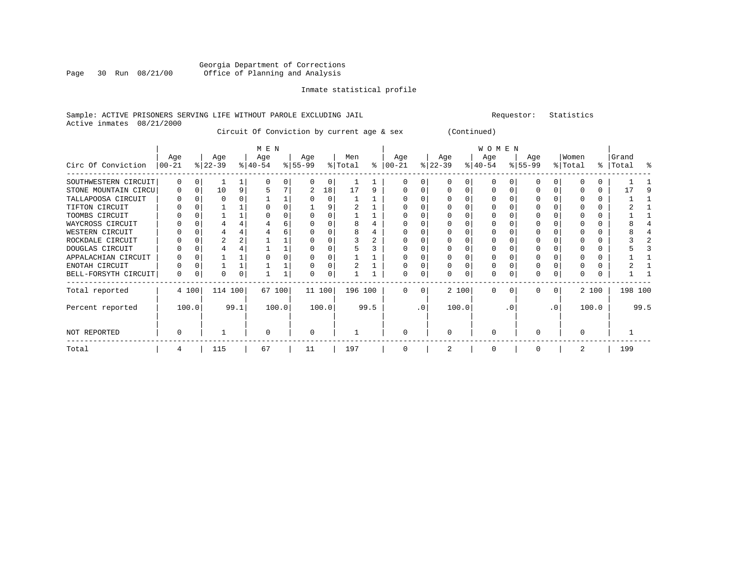Georgia Department of Corrections
Office of Planning and Analysis

Inmate statistical profile

Sample: ACTIVE PRISONERS SERVING LIFE WITHOUT PAROLE EXCLUDING JAIL                Requestor: Statistics
Active inmates 08/21/2000

Circuit Of Conviction by current age & sex (Continued)

| Circ Of Conviction | MEN Age 00-21 | % | Age 22-39 | % | Age 40-54 | % | Age 55-99 | % | Men Total | % | WOMEN Age 00-21 | % | Age 22-39 | % | Age 40-54 | % | Age 55-99 | % | Women Total | % | Grand Total | % |
|---|---|---|---|---|---|---|---|---|---|---|---|---|---|---|---|---|---|---|---|---|---|---|
| SOUTHWESTERN CIRCUIT | 0 | 0 | 1 | 1 | 0 | 0 | 0 | 0 | 1 | 1 | 0 | 0 | 0 | 0 | 0 | 0 | 0 | 0 | 0 | 0 | 1 | 1 |
| STONE MOUNTAIN CIRCU | 0 | 0 | 10 | 9 | 5 | 7 | 2 | 18 | 17 | 9 | 0 | 0 | 0 | 0 | 0 | 0 | 0 | 0 | 0 | 0 | 17 | 9 |
| TALLAPOOSA CIRCUIT | 0 | 0 | 0 | 0 | 1 | 1 | 0 | 0 | 1 | 1 | 0 | 0 | 0 | 0 | 0 | 0 | 0 | 0 | 0 | 0 | 1 | 1 |
| TIFTON CIRCUIT | 0 | 0 | 1 | 1 | 0 | 0 | 1 | 9 | 2 | 1 | 0 | 0 | 0 | 0 | 0 | 0 | 0 | 0 | 0 | 0 | 2 | 1 |
| TOOMBS CIRCUIT | 0 | 0 | 1 | 1 | 0 | 0 | 0 | 0 | 1 | 1 | 0 | 0 | 0 | 0 | 0 | 0 | 0 | 0 | 0 | 0 | 1 | 1 |
| WAYCROSS CIRCUIT | 0 | 0 | 4 | 4 | 4 | 6 | 0 | 0 | 8 | 4 | 0 | 0 | 0 | 0 | 0 | 0 | 0 | 0 | 0 | 0 | 8 | 4 |
| WESTERN CIRCUIT | 0 | 0 | 4 | 4 | 4 | 6 | 0 | 0 | 8 | 4 | 0 | 0 | 0 | 0 | 0 | 0 | 0 | 0 | 0 | 0 | 8 | 4 |
| ROCKDALE CIRCUIT | 0 | 0 | 2 | 2 | 1 | 1 | 0 | 0 | 3 | 2 | 0 | 0 | 0 | 0 | 0 | 0 | 0 | 0 | 0 | 0 | 3 | 2 |
| DOUGLAS CIRCUIT | 0 | 0 | 4 | 4 | 1 | 1 | 0 | 0 | 5 | 3 | 0 | 0 | 0 | 0 | 0 | 0 | 0 | 0 | 0 | 0 | 5 | 3 |
| APPALACHIAN CIRCUIT | 0 | 0 | 1 | 1 | 0 | 0 | 0 | 0 | 1 | 1 | 0 | 0 | 0 | 0 | 0 | 0 | 0 | 0 | 0 | 0 | 1 | 1 |
| ENOTAH CIRCUIT | 0 | 0 | 1 | 1 | 1 | 1 | 0 | 0 | 2 | 1 | 0 | 0 | 0 | 0 | 0 | 0 | 0 | 0 | 0 | 0 | 2 | 1 |
| BELL-FORSYTH CIRCUIT | 0 | 0 | 0 | 0 | 1 | 1 | 0 | 0 | 1 | 1 | 0 | 0 | 0 | 0 | 0 | 0 | 0 | 0 | 0 | 0 | 1 | 1 |
| Total reported | 4 | 100 | 114 | 100 | 67 | 100 | 11 | 100 | 196 | 100 | 0 | 0 | 2 | 100 | 0 | 0 | 0 | 0 | 2 | 100 | 198 | 100 |
| Percent reported | 100.0 | | 99.1 | | 100.0 | | 100.0 | | 99.5 | | .0 | | 100.0 | | .0 | | .0 | | 100.0 | | 99.5 | |
| NOT REPORTED | 0 | | 1 | | 0 | | 0 | | 1 | | 0 | | 0 | | 0 | | 0 | | 0 | | 1 | |
| Total | 4 | | 115 | | 67 | | 11 | | 197 | | 0 | | 2 | | 0 | | 0 | | 2 | | 199 | |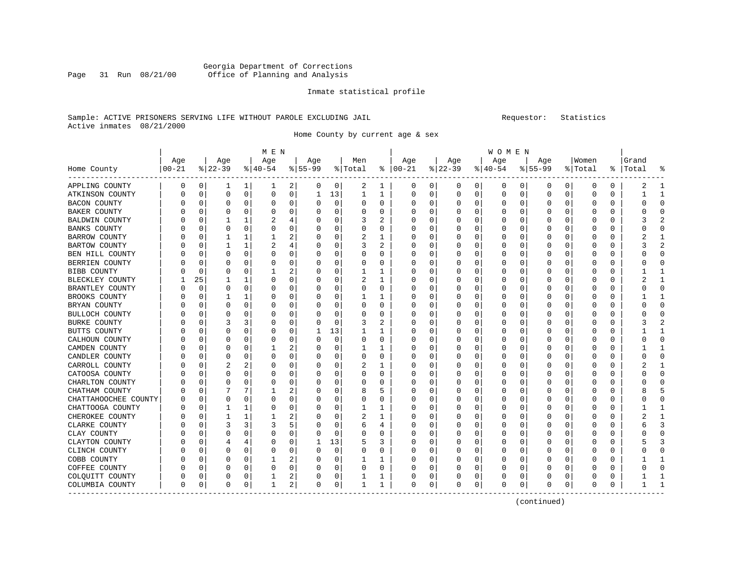Georgia Department of Corrections
Office of Planning and Analysis

Inmate statistical profile

Sample: ACTIVE PRISONERS SERVING LIFE WITHOUT PAROLE EXCLUDING JAIL    Requestor: Statistics
Active inmates 08/21/2000

Home County by current age & sex

| Home County | MEN Age 00-21 | % | Age 22-39 | % | Age 40-54 | % | Age 55-99 | % | Men Total | % | WOMEN Age 00-21 | % | Age 22-39 | % | Age 40-54 | % | Age 55-99 | % | Women Total | % | Grand Total | % |
|---|---|---|---|---|---|---|---|---|---|---|---|---|---|---|---|---|---|---|---|---|---|---|
| APPLING COUNTY | 0 | 0 | 1 | 1 | 1 | 2 | 0 | 0 | 2 | 1 | 0 | 0 | 0 | 0 | 0 | 0 | 0 | 0 | 0 | 0 | 2 | 1 |
| ATKINSON COUNTY | 0 | 0 | 0 | 0 | 0 | 0 | 1 | 13 | 1 | 1 | 0 | 0 | 0 | 0 | 0 | 0 | 0 | 0 | 0 | 0 | 1 | 1 |
| BACON COUNTY | 0 | 0 | 0 | 0 | 0 | 0 | 0 | 0 | 0 | 0 | 0 | 0 | 0 | 0 | 0 | 0 | 0 | 0 | 0 | 0 | 0 | 0 |
| BAKER COUNTY | 0 | 0 | 0 | 0 | 0 | 0 | 0 | 0 | 0 | 0 | 0 | 0 | 0 | 0 | 0 | 0 | 0 | 0 | 0 | 0 | 0 | 0 |
| BALDWIN COUNTY | 0 | 0 | 1 | 1 | 2 | 4 | 0 | 0 | 3 | 2 | 0 | 0 | 0 | 0 | 0 | 0 | 0 | 0 | 0 | 0 | 3 | 2 |
| BANKS COUNTY | 0 | 0 | 0 | 0 | 0 | 0 | 0 | 0 | 0 | 0 | 0 | 0 | 0 | 0 | 0 | 0 | 0 | 0 | 0 | 0 | 0 | 0 |
| BARROW COUNTY | 0 | 0 | 1 | 1 | 1 | 2 | 0 | 0 | 2 | 1 | 0 | 0 | 0 | 0 | 0 | 0 | 0 | 0 | 0 | 0 | 2 | 1 |
| BARTOW COUNTY | 0 | 0 | 1 | 1 | 2 | 4 | 0 | 0 | 3 | 2 | 0 | 0 | 0 | 0 | 0 | 0 | 0 | 0 | 0 | 0 | 3 | 2 |
| BEN HILL COUNTY | 0 | 0 | 0 | 0 | 0 | 0 | 0 | 0 | 0 | 0 | 0 | 0 | 0 | 0 | 0 | 0 | 0 | 0 | 0 | 0 | 0 | 0 |
| BERRIEN COUNTY | 0 | 0 | 0 | 0 | 0 | 0 | 0 | 0 | 0 | 0 | 0 | 0 | 0 | 0 | 0 | 0 | 0 | 0 | 0 | 0 | 0 | 0 |
| BIBB COUNTY | 0 | 0 | 0 | 0 | 1 | 2 | 0 | 0 | 1 | 1 | 0 | 0 | 0 | 0 | 0 | 0 | 0 | 0 | 0 | 0 | 1 | 1 |
| BLECKLEY COUNTY | 1 | 25 | 1 | 1 | 0 | 0 | 0 | 0 | 2 | 1 | 0 | 0 | 0 | 0 | 0 | 0 | 0 | 0 | 0 | 0 | 2 | 1 |
| BRANTLEY COUNTY | 0 | 0 | 0 | 0 | 0 | 0 | 0 | 0 | 0 | 0 | 0 | 0 | 0 | 0 | 0 | 0 | 0 | 0 | 0 | 0 | 0 | 0 |
| BROOKS COUNTY | 0 | 0 | 1 | 1 | 0 | 0 | 0 | 0 | 1 | 1 | 0 | 0 | 0 | 0 | 0 | 0 | 0 | 0 | 0 | 0 | 1 | 1 |
| BRYAN COUNTY | 0 | 0 | 0 | 0 | 0 | 0 | 0 | 0 | 0 | 0 | 0 | 0 | 0 | 0 | 0 | 0 | 0 | 0 | 0 | 0 | 0 | 0 |
| BULLOCH COUNTY | 0 | 0 | 0 | 0 | 0 | 0 | 0 | 0 | 0 | 0 | 0 | 0 | 0 | 0 | 0 | 0 | 0 | 0 | 0 | 0 | 0 | 0 |
| BURKE COUNTY | 0 | 0 | 3 | 3 | 0 | 0 | 0 | 0 | 3 | 2 | 0 | 0 | 0 | 0 | 0 | 0 | 0 | 0 | 0 | 0 | 3 | 2 |
| BUTTS COUNTY | 0 | 0 | 0 | 0 | 0 | 0 | 1 | 13 | 1 | 1 | 0 | 0 | 0 | 0 | 0 | 0 | 0 | 0 | 0 | 0 | 1 | 1 |
| CALHOUN COUNTY | 0 | 0 | 0 | 0 | 0 | 0 | 0 | 0 | 0 | 0 | 0 | 0 | 0 | 0 | 0 | 0 | 0 | 0 | 0 | 0 | 0 | 0 |
| CAMDEN COUNTY | 0 | 0 | 0 | 0 | 1 | 2 | 0 | 0 | 1 | 1 | 0 | 0 | 0 | 0 | 0 | 0 | 0 | 0 | 0 | 0 | 1 | 1 |
| CANDLER COUNTY | 0 | 0 | 0 | 0 | 0 | 0 | 0 | 0 | 0 | 0 | 0 | 0 | 0 | 0 | 0 | 0 | 0 | 0 | 0 | 0 | 0 | 0 |
| CARROLL COUNTY | 0 | 0 | 2 | 2 | 0 | 0 | 0 | 0 | 2 | 1 | 0 | 0 | 0 | 0 | 0 | 0 | 0 | 0 | 0 | 0 | 2 | 1 |
| CATOOSA COUNTY | 0 | 0 | 0 | 0 | 0 | 0 | 0 | 0 | 0 | 0 | 0 | 0 | 0 | 0 | 0 | 0 | 0 | 0 | 0 | 0 | 0 | 0 |
| CHARLTON COUNTY | 0 | 0 | 0 | 0 | 0 | 0 | 0 | 0 | 0 | 0 | 0 | 0 | 0 | 0 | 0 | 0 | 0 | 0 | 0 | 0 | 0 | 0 |
| CHATHAM COUNTY | 0 | 0 | 7 | 7 | 1 | 2 | 0 | 0 | 8 | 5 | 0 | 0 | 0 | 0 | 0 | 0 | 0 | 0 | 0 | 0 | 8 | 5 |
| CHATTAHOOCHEE COUNTY | 0 | 0 | 0 | 0 | 0 | 0 | 0 | 0 | 0 | 0 | 0 | 0 | 0 | 0 | 0 | 0 | 0 | 0 | 0 | 0 | 0 | 0 |
| CHATTOOGA COUNTY | 0 | 0 | 1 | 1 | 0 | 0 | 0 | 0 | 1 | 1 | 0 | 0 | 0 | 0 | 0 | 0 | 0 | 0 | 0 | 0 | 1 | 1 |
| CHEROKEE COUNTY | 0 | 0 | 1 | 1 | 1 | 2 | 0 | 0 | 2 | 1 | 0 | 0 | 0 | 0 | 0 | 0 | 0 | 0 | 0 | 0 | 2 | 1 |
| CLARKE COUNTY | 0 | 0 | 3 | 3 | 3 | 5 | 0 | 0 | 6 | 4 | 0 | 0 | 0 | 0 | 0 | 0 | 0 | 0 | 0 | 0 | 6 | 3 |
| CLAY COUNTY | 0 | 0 | 0 | 0 | 0 | 0 | 0 | 0 | 0 | 0 | 0 | 0 | 0 | 0 | 0 | 0 | 0 | 0 | 0 | 0 | 0 | 0 |
| CLAYTON COUNTY | 0 | 0 | 4 | 4 | 0 | 0 | 1 | 13 | 5 | 3 | 0 | 0 | 0 | 0 | 0 | 0 | 0 | 0 | 0 | 0 | 5 | 3 |
| CLINCH COUNTY | 0 | 0 | 0 | 0 | 0 | 0 | 0 | 0 | 0 | 0 | 0 | 0 | 0 | 0 | 0 | 0 | 0 | 0 | 0 | 0 | 0 | 0 |
| COBB COUNTY | 0 | 0 | 0 | 0 | 1 | 2 | 0 | 0 | 1 | 1 | 0 | 0 | 0 | 0 | 0 | 0 | 0 | 0 | 0 | 0 | 1 | 1 |
| COFFEE COUNTY | 0 | 0 | 0 | 0 | 0 | 0 | 0 | 0 | 0 | 0 | 0 | 0 | 0 | 0 | 0 | 0 | 0 | 0 | 0 | 0 | 0 | 0 |
| COLQUITT COUNTY | 0 | 0 | 0 | 0 | 1 | 2 | 0 | 0 | 1 | 1 | 0 | 0 | 0 | 0 | 0 | 0 | 0 | 0 | 0 | 0 | 1 | 1 |
| COLUMBIA COUNTY | 0 | 0 | 0 | 0 | 1 | 2 | 0 | 0 | 1 | 1 | 0 | 0 | 0 | 0 | 0 | 0 | 0 | 0 | 0 | 0 | 1 | 1 |

(continued)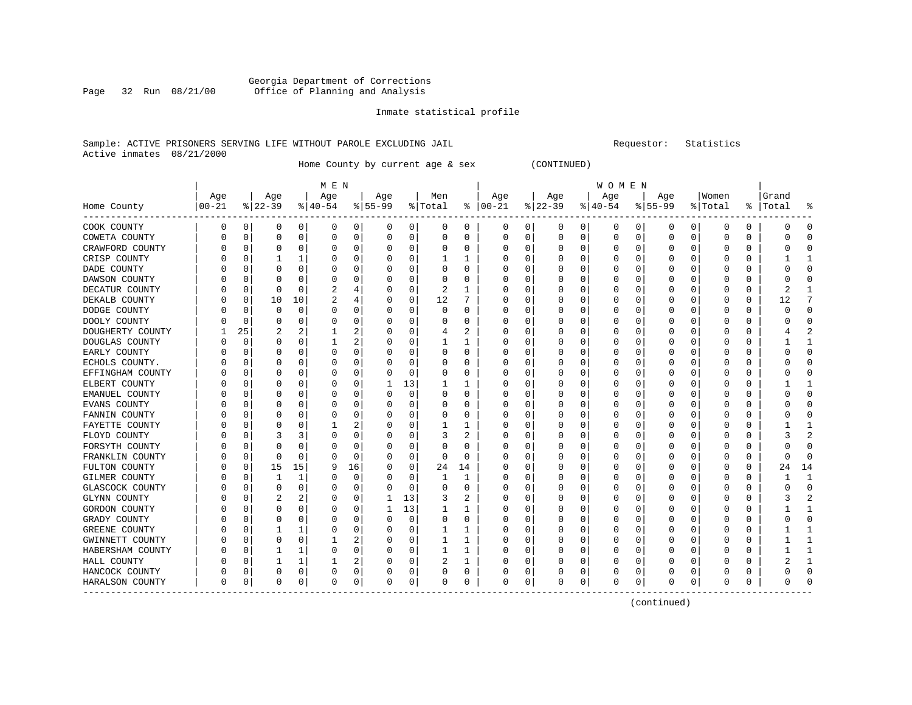Georgia Department of Corrections
Office of Planning and Analysis

Inmate statistical profile

Sample: ACTIVE PRISONERS SERVING LIFE WITHOUT PAROLE EXCLUDING JAIL    Requestor: Statistics
Active inmates 08/21/2000

Home County by current age & sex (CONTINUED)

| Home County | MEN Age 00-21 | % | Age 22-39 | % | Age 40-54 | % | Age 55-99 | % | Men Total | % | WOMEN Age 00-21 | % | Age 22-39 | % | Age 40-54 | % | Age 55-99 | % | Women Total | % | Grand Total | % |
|---|---|---|---|---|---|---|---|---|---|---|---|---|---|---|---|---|---|---|---|---|---|---|
| COOK COUNTY | 0 | 0 | 0 | 0 | 0 | 0 | 0 | 0 | 0 | 0 | 0 | 0 | 0 | 0 | 0 | 0 | 0 | 0 | 0 | 0 | 0 | 0 |
| COWETA COUNTY | 0 | 0 | 0 | 0 | 0 | 0 | 0 | 0 | 0 | 0 | 0 | 0 | 0 | 0 | 0 | 0 | 0 | 0 | 0 | 0 | 0 | 0 |
| CRAWFORD COUNTY | 0 | 0 | 0 | 0 | 0 | 0 | 0 | 0 | 0 | 0 | 0 | 0 | 0 | 0 | 0 | 0 | 0 | 0 | 0 | 0 | 0 | 0 |
| CRISP COUNTY | 0 | 0 | 1 | 1 | 0 | 0 | 0 | 0 | 1 | 1 | 0 | 0 | 0 | 0 | 0 | 0 | 0 | 0 | 0 | 0 | 1 | 1 |
| DADE COUNTY | 0 | 0 | 0 | 0 | 0 | 0 | 0 | 0 | 0 | 0 | 0 | 0 | 0 | 0 | 0 | 0 | 0 | 0 | 0 | 0 | 0 | 0 |
| DAWSON COUNTY | 0 | 0 | 0 | 0 | 0 | 0 | 0 | 0 | 0 | 0 | 0 | 0 | 0 | 0 | 0 | 0 | 0 | 0 | 0 | 0 | 0 | 0 |
| DECATUR COUNTY | 0 | 0 | 0 | 0 | 2 | 4 | 0 | 0 | 2 | 1 | 0 | 0 | 0 | 0 | 0 | 0 | 0 | 0 | 0 | 0 | 2 | 1 |
| DEKALB COUNTY | 0 | 0 | 10 | 10 | 2 | 4 | 0 | 0 | 12 | 7 | 0 | 0 | 0 | 0 | 0 | 0 | 0 | 0 | 0 | 0 | 12 | 7 |
| DODGE COUNTY | 0 | 0 | 0 | 0 | 0 | 0 | 0 | 0 | 0 | 0 | 0 | 0 | 0 | 0 | 0 | 0 | 0 | 0 | 0 | 0 | 0 | 0 |
| DOOLY COUNTY | 0 | 0 | 0 | 0 | 0 | 0 | 0 | 0 | 0 | 0 | 0 | 0 | 0 | 0 | 0 | 0 | 0 | 0 | 0 | 0 | 0 | 0 |
| DOUGHERTY COUNTY | 1 | 25 | 2 | 2 | 1 | 2 | 0 | 0 | 4 | 2 | 0 | 0 | 0 | 0 | 0 | 0 | 0 | 0 | 0 | 0 | 4 | 2 |
| DOUGLAS COUNTY | 0 | 0 | 0 | 0 | 1 | 2 | 0 | 0 | 1 | 1 | 0 | 0 | 0 | 0 | 0 | 0 | 0 | 0 | 0 | 0 | 1 | 1 |
| EARLY COUNTY | 0 | 0 | 0 | 0 | 0 | 0 | 0 | 0 | 0 | 0 | 0 | 0 | 0 | 0 | 0 | 0 | 0 | 0 | 0 | 0 | 0 | 0 |
| ECHOLS COUNTY. | 0 | 0 | 0 | 0 | 0 | 0 | 0 | 0 | 0 | 0 | 0 | 0 | 0 | 0 | 0 | 0 | 0 | 0 | 0 | 0 | 0 | 0 |
| EFFINGHAM COUNTY | 0 | 0 | 0 | 0 | 0 | 0 | 0 | 0 | 0 | 0 | 0 | 0 | 0 | 0 | 0 | 0 | 0 | 0 | 0 | 0 | 0 | 0 |
| ELBERT COUNTY | 0 | 0 | 0 | 0 | 0 | 0 | 1 | 13 | 1 | 1 | 0 | 0 | 0 | 0 | 0 | 0 | 0 | 0 | 0 | 0 | 1 | 1 |
| EMANUEL COUNTY | 0 | 0 | 0 | 0 | 0 | 0 | 0 | 0 | 0 | 0 | 0 | 0 | 0 | 0 | 0 | 0 | 0 | 0 | 0 | 0 | 0 | 0 |
| EVANS COUNTY | 0 | 0 | 0 | 0 | 0 | 0 | 0 | 0 | 0 | 0 | 0 | 0 | 0 | 0 | 0 | 0 | 0 | 0 | 0 | 0 | 0 | 0 |
| FANNIN COUNTY | 0 | 0 | 0 | 0 | 0 | 0 | 0 | 0 | 0 | 0 | 0 | 0 | 0 | 0 | 0 | 0 | 0 | 0 | 0 | 0 | 0 | 0 |
| FAYETTE COUNTY | 0 | 0 | 0 | 0 | 1 | 2 | 0 | 0 | 1 | 1 | 0 | 0 | 0 | 0 | 0 | 0 | 0 | 0 | 0 | 0 | 1 | 1 |
| FLOYD COUNTY | 0 | 0 | 3 | 3 | 0 | 0 | 0 | 0 | 3 | 2 | 0 | 0 | 0 | 0 | 0 | 0 | 0 | 0 | 0 | 0 | 3 | 2 |
| FORSYTH COUNTY | 0 | 0 | 0 | 0 | 0 | 0 | 0 | 0 | 0 | 0 | 0 | 0 | 0 | 0 | 0 | 0 | 0 | 0 | 0 | 0 | 0 | 0 |
| FRANKLIN COUNTY | 0 | 0 | 0 | 0 | 0 | 0 | 0 | 0 | 0 | 0 | 0 | 0 | 0 | 0 | 0 | 0 | 0 | 0 | 0 | 0 | 0 | 0 |
| FULTON COUNTY | 0 | 0 | 15 | 15 | 9 | 16 | 0 | 0 | 24 | 14 | 0 | 0 | 0 | 0 | 0 | 0 | 0 | 0 | 0 | 0 | 24 | 14 |
| GILMER COUNTY | 0 | 0 | 1 | 1 | 0 | 0 | 0 | 0 | 1 | 1 | 0 | 0 | 0 | 0 | 0 | 0 | 0 | 0 | 0 | 0 | 1 | 1 |
| GLASCOCK COUNTY | 0 | 0 | 0 | 0 | 0 | 0 | 0 | 0 | 0 | 0 | 0 | 0 | 0 | 0 | 0 | 0 | 0 | 0 | 0 | 0 | 0 | 0 |
| GLYNN COUNTY | 0 | 0 | 2 | 2 | 0 | 0 | 1 | 13 | 3 | 2 | 0 | 0 | 0 | 0 | 0 | 0 | 0 | 0 | 0 | 0 | 3 | 2 |
| GORDON COUNTY | 0 | 0 | 0 | 0 | 0 | 0 | 1 | 13 | 1 | 1 | 0 | 0 | 0 | 0 | 0 | 0 | 0 | 0 | 0 | 0 | 1 | 1 |
| GRADY COUNTY | 0 | 0 | 0 | 0 | 0 | 0 | 0 | 0 | 0 | 0 | 0 | 0 | 0 | 0 | 0 | 0 | 0 | 0 | 0 | 0 | 0 | 0 |
| GREENE COUNTY | 0 | 0 | 1 | 1 | 0 | 0 | 0 | 0 | 1 | 1 | 0 | 0 | 0 | 0 | 0 | 0 | 0 | 0 | 0 | 0 | 1 | 1 |
| GWINNETT COUNTY | 0 | 0 | 0 | 0 | 1 | 2 | 0 | 0 | 1 | 1 | 0 | 0 | 0 | 0 | 0 | 0 | 0 | 0 | 0 | 0 | 1 | 1 |
| HABERSHAM COUNTY | 0 | 0 | 1 | 1 | 0 | 0 | 0 | 0 | 1 | 1 | 0 | 0 | 0 | 0 | 0 | 0 | 0 | 0 | 0 | 0 | 1 | 1 |
| HALL COUNTY | 0 | 0 | 1 | 1 | 1 | 2 | 0 | 0 | 2 | 1 | 0 | 0 | 0 | 0 | 0 | 0 | 0 | 0 | 0 | 0 | 2 | 1 |
| HANCOCK COUNTY | 0 | 0 | 0 | 0 | 0 | 0 | 0 | 0 | 0 | 0 | 0 | 0 | 0 | 0 | 0 | 0 | 0 | 0 | 0 | 0 | 0 | 0 |
| HARALSON COUNTY | 0 | 0 | 0 | 0 | 0 | 0 | 0 | 0 | 0 | 0 | 0 | 0 | 0 | 0 | 0 | 0 | 0 | 0 | 0 | 0 | 0 | 0 |

(continued)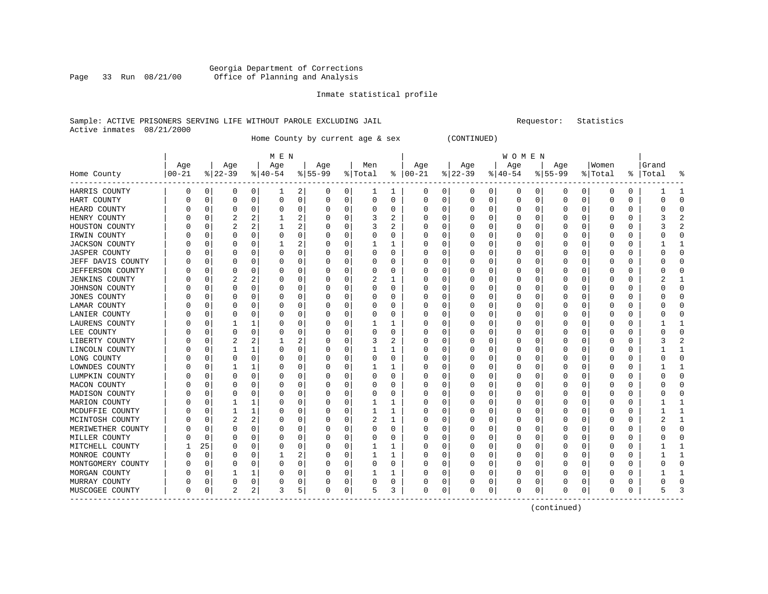Georgia Department of Corrections
Office of Planning and Analysis

Inmate statistical profile

Sample: ACTIVE PRISONERS SERVING LIFE WITHOUT PAROLE EXCLUDING JAIL    Requestor: Statistics
Active inmates 08/21/2000

Home County by current age & sex (CONTINUED)

| Home County | MEN Age 00-21 | % | Age 22-39 | % | Age 40-54 | % | Age 55-99 | % | Men Total | % | WOMEN Age 00-21 | % | Age 22-39 | % | Age 40-54 | % | Age 55-99 | % | Women Total | % | Grand Total | % |
|---|---|---|---|---|---|---|---|---|---|---|---|---|---|---|---|---|---|---|---|---|---|---|
| HARRIS COUNTY | 0 | 0 | 0 | 0 | 1 | 2 | 0 | 0 | 1 | 1 | 0 | 0 | 0 | 0 | 0 | 0 | 0 | 0 | 0 | 0 | 1 | 1 |
| HART COUNTY | 0 | 0 | 0 | 0 | 0 | 0 | 0 | 0 | 0 | 0 | 0 | 0 | 0 | 0 | 0 | 0 | 0 | 0 | 0 | 0 | 0 | 0 |
| HEARD COUNTY | 0 | 0 | 0 | 0 | 0 | 0 | 0 | 0 | 0 | 0 | 0 | 0 | 0 | 0 | 0 | 0 | 0 | 0 | 0 | 0 | 0 | 0 |
| HENRY COUNTY | 0 | 0 | 2 | 2 | 1 | 2 | 0 | 0 | 3 | 2 | 0 | 0 | 0 | 0 | 0 | 0 | 0 | 0 | 0 | 0 | 3 | 2 |
| HOUSTON COUNTY | 0 | 0 | 2 | 2 | 1 | 2 | 0 | 0 | 3 | 2 | 0 | 0 | 0 | 0 | 0 | 0 | 0 | 0 | 0 | 0 | 3 | 2 |
| IRWIN COUNTY | 0 | 0 | 0 | 0 | 0 | 0 | 0 | 0 | 0 | 0 | 0 | 0 | 0 | 0 | 0 | 0 | 0 | 0 | 0 | 0 | 0 | 0 |
| JACKSON COUNTY | 0 | 0 | 0 | 0 | 1 | 2 | 0 | 0 | 1 | 1 | 0 | 0 | 0 | 0 | 0 | 0 | 0 | 0 | 0 | 0 | 1 | 1 |
| JASPER COUNTY | 0 | 0 | 0 | 0 | 0 | 0 | 0 | 0 | 0 | 0 | 0 | 0 | 0 | 0 | 0 | 0 | 0 | 0 | 0 | 0 | 0 | 0 |
| JEFF DAVIS COUNTY | 0 | 0 | 0 | 0 | 0 | 0 | 0 | 0 | 0 | 0 | 0 | 0 | 0 | 0 | 0 | 0 | 0 | 0 | 0 | 0 | 0 | 0 |
| JEFFERSON COUNTY | 0 | 0 | 0 | 0 | 0 | 0 | 0 | 0 | 0 | 0 | 0 | 0 | 0 | 0 | 0 | 0 | 0 | 0 | 0 | 0 | 0 | 0 |
| JENKINS COUNTY | 0 | 0 | 2 | 2 | 0 | 0 | 0 | 0 | 2 | 1 | 0 | 0 | 0 | 0 | 0 | 0 | 0 | 0 | 0 | 0 | 2 | 1 |
| JOHNSON COUNTY | 0 | 0 | 0 | 0 | 0 | 0 | 0 | 0 | 0 | 0 | 0 | 0 | 0 | 0 | 0 | 0 | 0 | 0 | 0 | 0 | 0 | 0 |
| JONES COUNTY | 0 | 0 | 0 | 0 | 0 | 0 | 0 | 0 | 0 | 0 | 0 | 0 | 0 | 0 | 0 | 0 | 0 | 0 | 0 | 0 | 0 | 0 |
| LAMAR COUNTY | 0 | 0 | 0 | 0 | 0 | 0 | 0 | 0 | 0 | 0 | 0 | 0 | 0 | 0 | 0 | 0 | 0 | 0 | 0 | 0 | 0 | 0 |
| LANIER COUNTY | 0 | 0 | 0 | 0 | 0 | 0 | 0 | 0 | 0 | 0 | 0 | 0 | 0 | 0 | 0 | 0 | 0 | 0 | 0 | 0 | 0 | 0 |
| LAURENS COUNTY | 0 | 0 | 1 | 1 | 0 | 0 | 0 | 0 | 1 | 1 | 0 | 0 | 0 | 0 | 0 | 0 | 0 | 0 | 0 | 0 | 1 | 1 |
| LEE COUNTY | 0 | 0 | 0 | 0 | 0 | 0 | 0 | 0 | 0 | 0 | 0 | 0 | 0 | 0 | 0 | 0 | 0 | 0 | 0 | 0 | 0 | 0 |
| LIBERTY COUNTY | 0 | 0 | 2 | 2 | 1 | 2 | 0 | 0 | 3 | 2 | 0 | 0 | 0 | 0 | 0 | 0 | 0 | 0 | 0 | 0 | 3 | 2 |
| LINCOLN COUNTY | 0 | 0 | 1 | 1 | 0 | 0 | 0 | 0 | 1 | 1 | 0 | 0 | 0 | 0 | 0 | 0 | 0 | 0 | 0 | 0 | 1 | 1 |
| LONG COUNTY | 0 | 0 | 0 | 0 | 0 | 0 | 0 | 0 | 0 | 0 | 0 | 0 | 0 | 0 | 0 | 0 | 0 | 0 | 0 | 0 | 0 | 0 |
| LOWNDES COUNTY | 0 | 0 | 1 | 1 | 0 | 0 | 0 | 0 | 1 | 1 | 0 | 0 | 0 | 0 | 0 | 0 | 0 | 0 | 0 | 0 | 1 | 1 |
| LUMPKIN COUNTY | 0 | 0 | 0 | 0 | 0 | 0 | 0 | 0 | 0 | 0 | 0 | 0 | 0 | 0 | 0 | 0 | 0 | 0 | 0 | 0 | 0 | 0 |
| MACON COUNTY | 0 | 0 | 0 | 0 | 0 | 0 | 0 | 0 | 0 | 0 | 0 | 0 | 0 | 0 | 0 | 0 | 0 | 0 | 0 | 0 | 0 | 0 |
| MADISON COUNTY | 0 | 0 | 0 | 0 | 0 | 0 | 0 | 0 | 0 | 0 | 0 | 0 | 0 | 0 | 0 | 0 | 0 | 0 | 0 | 0 | 0 | 0 |
| MARION COUNTY | 0 | 0 | 1 | 1 | 0 | 0 | 0 | 0 | 1 | 1 | 0 | 0 | 0 | 0 | 0 | 0 | 0 | 0 | 0 | 0 | 1 | 1 |
| MCDUFFIE COUNTY | 0 | 0 | 1 | 1 | 0 | 0 | 0 | 0 | 1 | 1 | 0 | 0 | 0 | 0 | 0 | 0 | 0 | 0 | 0 | 0 | 1 | 1 |
| MCINTOSH COUNTY | 0 | 0 | 2 | 2 | 0 | 0 | 0 | 0 | 2 | 1 | 0 | 0 | 0 | 0 | 0 | 0 | 0 | 0 | 0 | 0 | 2 | 1 |
| MERIWETHER COUNTY | 0 | 0 | 0 | 0 | 0 | 0 | 0 | 0 | 0 | 0 | 0 | 0 | 0 | 0 | 0 | 0 | 0 | 0 | 0 | 0 | 0 | 0 |
| MILLER COUNTY | 0 | 0 | 0 | 0 | 0 | 0 | 0 | 0 | 0 | 0 | 0 | 0 | 0 | 0 | 0 | 0 | 0 | 0 | 0 | 0 | 0 | 0 |
| MITCHELL COUNTY | 1 | 25 | 0 | 0 | 0 | 0 | 0 | 0 | 1 | 1 | 0 | 0 | 0 | 0 | 0 | 0 | 0 | 0 | 0 | 0 | 1 | 1 |
| MONROE COUNTY | 0 | 0 | 0 | 0 | 1 | 2 | 0 | 0 | 1 | 1 | 0 | 0 | 0 | 0 | 0 | 0 | 0 | 0 | 0 | 0 | 1 | 1 |
| MONTGOMERY COUNTY | 0 | 0 | 0 | 0 | 0 | 0 | 0 | 0 | 0 | 0 | 0 | 0 | 0 | 0 | 0 | 0 | 0 | 0 | 0 | 0 | 0 | 0 |
| MORGAN COUNTY | 0 | 0 | 1 | 1 | 0 | 0 | 0 | 0 | 1 | 1 | 0 | 0 | 0 | 0 | 0 | 0 | 0 | 0 | 0 | 0 | 1 | 1 |
| MURRAY COUNTY | 0 | 0 | 0 | 0 | 0 | 0 | 0 | 0 | 0 | 0 | 0 | 0 | 0 | 0 | 0 | 0 | 0 | 0 | 0 | 0 | 0 | 0 |
| MUSCOGEE COUNTY | 0 | 0 | 2 | 2 | 3 | 5 | 0 | 0 | 5 | 3 | 0 | 0 | 0 | 0 | 0 | 0 | 0 | 0 | 0 | 0 | 5 | 3 |

(continued)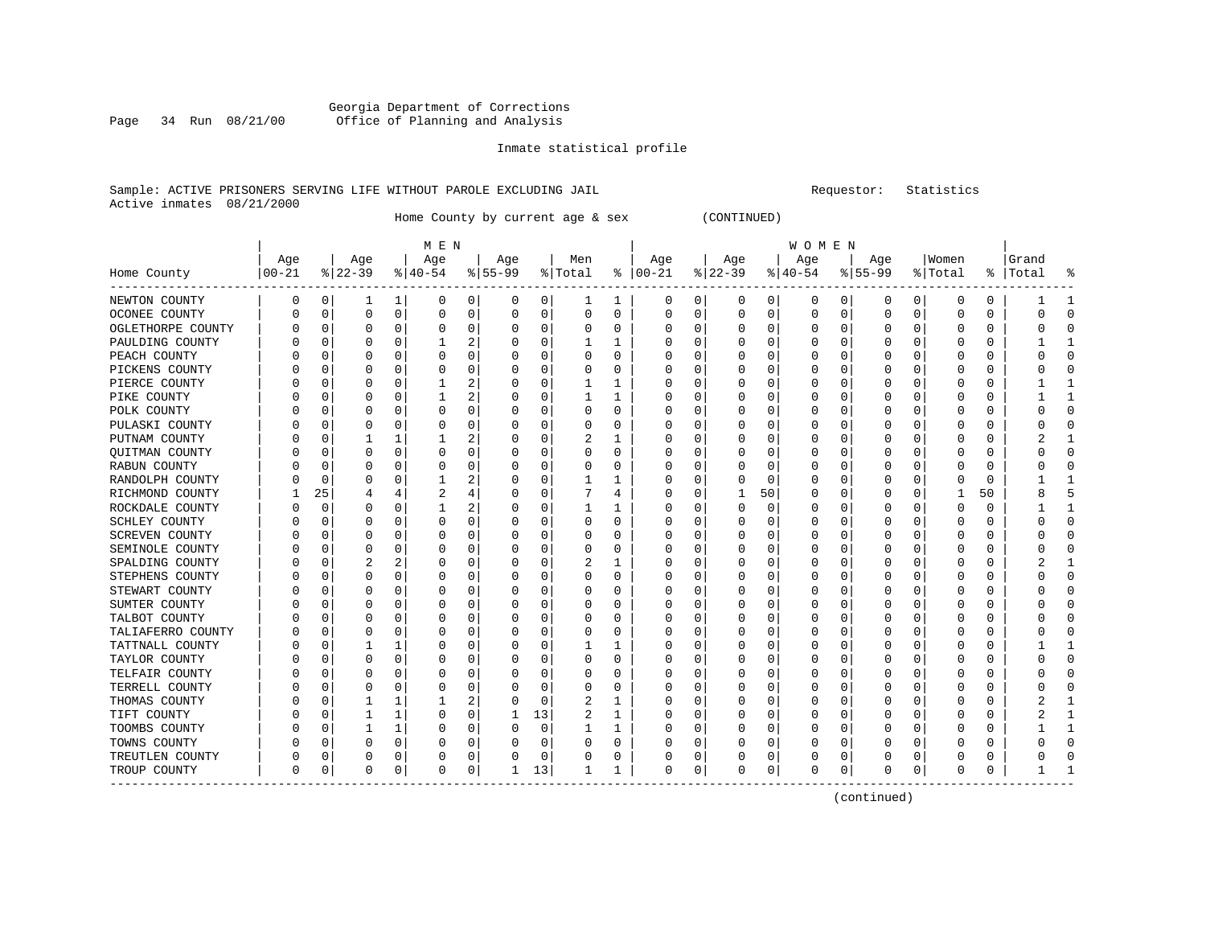Georgia Department of Corrections
Office of Planning and Analysis

Inmate statistical profile

Sample: ACTIVE PRISONERS SERVING LIFE WITHOUT PAROLE EXCLUDING JAIL    Requestor: Statistics
Active inmates 08/21/2000

Home County by current age & sex (CONTINUED)

| Home County | MEN Age 00-21 | % | Age 22-39 | % | Age 40-54 | % | Age 55-99 | % | Men Total | % | WOMEN Age 00-21 | % | Age 22-39 | % | Age 40-54 | % | Age 55-99 | % | Women Total | % | Grand Total | % |
|---|---|---|---|---|---|---|---|---|---|---|---|---|---|---|---|---|---|---|---|---|---|---|
| NEWTON COUNTY | 0 | 0 | 1 | 1 | 0 | 0 | 0 | 0 | 1 | 1 | 0 | 0 | 0 | 0 | 0 | 0 | 0 | 0 | 0 | 0 | 1 | 1 |
| OCONEE COUNTY | 0 | 0 | 0 | 0 | 0 | 0 | 0 | 0 | 0 | 0 | 0 | 0 | 0 | 0 | 0 | 0 | 0 | 0 | 0 | 0 | 0 | 0 |
| OGLETHORPE COUNTY | 0 | 0 | 0 | 0 | 0 | 0 | 0 | 0 | 0 | 0 | 0 | 0 | 0 | 0 | 0 | 0 | 0 | 0 | 0 | 0 | 0 | 0 |
| PAULDING COUNTY | 0 | 0 | 0 | 0 | 1 | 2 | 0 | 0 | 1 | 1 | 0 | 0 | 0 | 0 | 0 | 0 | 0 | 0 | 0 | 0 | 1 | 1 |
| PEACH COUNTY | 0 | 0 | 0 | 0 | 0 | 0 | 0 | 0 | 0 | 0 | 0 | 0 | 0 | 0 | 0 | 0 | 0 | 0 | 0 | 0 | 0 | 0 |
| PICKENS COUNTY | 0 | 0 | 0 | 0 | 0 | 0 | 0 | 0 | 0 | 0 | 0 | 0 | 0 | 0 | 0 | 0 | 0 | 0 | 0 | 0 | 0 | 0 |
| PIERCE COUNTY | 0 | 0 | 0 | 0 | 1 | 2 | 0 | 0 | 1 | 1 | 0 | 0 | 0 | 0 | 0 | 0 | 0 | 0 | 0 | 0 | 1 | 1 |
| PIKE COUNTY | 0 | 0 | 0 | 0 | 1 | 2 | 0 | 0 | 1 | 1 | 0 | 0 | 0 | 0 | 0 | 0 | 0 | 0 | 0 | 0 | 1 | 1 |
| POLK COUNTY | 0 | 0 | 0 | 0 | 0 | 0 | 0 | 0 | 0 | 0 | 0 | 0 | 0 | 0 | 0 | 0 | 0 | 0 | 0 | 0 | 0 | 0 |
| PULASKI COUNTY | 0 | 0 | 0 | 0 | 0 | 0 | 0 | 0 | 0 | 0 | 0 | 0 | 0 | 0 | 0 | 0 | 0 | 0 | 0 | 0 | 0 | 0 |
| PUTNAM COUNTY | 0 | 0 | 1 | 1 | 1 | 2 | 0 | 0 | 2 | 1 | 0 | 0 | 0 | 0 | 0 | 0 | 0 | 0 | 0 | 0 | 2 | 1 |
| QUITMAN COUNTY | 0 | 0 | 0 | 0 | 0 | 0 | 0 | 0 | 0 | 0 | 0 | 0 | 0 | 0 | 0 | 0 | 0 | 0 | 0 | 0 | 0 | 0 |
| RABUN COUNTY | 0 | 0 | 0 | 0 | 0 | 0 | 0 | 0 | 0 | 0 | 0 | 0 | 0 | 0 | 0 | 0 | 0 | 0 | 0 | 0 | 0 | 0 |
| RANDOLPH COUNTY | 0 | 0 | 0 | 0 | 1 | 2 | 0 | 0 | 1 | 1 | 0 | 0 | 0 | 0 | 0 | 0 | 0 | 0 | 0 | 0 | 1 | 1 |
| RICHMOND COUNTY | 1 | 25 | 4 | 4 | 2 | 4 | 0 | 0 | 7 | 4 | 0 | 0 | 1 | 50 | 0 | 0 | 0 | 0 | 1 | 50 | 8 | 5 |
| ROCKDALE COUNTY | 0 | 0 | 0 | 0 | 1 | 2 | 0 | 0 | 1 | 1 | 0 | 0 | 0 | 0 | 0 | 0 | 0 | 0 | 0 | 0 | 1 | 1 |
| SCHLEY COUNTY | 0 | 0 | 0 | 0 | 0 | 0 | 0 | 0 | 0 | 0 | 0 | 0 | 0 | 0 | 0 | 0 | 0 | 0 | 0 | 0 | 0 | 0 |
| SCREVEN COUNTY | 0 | 0 | 0 | 0 | 0 | 0 | 0 | 0 | 0 | 0 | 0 | 0 | 0 | 0 | 0 | 0 | 0 | 0 | 0 | 0 | 0 | 0 |
| SEMINOLE COUNTY | 0 | 0 | 0 | 0 | 0 | 0 | 0 | 0 | 0 | 0 | 0 | 0 | 0 | 0 | 0 | 0 | 0 | 0 | 0 | 0 | 0 | 0 |
| SPALDING COUNTY | 0 | 0 | 2 | 2 | 0 | 0 | 0 | 0 | 2 | 1 | 0 | 0 | 0 | 0 | 0 | 0 | 0 | 0 | 0 | 0 | 2 | 1 |
| STEPHENS COUNTY | 0 | 0 | 0 | 0 | 0 | 0 | 0 | 0 | 0 | 0 | 0 | 0 | 0 | 0 | 0 | 0 | 0 | 0 | 0 | 0 | 0 | 0 |
| STEWART COUNTY | 0 | 0 | 0 | 0 | 0 | 0 | 0 | 0 | 0 | 0 | 0 | 0 | 0 | 0 | 0 | 0 | 0 | 0 | 0 | 0 | 0 | 0 |
| SUMTER COUNTY | 0 | 0 | 0 | 0 | 0 | 0 | 0 | 0 | 0 | 0 | 0 | 0 | 0 | 0 | 0 | 0 | 0 | 0 | 0 | 0 | 0 | 0 |
| TALBOT COUNTY | 0 | 0 | 0 | 0 | 0 | 0 | 0 | 0 | 0 | 0 | 0 | 0 | 0 | 0 | 0 | 0 | 0 | 0 | 0 | 0 | 0 | 0 |
| TALIAFERRO COUNTY | 0 | 0 | 0 | 0 | 0 | 0 | 0 | 0 | 0 | 0 | 0 | 0 | 0 | 0 | 0 | 0 | 0 | 0 | 0 | 0 | 0 | 0 |
| TATTNALL COUNTY | 0 | 0 | 1 | 1 | 0 | 0 | 0 | 0 | 1 | 1 | 0 | 0 | 0 | 0 | 0 | 0 | 0 | 0 | 0 | 0 | 1 | 1 |
| TAYLOR COUNTY | 0 | 0 | 0 | 0 | 0 | 0 | 0 | 0 | 0 | 0 | 0 | 0 | 0 | 0 | 0 | 0 | 0 | 0 | 0 | 0 | 0 | 0 |
| TELFAIR COUNTY | 0 | 0 | 0 | 0 | 0 | 0 | 0 | 0 | 0 | 0 | 0 | 0 | 0 | 0 | 0 | 0 | 0 | 0 | 0 | 0 | 0 | 0 |
| TERRELL COUNTY | 0 | 0 | 0 | 0 | 0 | 0 | 0 | 0 | 0 | 0 | 0 | 0 | 0 | 0 | 0 | 0 | 0 | 0 | 0 | 0 | 0 | 0 |
| THOMAS COUNTY | 0 | 0 | 1 | 1 | 1 | 2 | 0 | 0 | 2 | 1 | 0 | 0 | 0 | 0 | 0 | 0 | 0 | 0 | 0 | 0 | 2 | 1 |
| TIFT COUNTY | 0 | 0 | 1 | 1 | 0 | 0 | 1 | 13 | 2 | 1 | 0 | 0 | 0 | 0 | 0 | 0 | 0 | 0 | 0 | 0 | 2 | 1 |
| TOOMBS COUNTY | 0 | 0 | 1 | 1 | 0 | 0 | 0 | 0 | 1 | 1 | 0 | 0 | 0 | 0 | 0 | 0 | 0 | 0 | 0 | 0 | 1 | 1 |
| TOWNS COUNTY | 0 | 0 | 0 | 0 | 0 | 0 | 0 | 0 | 0 | 0 | 0 | 0 | 0 | 0 | 0 | 0 | 0 | 0 | 0 | 0 | 0 | 0 |
| TREUTLEN COUNTY | 0 | 0 | 0 | 0 | 0 | 0 | 0 | 0 | 0 | 0 | 0 | 0 | 0 | 0 | 0 | 0 | 0 | 0 | 0 | 0 | 0 | 0 |
| TROUP COUNTY | 0 | 0 | 0 | 0 | 0 | 0 | 1 | 13 | 1 | 1 | 0 | 0 | 0 | 0 | 0 | 0 | 0 | 0 | 0 | 0 | 1 | 1 |

(continued)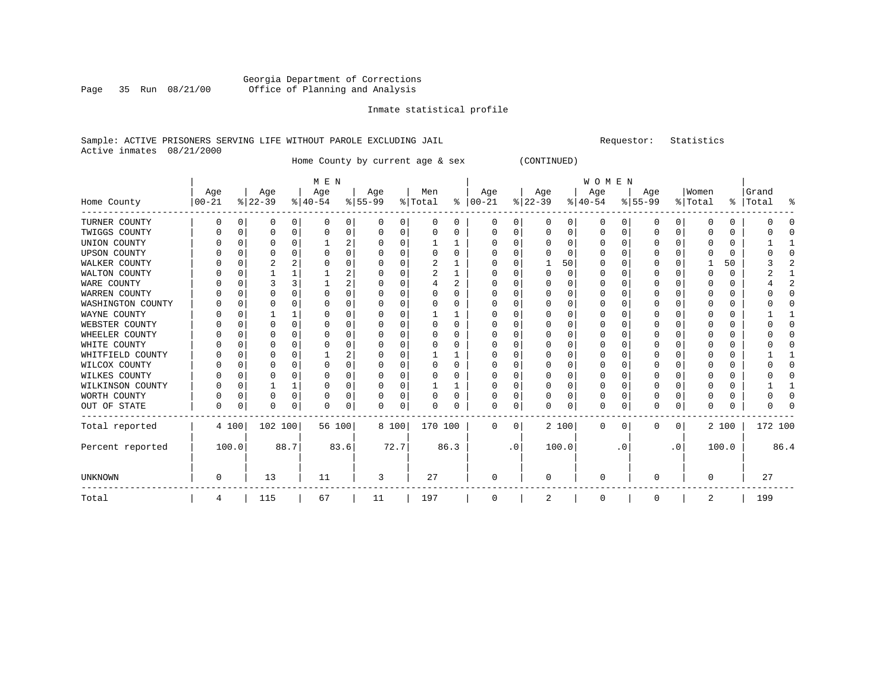Georgia Department of Corrections
Office of Planning and Analysis

Inmate statistical profile

Sample: ACTIVE PRISONERS SERVING LIFE WITHOUT PAROLE EXCLUDING JAIL

Requestor: Statistics

Active inmates 08/21/2000

Home County by current age & sex (CONTINUED)

| | MEN | | | | | | | | | | WOMEN | | | | | | | | | | | |
|---|---|---|---|---|---|---|---|---|---|---|---|---|---|---|---|---|---|---|---|---|---|---|
| Home County | Age 00-21 | % | Age 22-39 | % | Age 40-54 | % | Age 55-99 | % | Men Total | % | Age 00-21 | % | Age 22-39 | % | Age 40-54 | % | Age 55-99 | % | Women Total | % | Grand Total | % |
| TURNER COUNTY | 0 | 0 | 0 | 0 | 0 | 0 | 0 | 0 | 0 | 0 | 0 | 0 | 0 | 0 | 0 | 0 | 0 | 0 | 0 | 0 | 0 | 0 |
| TWIGGS COUNTY | 0 | 0 | 0 | 0 | 0 | 0 | 0 | 0 | 0 | 0 | 0 | 0 | 0 | 0 | 0 | 0 | 0 | 0 | 0 | 0 | 0 | 0 |
| UNION COUNTY | 0 | 0 | 0 | 0 | 1 | 2 | 0 | 0 | 1 | 1 | 0 | 0 | 0 | 0 | 0 | 0 | 0 | 0 | 0 | 0 | 1 | 1 |
| UPSON COUNTY | 0 | 0 | 0 | 0 | 0 | 0 | 0 | 0 | 0 | 0 | 0 | 0 | 0 | 0 | 0 | 0 | 0 | 0 | 0 | 0 | 0 | 0 |
| WALKER COUNTY | 0 | 0 | 2 | 2 | 0 | 0 | 0 | 0 | 2 | 1 | 0 | 0 | 1 | 50 | 0 | 0 | 0 | 0 | 1 | 50 | 3 | 2 |
| WALTON COUNTY | 0 | 0 | 1 | 1 | 1 | 2 | 0 | 0 | 2 | 1 | 0 | 0 | 0 | 0 | 0 | 0 | 0 | 0 | 0 | 0 | 2 | 1 |
| WARE COUNTY | 0 | 0 | 3 | 3 | 1 | 2 | 0 | 0 | 4 | 2 | 0 | 0 | 0 | 0 | 0 | 0 | 0 | 0 | 0 | 0 | 4 | 2 |
| WARREN COUNTY | 0 | 0 | 0 | 0 | 0 | 0 | 0 | 0 | 0 | 0 | 0 | 0 | 0 | 0 | 0 | 0 | 0 | 0 | 0 | 0 | 0 | 0 |
| WASHINGTON COUNTY | 0 | 0 | 0 | 0 | 0 | 0 | 0 | 0 | 0 | 0 | 0 | 0 | 0 | 0 | 0 | 0 | 0 | 0 | 0 | 0 | 0 | 0 |
| WAYNE COUNTY | 0 | 0 | 1 | 1 | 0 | 0 | 0 | 0 | 1 | 1 | 0 | 0 | 0 | 0 | 0 | 0 | 0 | 0 | 0 | 0 | 1 | 1 |
| WEBSTER COUNTY | 0 | 0 | 0 | 0 | 0 | 0 | 0 | 0 | 0 | 0 | 0 | 0 | 0 | 0 | 0 | 0 | 0 | 0 | 0 | 0 | 0 | 0 |
| WHEELER COUNTY | 0 | 0 | 0 | 0 | 0 | 0 | 0 | 0 | 0 | 0 | 0 | 0 | 0 | 0 | 0 | 0 | 0 | 0 | 0 | 0 | 0 | 0 |
| WHITE COUNTY | 0 | 0 | 0 | 0 | 0 | 0 | 0 | 0 | 0 | 0 | 0 | 0 | 0 | 0 | 0 | 0 | 0 | 0 | 0 | 0 | 0 | 0 |
| WHITFIELD COUNTY | 0 | 0 | 0 | 0 | 1 | 2 | 0 | 0 | 1 | 1 | 0 | 0 | 0 | 0 | 0 | 0 | 0 | 0 | 0 | 0 | 1 | 1 |
| WILCOX COUNTY | 0 | 0 | 0 | 0 | 0 | 0 | 0 | 0 | 0 | 0 | 0 | 0 | 0 | 0 | 0 | 0 | 0 | 0 | 0 | 0 | 0 | 0 |
| WILKES COUNTY | 0 | 0 | 0 | 0 | 0 | 0 | 0 | 0 | 0 | 0 | 0 | 0 | 0 | 0 | 0 | 0 | 0 | 0 | 0 | 0 | 0 | 0 |
| WILKINSON COUNTY | 0 | 0 | 1 | 1 | 0 | 0 | 0 | 0 | 1 | 1 | 0 | 0 | 0 | 0 | 0 | 0 | 0 | 0 | 0 | 0 | 1 | 1 |
| WORTH COUNTY | 0 | 0 | 0 | 0 | 0 | 0 | 0 | 0 | 0 | 0 | 0 | 0 | 0 | 0 | 0 | 0 | 0 | 0 | 0 | 0 | 0 | 0 |
| OUT OF STATE | 0 | 0 | 0 | 0 | 0 | 0 | 0 | 0 | 0 | 0 | 0 | 0 | 0 | 0 | 0 | 0 | 0 | 0 | 0 | 0 | 0 | 0 |
| Total reported | 4 | 100 | 102 | 100 | 56 | 100 | 8 | 100 | 170 | 100 | 0 | 0 | 2 | 100 | 0 | 0 | 0 | 0 | 2 | 100 | 172 | 100 |
| Percent reported | | 100.0 | | 88.7 | | 83.6 | | 72.7 | | 86.3 | | .0 | | 100.0 | | .0 | | .0 | | 100.0 | | 86.4 |
| UNKNOWN | 0 | | 13 | | 11 | | 3 | | 27 | | 0 | | 0 | | 0 | | 0 | | 0 | | 27 | |
| Total | 4 | | 115 | | 67 | | 11 | | 197 | | 0 | | 2 | | 0 | | 0 | | 2 | | 199 | |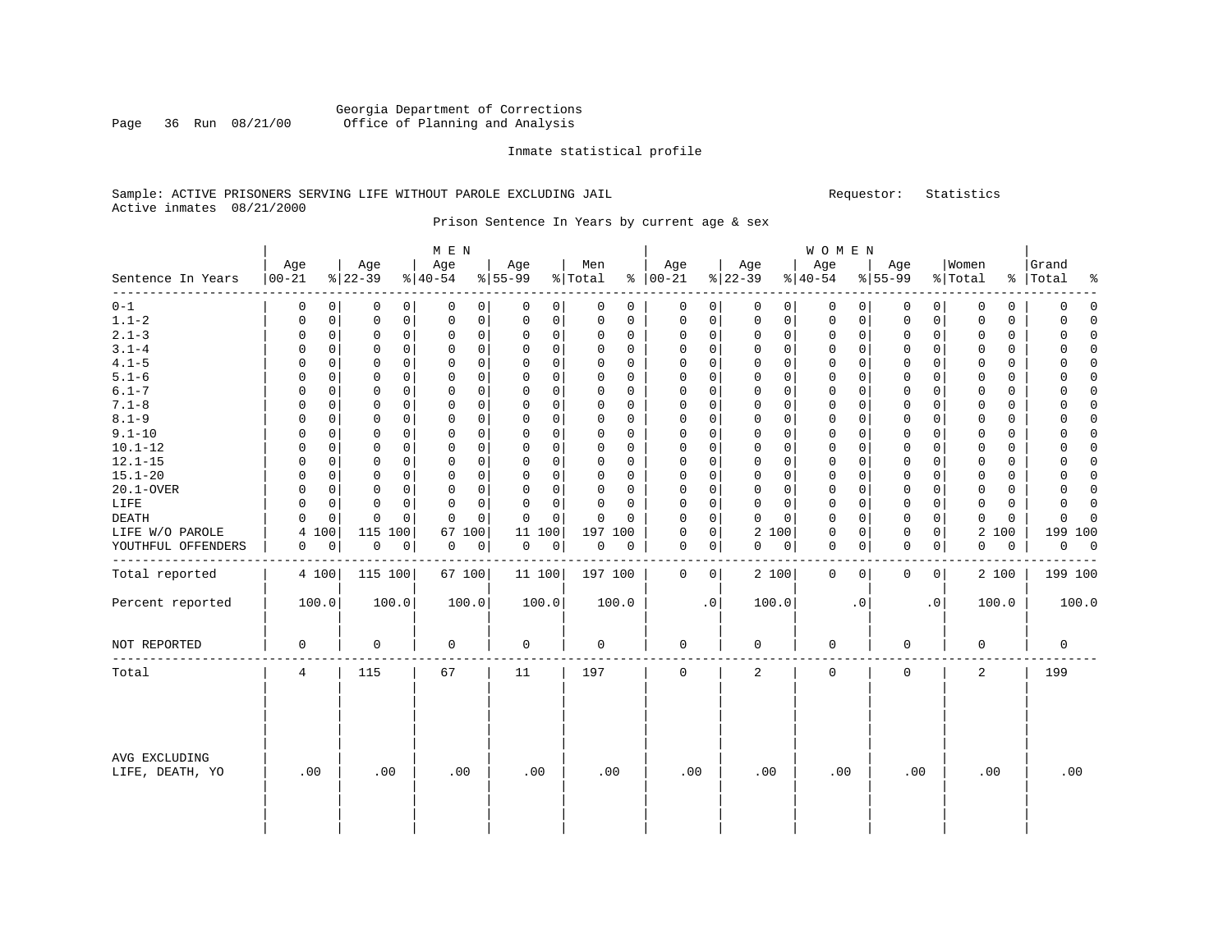Georgia Department of Corrections
Office of Planning and Analysis

Inmate statistical profile

Sample: ACTIVE PRISONERS SERVING LIFE WITHOUT PAROLE EXCLUDING JAIL    Requestor: Statistics
Active inmates 08/21/2000

Prison Sentence In Years by current age & sex

| Sentence In Years | MEN Age 00-21 | % | Age 22-39 | % | Age 40-54 | % | Age 55-99 | % | Men Total | % | WOMEN Age 00-21 | % | Age 22-39 | % | Age 40-54 | % | Age 55-99 | % | Women Total | % | Grand Total | % |
|---|---|---|---|---|---|---|---|---|---|---|---|---|---|---|---|---|---|---|---|---|---|---|
| 0-1 | 0 | 0 | 0 | 0 | 0 | 0 | 0 | 0 | 0 | 0 | 0 | 0 | 0 | 0 | 0 | 0 | 0 | 0 | 0 | 0 | 0 | 0 |
| 1.1-2 | 0 | 0 | 0 | 0 | 0 | 0 | 0 | 0 | 0 | 0 | 0 | 0 | 0 | 0 | 0 | 0 | 0 | 0 | 0 | 0 | 0 | 0 |
| 2.1-3 | 0 | 0 | 0 | 0 | 0 | 0 | 0 | 0 | 0 | 0 | 0 | 0 | 0 | 0 | 0 | 0 | 0 | 0 | 0 | 0 | 0 | 0 |
| 3.1-4 | 0 | 0 | 0 | 0 | 0 | 0 | 0 | 0 | 0 | 0 | 0 | 0 | 0 | 0 | 0 | 0 | 0 | 0 | 0 | 0 | 0 | 0 |
| 4.1-5 | 0 | 0 | 0 | 0 | 0 | 0 | 0 | 0 | 0 | 0 | 0 | 0 | 0 | 0 | 0 | 0 | 0 | 0 | 0 | 0 | 0 | 0 |
| 5.1-6 | 0 | 0 | 0 | 0 | 0 | 0 | 0 | 0 | 0 | 0 | 0 | 0 | 0 | 0 | 0 | 0 | 0 | 0 | 0 | 0 | 0 | 0 |
| 6.1-7 | 0 | 0 | 0 | 0 | 0 | 0 | 0 | 0 | 0 | 0 | 0 | 0 | 0 | 0 | 0 | 0 | 0 | 0 | 0 | 0 | 0 | 0 |
| 7.1-8 | 0 | 0 | 0 | 0 | 0 | 0 | 0 | 0 | 0 | 0 | 0 | 0 | 0 | 0 | 0 | 0 | 0 | 0 | 0 | 0 | 0 | 0 |
| 8.1-9 | 0 | 0 | 0 | 0 | 0 | 0 | 0 | 0 | 0 | 0 | 0 | 0 | 0 | 0 | 0 | 0 | 0 | 0 | 0 | 0 | 0 | 0 |
| 9.1-10 | 0 | 0 | 0 | 0 | 0 | 0 | 0 | 0 | 0 | 0 | 0 | 0 | 0 | 0 | 0 | 0 | 0 | 0 | 0 | 0 | 0 | 0 |
| 10.1-12 | 0 | 0 | 0 | 0 | 0 | 0 | 0 | 0 | 0 | 0 | 0 | 0 | 0 | 0 | 0 | 0 | 0 | 0 | 0 | 0 | 0 | 0 |
| 12.1-15 | 0 | 0 | 0 | 0 | 0 | 0 | 0 | 0 | 0 | 0 | 0 | 0 | 0 | 0 | 0 | 0 | 0 | 0 | 0 | 0 | 0 | 0 |
| 15.1-20 | 0 | 0 | 0 | 0 | 0 | 0 | 0 | 0 | 0 | 0 | 0 | 0 | 0 | 0 | 0 | 0 | 0 | 0 | 0 | 0 | 0 | 0 |
| 20.1-OVER | 0 | 0 | 0 | 0 | 0 | 0 | 0 | 0 | 0 | 0 | 0 | 0 | 0 | 0 | 0 | 0 | 0 | 0 | 0 | 0 | 0 | 0 |
| LIFE | 0 | 0 | 0 | 0 | 0 | 0 | 0 | 0 | 0 | 0 | 0 | 0 | 0 | 0 | 0 | 0 | 0 | 0 | 0 | 0 | 0 | 0 |
| DEATH | 0 | 0 | 0 | 0 | 0 | 0 | 0 | 0 | 0 | 0 | 0 | 0 | 0 | 0 | 0 | 0 | 0 | 0 | 0 | 0 | 0 | 0 |
| LIFE W/O PAROLE | 4 | 100 | 115 | 100 | 67 | 100 | 11 | 100 | 197 | 100 | 0 | 0 | 2 | 100 | 0 | 0 | 0 | 0 | 2 | 100 | 199 | 100 |
| YOUTHFUL OFFENDERS | 0 | 0 | 0 | 0 | 0 | 0 | 0 | 0 | 0 | 0 | 0 | 0 | 0 | 0 | 0 | 0 | 0 | 0 | 0 | 0 | 0 | 0 |
| Total reported | 4 | 100 | 115 | 100 | 67 | 100 | 11 | 100 | 197 | 100 | 0 | 0 | 2 | 100 | 0 | 0 | 0 | 0 | 2 | 100 | 199 | 100 |
| Percent reported | 100.0 | | 100.0 | | 100.0 | | 100.0 | | 100.0 | | .0 | | 100.0 | | .0 | | .0 | | 100.0 | | 100.0 | |
| NOT REPORTED | 0 | | 0 | | 0 | | 0 | | 0 | | 0 | | 0 | | 0 | | 0 | | 0 | | 0 | |
| Total | 4 | | 115 | | 67 | | 11 | | 197 | | 0 | | 2 | | 0 | | 0 | | 2 | | 199 | |
| AVG EXCLUDING LIFE, DEATH, YO | .00 | | .00 | | .00 | | .00 | | .00 | | .00 | | .00 | | .00 | | .00 | | .00 | | .00 | |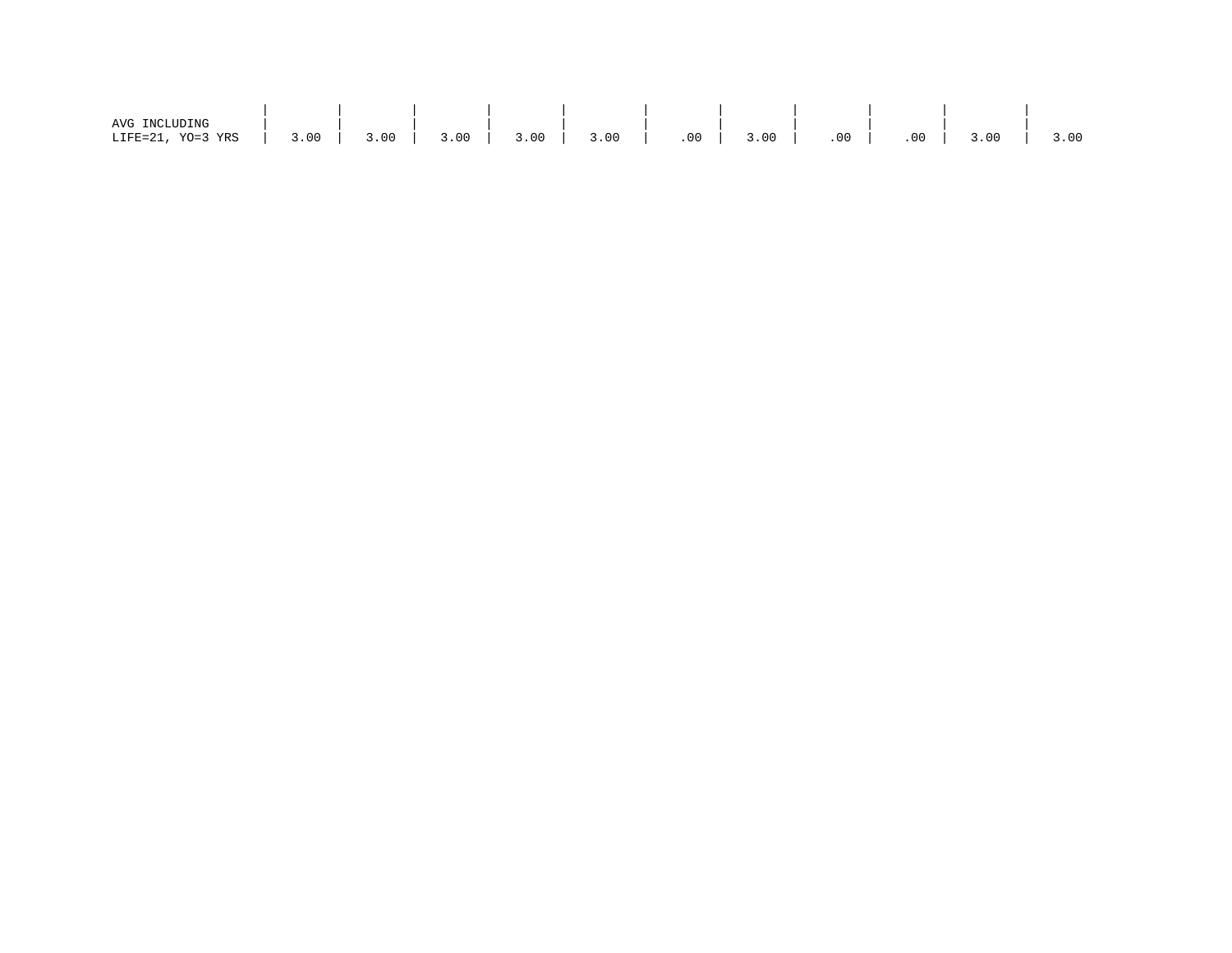| | | | | | | | | | | | |
|---|---|---|---|---|---|---|---|---|---|---|---|
| AVG INCLUDING LIFE=21, YO=3 YRS | 3.00 | 3.00 | 3.00 | 3.00 | 3.00 | .00 | 3.00 | .00 | .00 | 3.00 | 3.00 |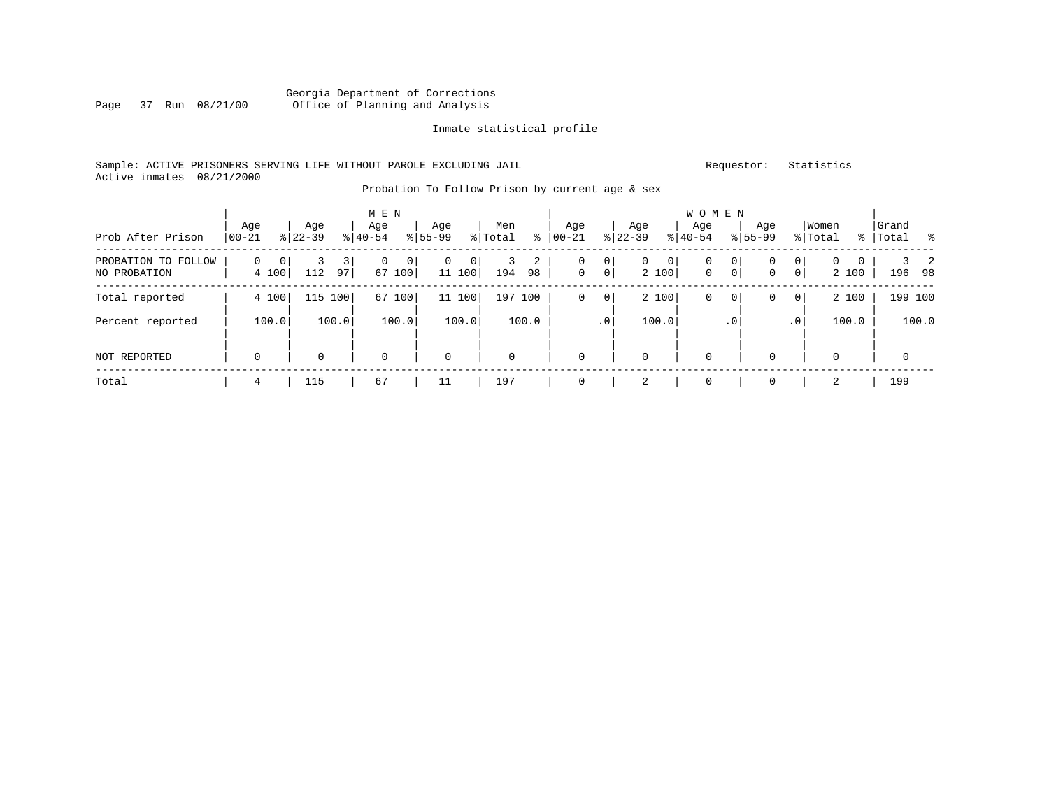Georgia Department of Corrections
Office of Planning and Analysis

Inmate statistical profile

Sample: ACTIVE PRISONERS SERVING LIFE WITHOUT PAROLE EXCLUDING JAIL                Requestor: Statistics
Active inmates 08/21/2000

Probation To Follow Prison by current age & sex

| Prob After Prison | MEN Age 00-21 | % | MEN Age 22-39 | % | MEN Age 40-54 | % | MEN Age 55-99 | % | Men Total | % | WOMEN Age 00-21 | % | WOMEN Age 22-39 | % | WOMEN Age 40-54 | % | WOMEN Age 55-99 | % | Women Total | % | Grand Total | % |
|---|---|---|---|---|---|---|---|---|---|---|---|---|---|---|---|---|---|---|---|---|---|---|
| PROBATION TO FOLLOW | 0 | 0 | 3 | 3 | 0 | 0 | 0 | 0 | 3 | 2 | 0 | 0 | 0 | 0 | 0 | 0 | 0 | 0 | 0 | 0 | 3 | 2 |
| NO PROBATION | 4 | 100 | 112 | 97 | 67 | 100 | 11 | 100 | 194 | 98 | 0 | 0 | 2 | 100 | 0 | 0 | 0 | 0 | 2 | 100 | 196 | 98 |
| Total reported | 4 | 100 | 115 | 100 | 67 | 100 | 11 | 100 | 197 | 100 | 0 | 0 | 2 | 100 | 0 | 0 | 0 | 0 | 2 | 100 | 199 | 100 |
| Percent reported | | 100.0 | | 100.0 | | 100.0 | | 100.0 | | 100.0 | | .0 | | 100.0 | | .0 | | .0 | | 100.0 | | 100.0 |
| NOT REPORTED | 0 | | 0 | | 0 | | 0 | | 0 | | 0 | | 0 | | 0 | | 0 | | 0 | | 0 | |
| Total | 4 | | 115 | | 67 | | 11 | | 197 | | 0 | | 2 | | 0 | | 0 | | 2 | | 199 | |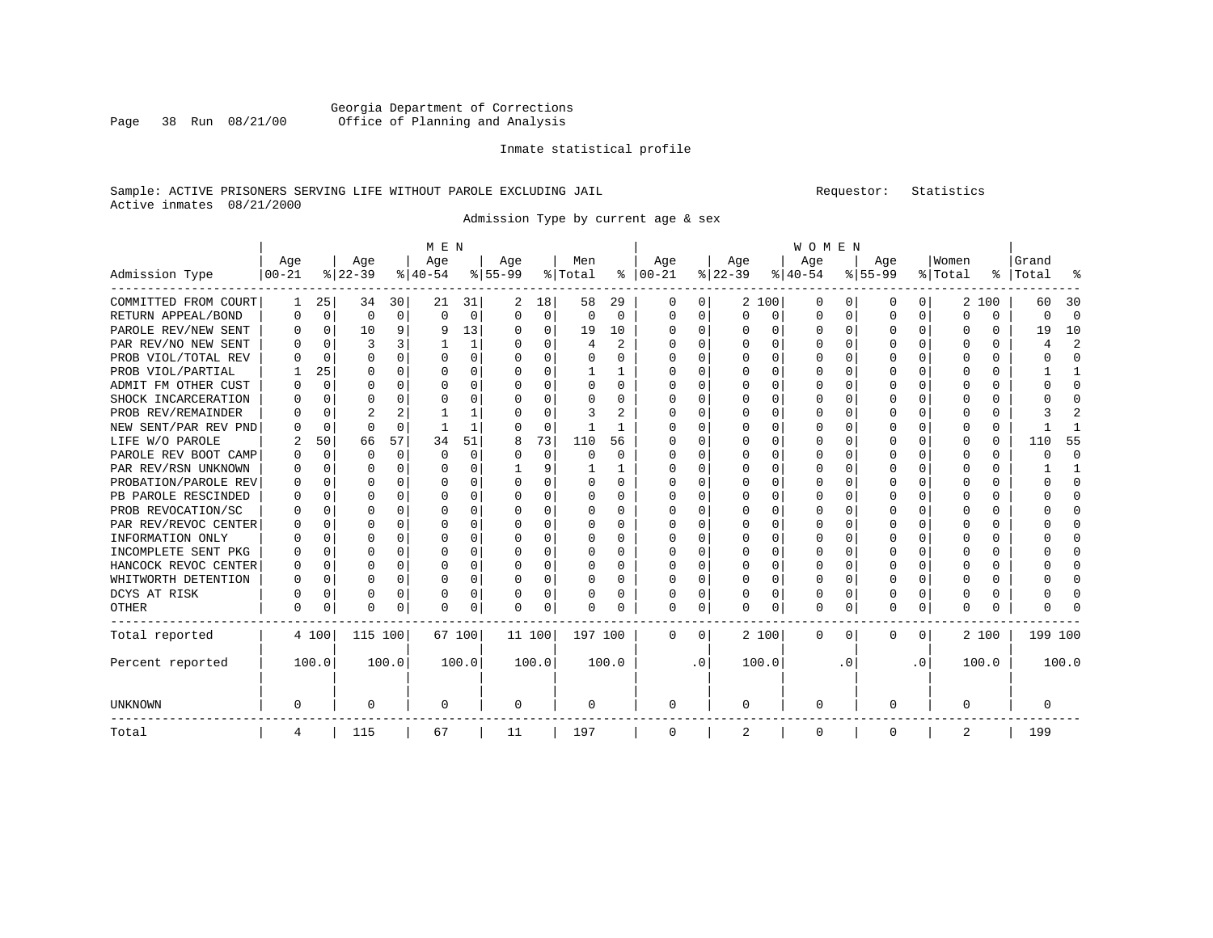Georgia Department of Corrections
Office of Planning and Analysis

Inmate statistical profile

Sample: ACTIVE PRISONERS SERVING LIFE WITHOUT PAROLE EXCLUDING JAIL    Requestor: Statistics
Active inmates 08/21/2000

Admission Type by current age & sex

| Admission Type | MEN Age 00-21 | % | Age 22-39 | % | Age 40-54 | % | Age 55-99 | % | Men Total | % | WOMEN Age 00-21 | % | Age 22-39 | % | Age 40-54 | % | Age 55-99 | % | Women Total | % | Grand Total | % |
|---|---|---|---|---|---|---|---|---|---|---|---|---|---|---|---|---|---|---|---|---|---|---|
| COMMITTED FROM COURT | 1 | 25 | 34 | 30 | 21 | 31 | 2 | 18 | 58 | 29 | 0 | 0 | 2 | 100 | 0 | 0 | 0 | 0 | 2 | 100 | 60 | 30 |
| RETURN APPEAL/BOND | 0 | 0 | 0 | 0 | 0 | 0 | 0 | 0 | 0 | 0 | 0 | 0 | 0 | 0 | 0 | 0 | 0 | 0 | 0 | 0 | 0 | 0 |
| PAROLE REV/NEW SENT | 0 | 0 | 10 | 9 | 9 | 13 | 0 | 0 | 19 | 10 | 0 | 0 | 0 | 0 | 0 | 0 | 0 | 0 | 0 | 0 | 19 | 10 |
| PAR REV/NO NEW SENT | 0 | 0 | 3 | 3 | 1 | 1 | 0 | 0 | 4 | 2 | 0 | 0 | 0 | 0 | 0 | 0 | 0 | 0 | 0 | 0 | 4 | 2 |
| PROB VIOL/TOTAL REV | 0 | 0 | 0 | 0 | 0 | 0 | 0 | 0 | 0 | 0 | 0 | 0 | 0 | 0 | 0 | 0 | 0 | 0 | 0 | 0 | 0 | 0 |
| PROB VIOL/PARTIAL | 1 | 25 | 0 | 0 | 0 | 0 | 0 | 0 | 1 | 1 | 0 | 0 | 0 | 0 | 0 | 0 | 0 | 0 | 0 | 0 | 1 | 1 |
| ADMIT FM OTHER CUST | 0 | 0 | 0 | 0 | 0 | 0 | 0 | 0 | 0 | 0 | 0 | 0 | 0 | 0 | 0 | 0 | 0 | 0 | 0 | 0 | 0 | 0 |
| SHOCK INCARCERATION | 0 | 0 | 0 | 0 | 0 | 0 | 0 | 0 | 0 | 0 | 0 | 0 | 0 | 0 | 0 | 0 | 0 | 0 | 0 | 0 | 0 | 0 |
| PROB REV/REMAINDER | 0 | 0 | 2 | 2 | 1 | 1 | 0 | 0 | 3 | 2 | 0 | 0 | 0 | 0 | 0 | 0 | 0 | 0 | 0 | 0 | 3 | 2 |
| NEW SENT/PAR REV PND | 0 | 0 | 0 | 0 | 1 | 1 | 0 | 0 | 1 | 1 | 0 | 0 | 0 | 0 | 0 | 0 | 0 | 0 | 0 | 0 | 1 | 1 |
| LIFE W/O PAROLE | 2 | 50 | 66 | 57 | 34 | 51 | 8 | 73 | 110 | 56 | 0 | 0 | 0 | 0 | 0 | 0 | 0 | 0 | 0 | 0 | 110 | 55 |
| PAROLE REV BOOT CAMP | 0 | 0 | 0 | 0 | 0 | 0 | 0 | 0 | 0 | 0 | 0 | 0 | 0 | 0 | 0 | 0 | 0 | 0 | 0 | 0 | 0 | 0 |
| PAR REV/RSN UNKNOWN | 0 | 0 | 0 | 0 | 0 | 0 | 1 | 9 | 1 | 1 | 0 | 0 | 0 | 0 | 0 | 0 | 0 | 0 | 0 | 0 | 1 | 1 |
| PROBATION/PAROLE REV | 0 | 0 | 0 | 0 | 0 | 0 | 0 | 0 | 0 | 0 | 0 | 0 | 0 | 0 | 0 | 0 | 0 | 0 | 0 | 0 | 0 | 0 |
| PB PAROLE RESCINDED | 0 | 0 | 0 | 0 | 0 | 0 | 0 | 0 | 0 | 0 | 0 | 0 | 0 | 0 | 0 | 0 | 0 | 0 | 0 | 0 | 0 | 0 |
| PROB REVOCATION/SC | 0 | 0 | 0 | 0 | 0 | 0 | 0 | 0 | 0 | 0 | 0 | 0 | 0 | 0 | 0 | 0 | 0 | 0 | 0 | 0 | 0 | 0 |
| PAR REV/REVOC CENTER | 0 | 0 | 0 | 0 | 0 | 0 | 0 | 0 | 0 | 0 | 0 | 0 | 0 | 0 | 0 | 0 | 0 | 0 | 0 | 0 | 0 | 0 |
| INFORMATION ONLY | 0 | 0 | 0 | 0 | 0 | 0 | 0 | 0 | 0 | 0 | 0 | 0 | 0 | 0 | 0 | 0 | 0 | 0 | 0 | 0 | 0 | 0 |
| INCOMPLETE SENT PKG | 0 | 0 | 0 | 0 | 0 | 0 | 0 | 0 | 0 | 0 | 0 | 0 | 0 | 0 | 0 | 0 | 0 | 0 | 0 | 0 | 0 | 0 |
| HANCOCK REVOC CENTER | 0 | 0 | 0 | 0 | 0 | 0 | 0 | 0 | 0 | 0 | 0 | 0 | 0 | 0 | 0 | 0 | 0 | 0 | 0 | 0 | 0 | 0 |
| WHITWORTH DETENTION | 0 | 0 | 0 | 0 | 0 | 0 | 0 | 0 | 0 | 0 | 0 | 0 | 0 | 0 | 0 | 0 | 0 | 0 | 0 | 0 | 0 | 0 |
| DCYS AT RISK | 0 | 0 | 0 | 0 | 0 | 0 | 0 | 0 | 0 | 0 | 0 | 0 | 0 | 0 | 0 | 0 | 0 | 0 | 0 | 0 | 0 | 0 |
| OTHER | 0 | 0 | 0 | 0 | 0 | 0 | 0 | 0 | 0 | 0 | 0 | 0 | 0 | 0 | 0 | 0 | 0 | 0 | 0 | 0 | 0 | 0 |
| Total reported | 4 | 100 | 115 | 100 | 67 | 100 | 11 | 100 | 197 | 100 | 0 | 0 | 2 | 100 | 0 | 0 | 0 | 0 | 2 | 100 | 199 | 100 |
| Percent reported | | 100.0 | | 100.0 | | 100.0 | | 100.0 | | 100.0 | | .0 | | 100.0 | | .0 | | .0 | | 100.0 | | 100.0 |
| UNKNOWN | 0 | | 0 | | 0 | | 0 | | 0 | | 0 | | 0 | | 0 | | 0 | | 0 | | 0 | |
| Total | 4 | | 115 | | 67 | | 11 | | 197 | | 0 | | 2 | | 0 | | 0 | | 2 | | 199 | |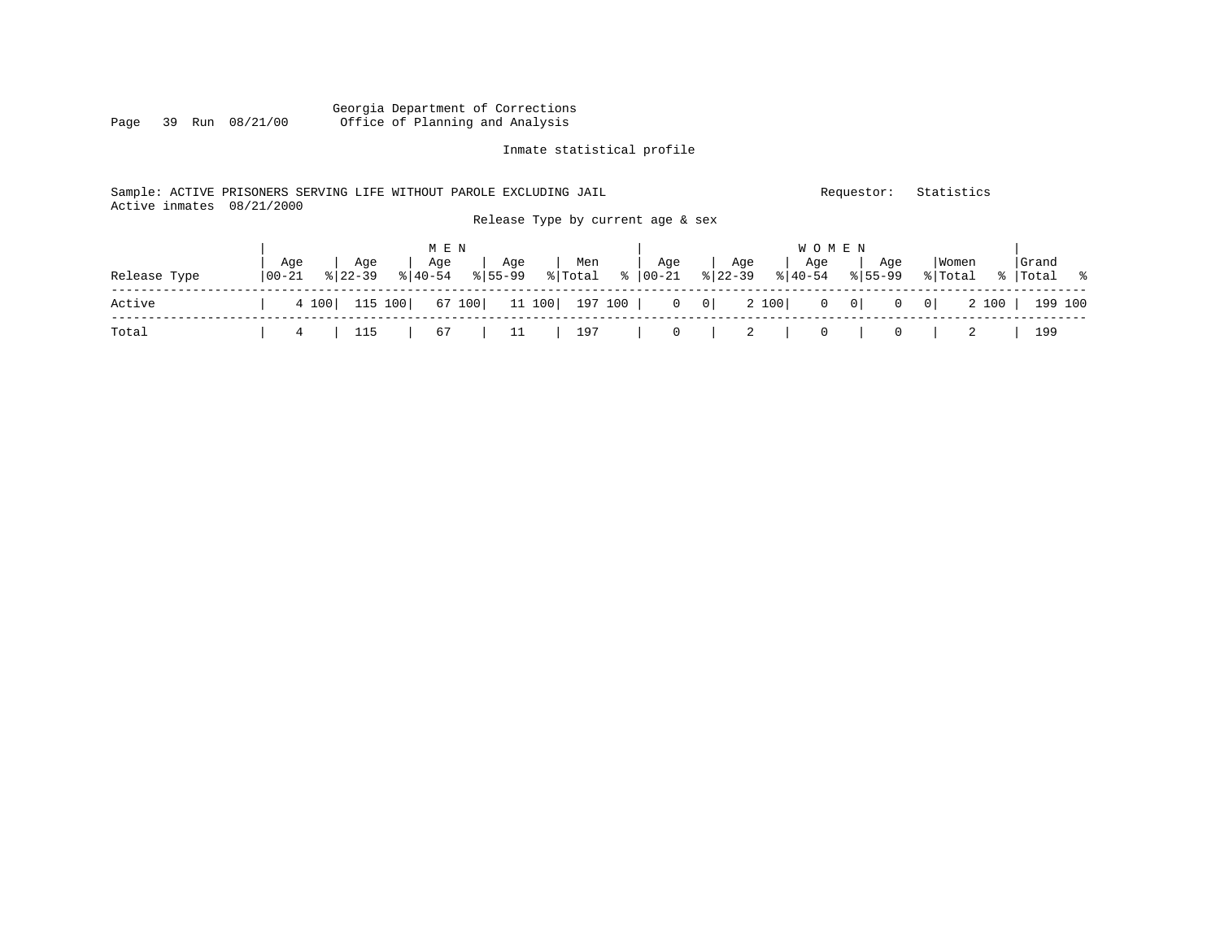Georgia Department of Corrections
Office of Planning and Analysis

Inmate statistical profile

Sample: ACTIVE PRISONERS SERVING LIFE WITHOUT PAROLE EXCLUDING JAIL　　　Requestor: Statistics
Active inmates 08/21/2000

Release Type by current age & sex

| | MEN | | | | | | | | | | WOMEN | | | | | | | | | | | |
|---|---|---|---|---|---|---|---|---|---|---|---|---|---|---|---|---|---|---|---|---|---|---|
| Release Type | Age 00-21 | % | Age 22-39 | % | Age 40-54 | % | Age 55-99 | % | Men Total | % | Age 00-21 | % | Age 22-39 | % | Age 40-54 | % | Age 55-99 | % | Women Total | % | Grand Total | % |
| Active | 4 | 100 | 115 | 100 | 67 | 100 | 11 | 100 | 197 | 100 | 0 | 0 | 2 | 100 | 0 | 0 | 0 | 0 | 2 | 100 | 199 | 100 |
| Total | 4 | | 115 | | 67 | | 11 | | 197 | | 0 | | 2 | | 0 | | 0 | | 2 | | 199 | |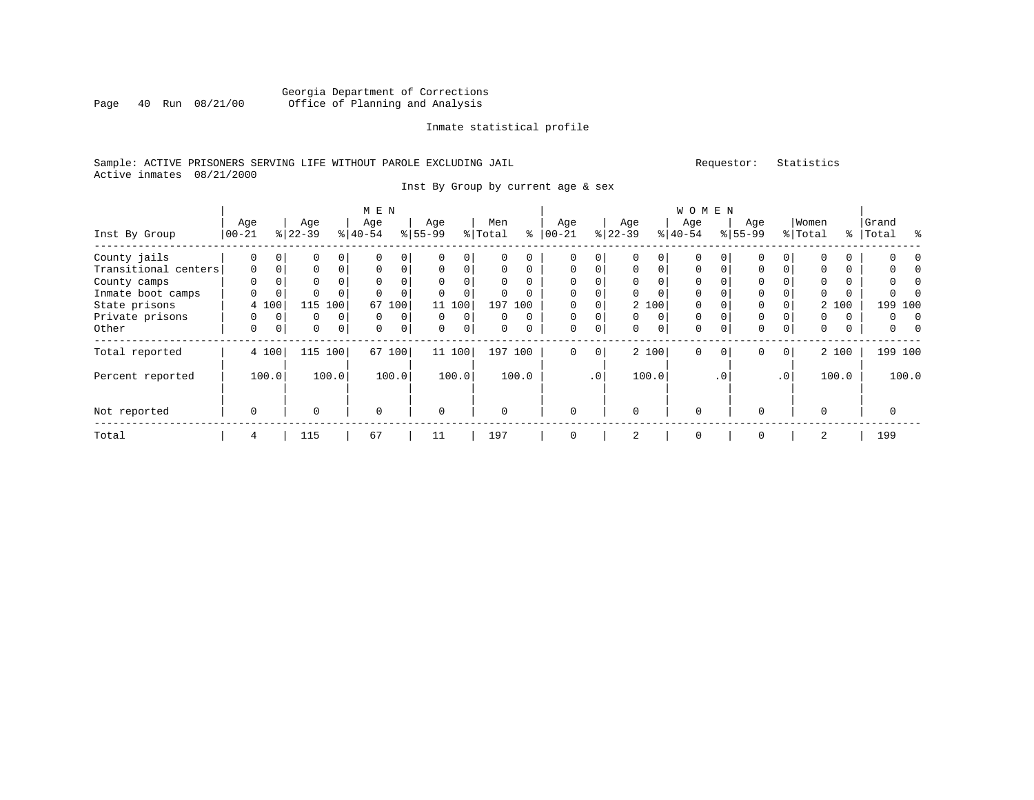Georgia Department of Corrections
Office of Planning and Analysis

Inmate statistical profile

Sample: ACTIVE PRISONERS SERVING LIFE WITHOUT PAROLE EXCLUDING JAIL

Requestor: Statistics

Active inmates 08/21/2000

Inst By Group by current age & sex

| Inst By Group | MEN Age 00-21 | % | Age 22-39 | % | Age 40-54 | % | Age 55-99 | % | Men Total | % | WOMEN Age 00-21 | % | Age 22-39 | % | Age 40-54 | % | Age 55-99 | % | Women Total | % | Grand Total | % |
|---|---|---|---|---|---|---|---|---|---|---|---|---|---|---|---|---|---|---|---|---|---|---|
| County jails | 0 | 0 | 0 | 0 | 0 | 0 | 0 | 0 | 0 | 0 | 0 | 0 | 0 | 0 | 0 | 0 | 0 | 0 | 0 | 0 | 0 | 0 |
| Transitional centers | 0 | 0 | 0 | 0 | 0 | 0 | 0 | 0 | 0 | 0 | 0 | 0 | 0 | 0 | 0 | 0 | 0 | 0 | 0 | 0 | 0 | 0 |
| County camps | 0 | 0 | 0 | 0 | 0 | 0 | 0 | 0 | 0 | 0 | 0 | 0 | 0 | 0 | 0 | 0 | 0 | 0 | 0 | 0 | 0 | 0 |
| Inmate boot camps | 0 | 0 | 0 | 0 | 0 | 0 | 0 | 0 | 0 | 0 | 0 | 0 | 0 | 0 | 0 | 0 | 0 | 0 | 0 | 0 | 0 | 0 |
| State prisons | 4 | 100 | 115 | 100 | 67 | 100 | 11 | 100 | 197 | 100 | 0 | 0 | 2 | 100 | 0 | 0 | 0 | 0 | 2 | 100 | 199 | 100 |
| Private prisons | 0 | 0 | 0 | 0 | 0 | 0 | 0 | 0 | 0 | 0 | 0 | 0 | 0 | 0 | 0 | 0 | 0 | 0 | 0 | 0 | 0 | 0 |
| Other | 0 | 0 | 0 | 0 | 0 | 0 | 0 | 0 | 0 | 0 | 0 | 0 | 0 | 0 | 0 | 0 | 0 | 0 | 0 | 0 | 0 | 0 |
| Total reported | 4 | 100 | 115 | 100 | 67 | 100 | 11 | 100 | 197 | 100 | 0 | 0 | 2 | 100 | 0 | 0 | 0 | 0 | 2 | 100 | 199 | 100 |
| Percent reported | | 100.0 | | 100.0 | | 100.0 | | 100.0 | | 100.0 | | .0 | | 100.0 | | .0 | | .0 | | 100.0 | | 100.0 |
| Not reported | 0 | | 0 | | 0 | | 0 | | 0 | | 0 | | 0 | | 0 | | 0 | | 0 | | 0 | |
| Total | 4 | | 115 | | 67 | | 11 | | 197 | | 0 | | 2 | | 0 | | 0 | | 2 | | 199 | |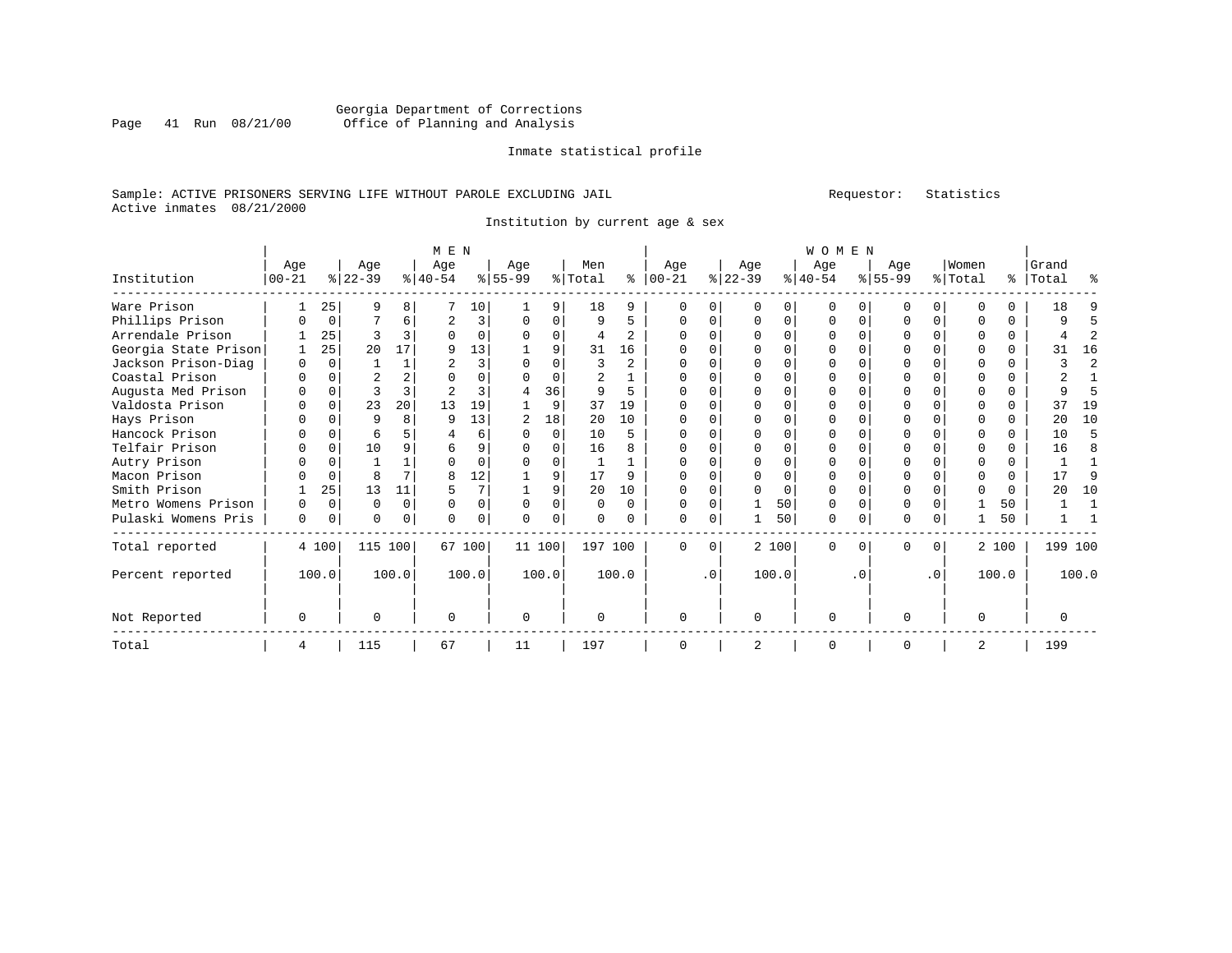Georgia Department of Corrections
Office of Planning and Analysis

Inmate statistical profile

Sample: ACTIVE PRISONERS SERVING LIFE WITHOUT PAROLE EXCLUDING JAIL
Active inmates 08/21/2000

Requestor: Statistics

Institution by current age & sex

| | MEN | | | | | | | | | | WOMEN | | | | | | | | | | | |
|---|---|---|---|---|---|---|---|---|---|---|---|---|---|---|---|---|---|---|---|---|---|---|
| Institution | Age 00-21 | % | Age 22-39 | % | Age 40-54 | % | Age 55-99 | % | Men Total | % | Age 00-21 | % | Age 22-39 | % | Age 40-54 | % | Age 55-99 | % | Women Total | % | Grand Total | % |
| Ware Prison | 1 | 25 | 9 | 8 | 7 | 10 | 1 | 9 | 18 | 9 | 0 | 0 | 0 | 0 | 0 | 0 | 0 | 0 | 0 | 0 | 18 | 9 |
| Phillips Prison | 0 | 0 | 7 | 6 | 2 | 3 | 0 | 0 | 9 | 5 | 0 | 0 | 0 | 0 | 0 | 0 | 0 | 0 | 0 | 0 | 9 | 5 |
| Arrendale Prison | 1 | 25 | 3 | 3 | 0 | 0 | 0 | 0 | 4 | 2 | 0 | 0 | 0 | 0 | 0 | 0 | 0 | 0 | 0 | 0 | 4 | 2 |
| Georgia State Prison | 1 | 25 | 20 | 17 | 9 | 13 | 1 | 9 | 31 | 16 | 0 | 0 | 0 | 0 | 0 | 0 | 0 | 0 | 0 | 0 | 31 | 16 |
| Jackson Prison-Diag | 0 | 0 | 1 | 1 | 2 | 3 | 0 | 0 | 3 | 2 | 0 | 0 | 0 | 0 | 0 | 0 | 0 | 0 | 0 | 0 | 3 | 2 |
| Coastal Prison | 0 | 0 | 2 | 2 | 0 | 0 | 0 | 0 | 2 | 1 | 0 | 0 | 0 | 0 | 0 | 0 | 0 | 0 | 0 | 0 | 2 | 1 |
| Augusta Med Prison | 0 | 0 | 3 | 3 | 2 | 3 | 4 | 36 | 9 | 5 | 0 | 0 | 0 | 0 | 0 | 0 | 0 | 0 | 0 | 0 | 9 | 5 |
| Valdosta Prison | 0 | 0 | 23 | 20 | 13 | 19 | 1 | 9 | 37 | 19 | 0 | 0 | 0 | 0 | 0 | 0 | 0 | 0 | 0 | 0 | 37 | 19 |
| Hays Prison | 0 | 0 | 9 | 8 | 9 | 13 | 2 | 18 | 20 | 10 | 0 | 0 | 0 | 0 | 0 | 0 | 0 | 0 | 0 | 0 | 20 | 10 |
| Hancock Prison | 0 | 0 | 6 | 5 | 4 | 6 | 0 | 0 | 10 | 5 | 0 | 0 | 0 | 0 | 0 | 0 | 0 | 0 | 0 | 0 | 10 | 5 |
| Telfair Prison | 0 | 0 | 10 | 9 | 6 | 9 | 0 | 0 | 16 | 8 | 0 | 0 | 0 | 0 | 0 | 0 | 0 | 0 | 0 | 0 | 16 | 8 |
| Autry Prison | 0 | 0 | 1 | 1 | 0 | 0 | 0 | 0 | 1 | 1 | 0 | 0 | 0 | 0 | 0 | 0 | 0 | 0 | 0 | 0 | 1 | 1 |
| Macon Prison | 0 | 0 | 8 | 7 | 8 | 12 | 1 | 9 | 17 | 9 | 0 | 0 | 0 | 0 | 0 | 0 | 0 | 0 | 0 | 0 | 17 | 9 |
| Smith Prison | 1 | 25 | 13 | 11 | 5 | 7 | 1 | 9 | 20 | 10 | 0 | 0 | 0 | 0 | 0 | 0 | 0 | 0 | 0 | 0 | 20 | 10 |
| Metro Womens Prison | 0 | 0 | 0 | 0 | 0 | 0 | 0 | 0 | 0 | 0 | 0 | 0 | 1 | 50 | 0 | 0 | 0 | 0 | 1 | 50 | 1 | 1 |
| Pulaski Womens Pris | 0 | 0 | 0 | 0 | 0 | 0 | 0 | 0 | 0 | 0 | 0 | 0 | 1 | 50 | 0 | 0 | 0 | 0 | 1 | 50 | 1 | 1 |
| Total reported | 4 | 100 | 115 | 100 | 67 | 100 | 11 | 100 | 197 | 100 | 0 | 0 | 2 | 100 | 0 | 0 | 0 | 0 | 2 | 100 | 199 | 100 |
| Percent reported | | 100.0 | | 100.0 | | 100.0 | | 100.0 | | 100.0 | | .0 | | 100.0 | | .0 | | .0 | | 100.0 | | 100.0 |
| Not Reported | 0 | | 0 | | 0 | | 0 | | 0 | | 0 | | 0 | | 0 | | 0 | | 0 | | 0 | |
| Total | 4 | | 115 | | 67 | | 11 | | 197 | | 0 | | 2 | | 0 | | 0 | | 2 | | 199 | |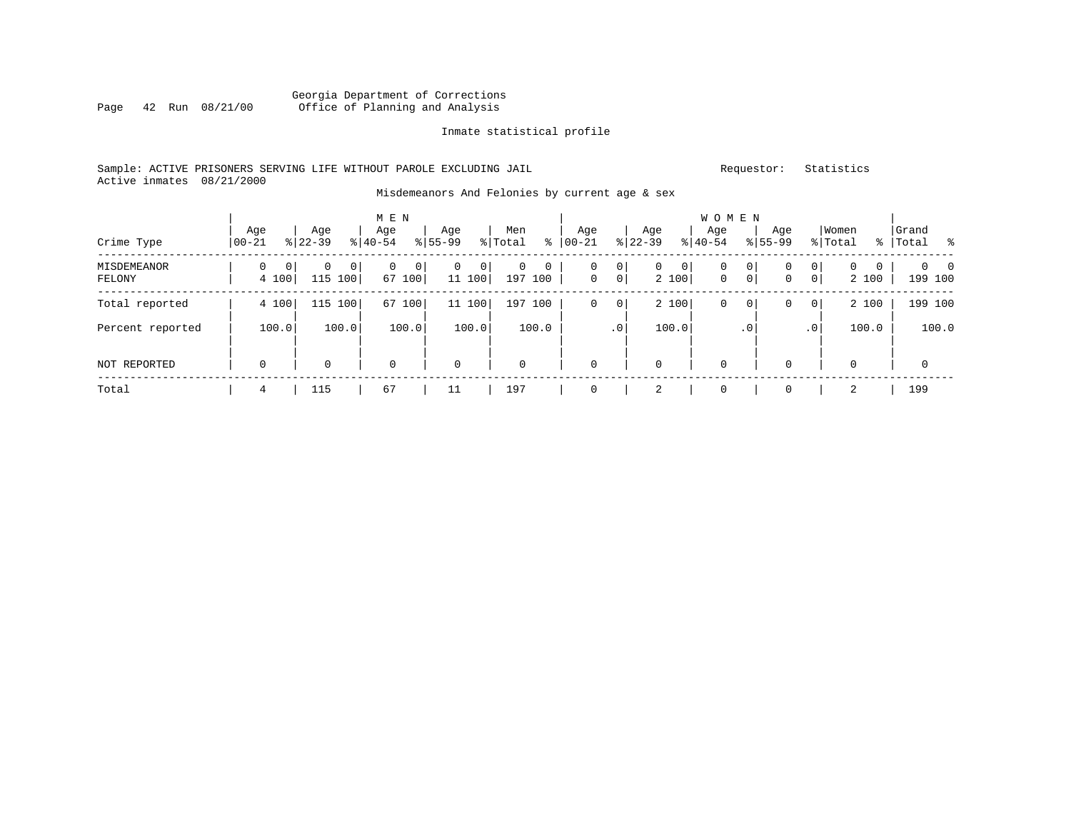Georgia Department of Corrections
Office of Planning and Analysis

Inmate statistical profile

Sample: ACTIVE PRISONERS SERVING LIFE WITHOUT PAROLE EXCLUDING JAIL    Requestor: Statistics
Active inmates 08/21/2000

Misdemeanors And Felonies by current age & sex

| Crime Type | MEN Age 00-21 | % | Age 22-39 | % | Age 40-54 | % | Age 55-99 | % | Men Total | % | WOMEN Age 00-21 | % | Age 22-39 | % | Age 40-54 | % | Age 55-99 | % | Women Total | % | Grand Total | % |
|---|---|---|---|---|---|---|---|---|---|---|---|---|---|---|---|---|---|---|---|---|---|---|
| MISDEMEANOR | 0 | 0 | 0 | 0 | 0 | 0 | 0 | 0 | 0 | 0 | 0 | 0 | 0 | 0 | 0 | 0 | 0 | 0 | 0 | 0 | 0 | 0 |
| FELONY | 4 | 100 | 115 | 100 | 67 | 100 | 11 | 100 | 197 | 100 | 0 | 0 | 2 | 100 | 0 | 0 | 0 | 0 | 2 | 100 | 199 | 100 |
| Total reported | 4 | 100 | 115 | 100 | 67 | 100 | 11 | 100 | 197 | 100 | 0 | 0 | 2 | 100 | 0 | 0 | 0 | 0 | 2 | 100 | 199 | 100 |
| Percent reported | | 100.0 | | 100.0 | | 100.0 | | 100.0 | | 100.0 | | .0 | | 100.0 | | .0 | | .0 | | 100.0 | | 100.0 |
| NOT REPORTED | 0 | | 0 | | 0 | | 0 | | 0 | | 0 | | 0 | | 0 | | 0 | | 0 | | 0 | |
| Total | 4 | | 115 | | 67 | | 11 | | 197 | | 0 | | 2 | | 0 | | 0 | | 2 | | 199 | |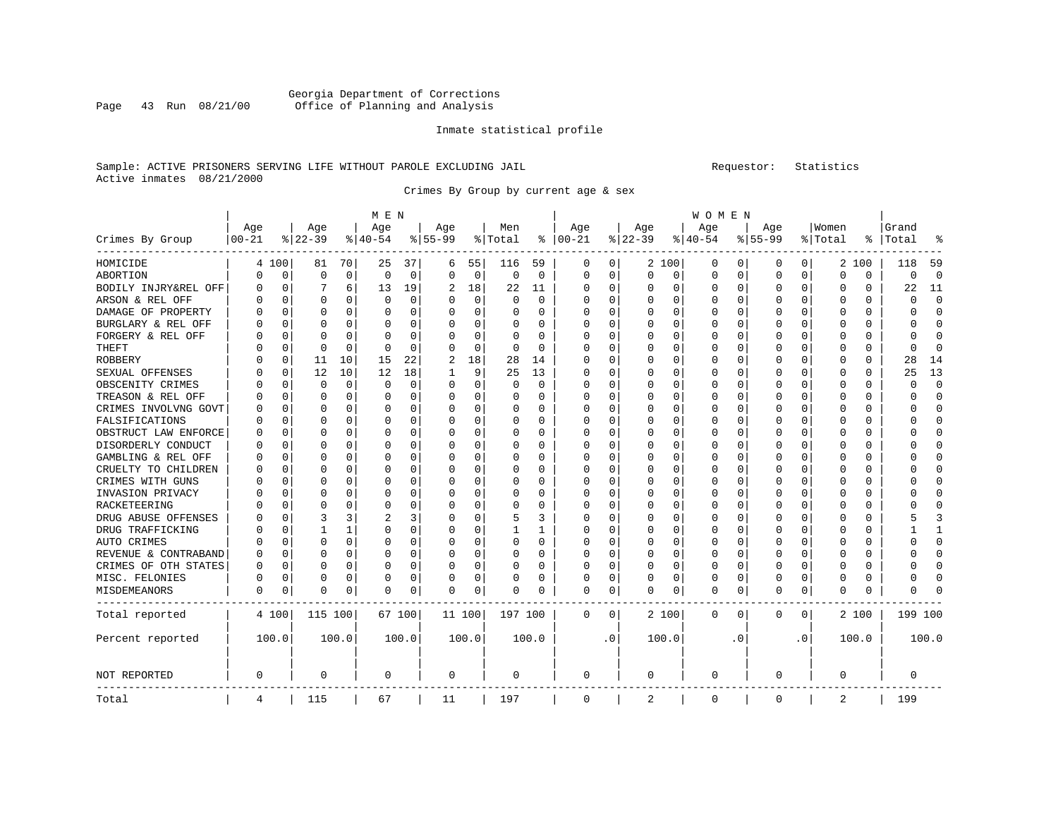Georgia Department of Corrections
Office of Planning and Analysis

Inmate statistical profile

Sample: ACTIVE PRISONERS SERVING LIFE WITHOUT PAROLE EXCLUDING JAIL     Requestor: Statistics
Active inmates 08/21/2000

Crimes By Group by current age & sex

| Crimes By Group | MEN Age 00-21 | % | Age 22-39 | % | Age 40-54 | % | Age 55-99 | % | Men Total | % | WOMEN Age 00-21 | % | Age 22-39 | % | Age 40-54 | % | Age 55-99 | % | Women Total | % | Grand Total | % |
|---|---|---|---|---|---|---|---|---|---|---|---|---|---|---|---|---|---|---|---|---|---|---|
| HOMICIDE | 4 | 100 | 81 | 70 | 25 | 37 | 6 | 55 | 116 | 59 | 0 | 0 | 2 | 100 | 0 | 0 | 0 | 0 | 2 | 100 | 118 | 59 |
| ABORTION | 0 | 0 | 0 | 0 | 0 | 0 | 0 | 0 | 0 | 0 | 0 | 0 | 0 | 0 | 0 | 0 | 0 | 0 | 0 | 0 | 0 | 0 |
| BODILY INJRY&REL OFF | 0 | 0 | 7 | 6 | 13 | 19 | 2 | 18 | 22 | 11 | 0 | 0 | 0 | 0 | 0 | 0 | 0 | 0 | 0 | 0 | 22 | 11 |
| ARSON & REL OFF | 0 | 0 | 0 | 0 | 0 | 0 | 0 | 0 | 0 | 0 | 0 | 0 | 0 | 0 | 0 | 0 | 0 | 0 | 0 | 0 | 0 | 0 |
| DAMAGE OF PROPERTY | 0 | 0 | 0 | 0 | 0 | 0 | 0 | 0 | 0 | 0 | 0 | 0 | 0 | 0 | 0 | 0 | 0 | 0 | 0 | 0 | 0 | 0 |
| BURGLARY & REL OFF | 0 | 0 | 0 | 0 | 0 | 0 | 0 | 0 | 0 | 0 | 0 | 0 | 0 | 0 | 0 | 0 | 0 | 0 | 0 | 0 | 0 | 0 |
| FORGERY & REL OFF | 0 | 0 | 0 | 0 | 0 | 0 | 0 | 0 | 0 | 0 | 0 | 0 | 0 | 0 | 0 | 0 | 0 | 0 | 0 | 0 | 0 | 0 |
| THEFT | 0 | 0 | 0 | 0 | 0 | 0 | 0 | 0 | 0 | 0 | 0 | 0 | 0 | 0 | 0 | 0 | 0 | 0 | 0 | 0 | 0 | 0 |
| ROBBERY | 0 | 0 | 11 | 10 | 15 | 22 | 2 | 18 | 28 | 14 | 0 | 0 | 0 | 0 | 0 | 0 | 0 | 0 | 0 | 0 | 28 | 14 |
| SEXUAL OFFENSES | 0 | 0 | 12 | 10 | 12 | 18 | 1 | 9 | 25 | 13 | 0 | 0 | 0 | 0 | 0 | 0 | 0 | 0 | 0 | 0 | 25 | 13 |
| OBSCENITY CRIMES | 0 | 0 | 0 | 0 | 0 | 0 | 0 | 0 | 0 | 0 | 0 | 0 | 0 | 0 | 0 | 0 | 0 | 0 | 0 | 0 | 0 | 0 |
| TREASON & REL OFF | 0 | 0 | 0 | 0 | 0 | 0 | 0 | 0 | 0 | 0 | 0 | 0 | 0 | 0 | 0 | 0 | 0 | 0 | 0 | 0 | 0 | 0 |
| CRIMES INVOLVNG GOVT | 0 | 0 | 0 | 0 | 0 | 0 | 0 | 0 | 0 | 0 | 0 | 0 | 0 | 0 | 0 | 0 | 0 | 0 | 0 | 0 | 0 | 0 |
| FALSIFICATIONS | 0 | 0 | 0 | 0 | 0 | 0 | 0 | 0 | 0 | 0 | 0 | 0 | 0 | 0 | 0 | 0 | 0 | 0 | 0 | 0 | 0 | 0 |
| OBSTRUCT LAW ENFORCE | 0 | 0 | 0 | 0 | 0 | 0 | 0 | 0 | 0 | 0 | 0 | 0 | 0 | 0 | 0 | 0 | 0 | 0 | 0 | 0 | 0 | 0 |
| DISORDERLY CONDUCT | 0 | 0 | 0 | 0 | 0 | 0 | 0 | 0 | 0 | 0 | 0 | 0 | 0 | 0 | 0 | 0 | 0 | 0 | 0 | 0 | 0 | 0 |
| GAMBLING & REL OFF | 0 | 0 | 0 | 0 | 0 | 0 | 0 | 0 | 0 | 0 | 0 | 0 | 0 | 0 | 0 | 0 | 0 | 0 | 0 | 0 | 0 | 0 |
| CRUELTY TO CHILDREN | 0 | 0 | 0 | 0 | 0 | 0 | 0 | 0 | 0 | 0 | 0 | 0 | 0 | 0 | 0 | 0 | 0 | 0 | 0 | 0 | 0 | 0 |
| CRIMES WITH GUNS | 0 | 0 | 0 | 0 | 0 | 0 | 0 | 0 | 0 | 0 | 0 | 0 | 0 | 0 | 0 | 0 | 0 | 0 | 0 | 0 | 0 | 0 |
| INVASION PRIVACY | 0 | 0 | 0 | 0 | 0 | 0 | 0 | 0 | 0 | 0 | 0 | 0 | 0 | 0 | 0 | 0 | 0 | 0 | 0 | 0 | 0 | 0 |
| RACKETEERING | 0 | 0 | 0 | 0 | 0 | 0 | 0 | 0 | 0 | 0 | 0 | 0 | 0 | 0 | 0 | 0 | 0 | 0 | 0 | 0 | 0 | 0 |
| DRUG ABUSE OFFENSES | 0 | 0 | 3 | 3 | 2 | 3 | 0 | 0 | 5 | 3 | 0 | 0 | 0 | 0 | 0 | 0 | 0 | 0 | 0 | 0 | 5 | 3 |
| DRUG TRAFFICKING | 0 | 0 | 1 | 1 | 0 | 0 | 0 | 0 | 1 | 1 | 0 | 0 | 0 | 0 | 0 | 0 | 0 | 0 | 0 | 0 | 1 | 1 |
| AUTO CRIMES | 0 | 0 | 0 | 0 | 0 | 0 | 0 | 0 | 0 | 0 | 0 | 0 | 0 | 0 | 0 | 0 | 0 | 0 | 0 | 0 | 0 | 0 |
| REVENUE & CONTRABAND | 0 | 0 | 0 | 0 | 0 | 0 | 0 | 0 | 0 | 0 | 0 | 0 | 0 | 0 | 0 | 0 | 0 | 0 | 0 | 0 | 0 | 0 |
| CRIMES OF OTH STATES | 0 | 0 | 0 | 0 | 0 | 0 | 0 | 0 | 0 | 0 | 0 | 0 | 0 | 0 | 0 | 0 | 0 | 0 | 0 | 0 | 0 | 0 |
| MISC. FELONIES | 0 | 0 | 0 | 0 | 0 | 0 | 0 | 0 | 0 | 0 | 0 | 0 | 0 | 0 | 0 | 0 | 0 | 0 | 0 | 0 | 0 | 0 |
| MISDEMEANORS | 0 | 0 | 0 | 0 | 0 | 0 | 0 | 0 | 0 | 0 | 0 | 0 | 0 | 0 | 0 | 0 | 0 | 0 | 0 | 0 | 0 | 0 |
| Total reported | 4 | 100 | 115 | 100 | 67 | 100 | 11 | 100 | 197 | 100 | 0 | 0 | 2 | 100 | 0 | 0 | 0 | 0 | 2 | 100 | 199 | 100 |
| Percent reported | 100.0 | | 100.0 | | 100.0 | | 100.0 | | 100.0 | | .0 | | 100.0 | | .0 | | .0 | | 100.0 | | 100.0 | |
| NOT REPORTED | 0 | | 0 | | 0 | | 0 | | 0 | | 0 | | 0 | | 0 | | 0 | | 0 | | 0 | |
| Total | 4 | | 115 | | 67 | | 11 | | 197 | | 0 | | 2 | | 0 | | 0 | | 2 | | 199 | |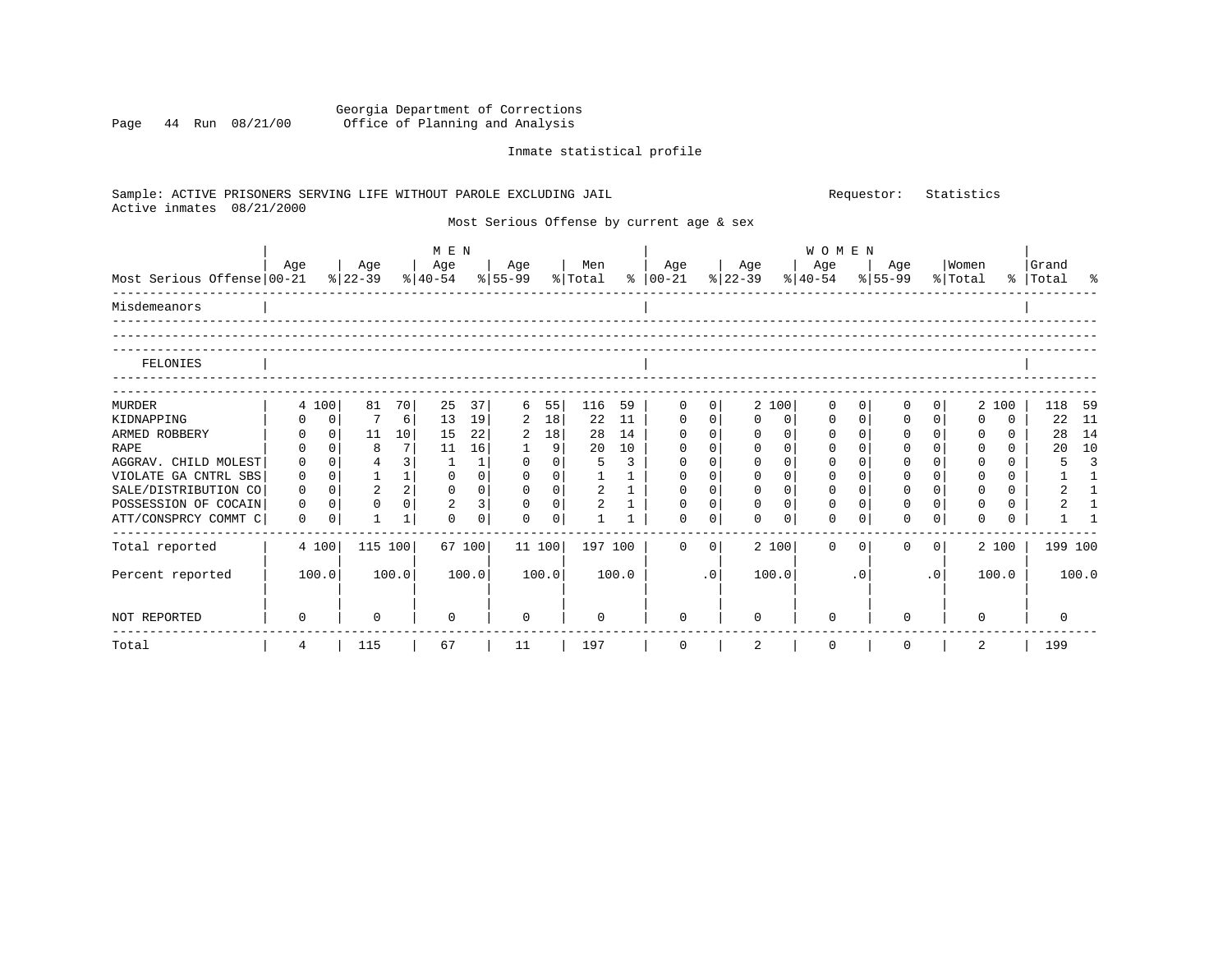Georgia Department of Corrections
Office of Planning and Analysis

Inmate statistical profile

Sample: ACTIVE PRISONERS SERVING LIFE WITHOUT PAROLE EXCLUDING JAIL        Requestor: Statistics
Active inmates 08/21/2000

Most Serious Offense by current age & sex

| Most Serious Offense | MEN Age 00-21 | % | Age 22-39 | % | Age 40-54 | % | Age 55-99 | % | Men Total | % | WOMEN Age 00-21 | % | Age 22-39 | % | Age 40-54 | % | Age 55-99 | % | Women Total | % | Grand Total | % |
|---|---|---|---|---|---|---|---|---|---|---|---|---|---|---|---|---|---|---|---|---|---|---|
| Misdemeanors | | | | | | | | | | | | | | | | | | | | | | |
| FELONIES | | | | | | | | | | | | | | | | | | | | | | |
| MURDER | 4 | 100 | 81 | 70 | 25 | 37 | 6 | 55 | 116 | 59 | 0 | 0 | 2 | 100 | 0 | 0 | 0 | 0 | 2 | 100 | 118 | 59 |
| KIDNAPPING | 0 | 0 | 7 | 6 | 13 | 19 | 2 | 18 | 22 | 11 | 0 | 0 | 0 | 0 | 0 | 0 | 0 | 0 | 0 | 0 | 22 | 11 |
| ARMED ROBBERY | 0 | 0 | 11 | 10 | 15 | 22 | 2 | 18 | 28 | 14 | 0 | 0 | 0 | 0 | 0 | 0 | 0 | 0 | 0 | 0 | 28 | 14 |
| RAPE | 0 | 0 | 8 | 7 | 11 | 16 | 1 | 9 | 20 | 10 | 0 | 0 | 0 | 0 | 0 | 0 | 0 | 0 | 0 | 0 | 20 | 10 |
| AGGRAV. CHILD MOLEST | 0 | 0 | 4 | 3 | 1 | 1 | 0 | 0 | 5 | 3 | 0 | 0 | 0 | 0 | 0 | 0 | 0 | 0 | 0 | 0 | 5 | 3 |
| VIOLATE GA CNTRL SBS | 0 | 0 | 1 | 1 | 0 | 0 | 0 | 0 | 1 | 1 | 0 | 0 | 0 | 0 | 0 | 0 | 0 | 0 | 0 | 0 | 1 | 1 |
| SALE/DISTRIBUTION CO | 0 | 0 | 2 | 2 | 0 | 0 | 0 | 0 | 2 | 1 | 0 | 0 | 0 | 0 | 0 | 0 | 0 | 0 | 0 | 0 | 2 | 1 |
| POSSESSION OF COCAIN | 0 | 0 | 0 | 0 | 2 | 3 | 0 | 0 | 2 | 1 | 0 | 0 | 0 | 0 | 0 | 0 | 0 | 0 | 0 | 0 | 2 | 1 |
| ATT/CONSPRCY COMMT C | 0 | 0 | 1 | 1 | 0 | 0 | 0 | 0 | 1 | 1 | 0 | 0 | 0 | 0 | 0 | 0 | 0 | 0 | 0 | 0 | 1 | 1 |
| Total reported | 4 | 100 | 115 | 100 | 67 | 100 | 11 | 100 | 197 | 100 | 0 | 0 | 2 | 100 | 0 | 0 | 0 | 0 | 2 | 100 | 199 | 100 |
| Percent reported | | 100.0 | | 100.0 | | 100.0 | | 100.0 | | 100.0 | | .0 | | 100.0 | | .0 | | .0 | | 100.0 | | 100.0 |
| NOT REPORTED | 0 | | 0 | | 0 | | 0 | | 0 | | 0 | | 0 | | 0 | | 0 | | 0 | | 0 | |
| Total | 4 | | 115 | | 67 | | 11 | | 197 | | 0 | | 2 | | 0 | | 0 | | 2 | | 199 | |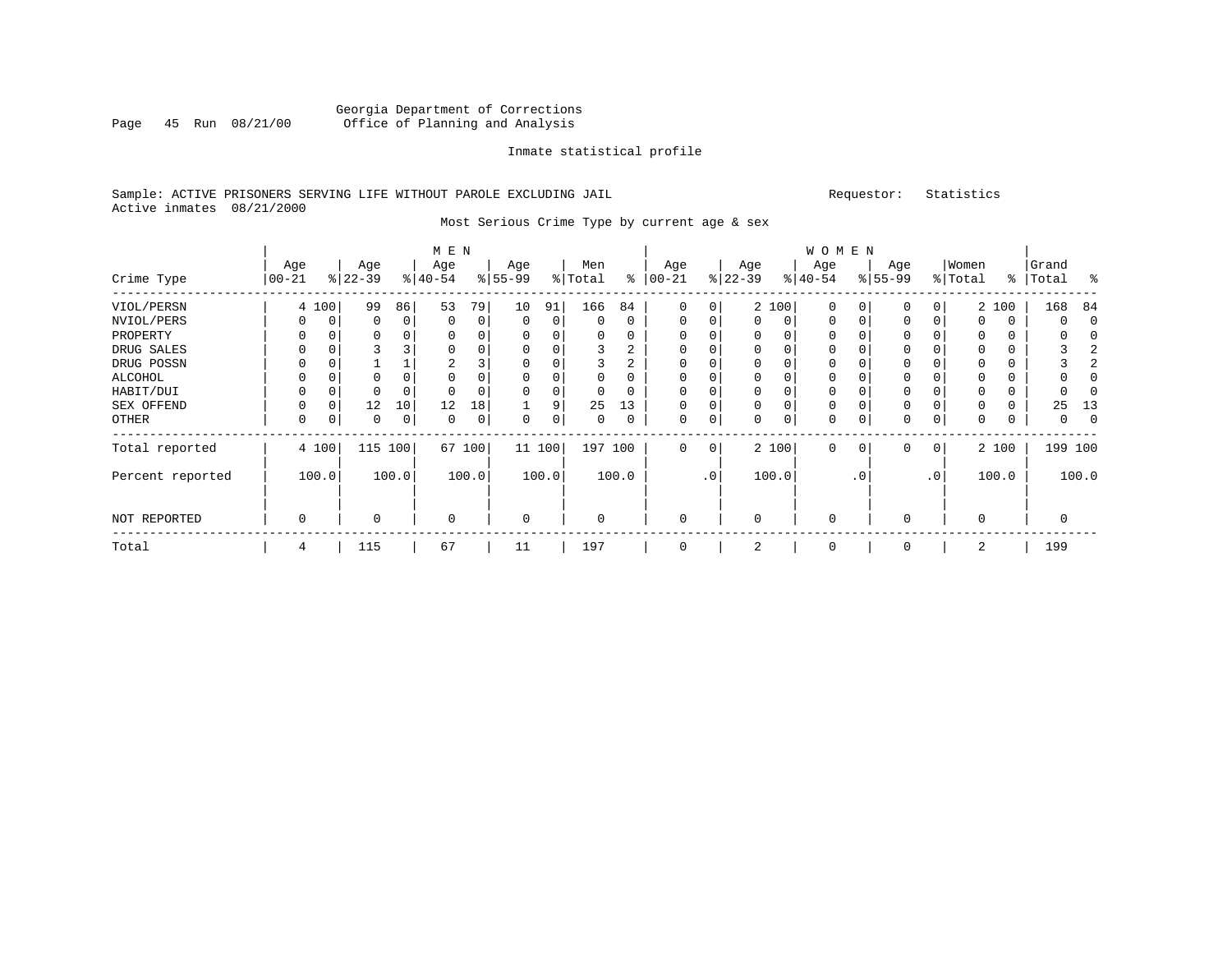Georgia Department of Corrections
Office of Planning and Analysis

Inmate statistical profile

Sample: ACTIVE PRISONERS SERVING LIFE WITHOUT PAROLE EXCLUDING JAIL

Requestor: Statistics

Active inmates 08/21/2000

Most Serious Crime Type by current age & sex

| Crime Type | MEN Age 00-21 | % | Age 22-39 | % | Age 40-54 | % | Age 55-99 | % | Men Total | % | WOMEN Age 00-21 | % | Age 22-39 | % | Age 40-54 | % | Age 55-99 | % | Women Total | % | Grand Total | % |
|---|---|---|---|---|---|---|---|---|---|---|---|---|---|---|---|---|---|---|---|---|---|---|
| VIOL/PERSN | 4 | 100 | 99 | 86 | 53 | 79 | 10 | 91 | 166 | 84 | 0 | 0 | 2 | 100 | 0 | 0 | 0 | 0 | 2 | 100 | 168 | 84 |
| NVIOL/PERS | 0 | 0 | 0 | 0 | 0 | 0 | 0 | 0 | 0 | 0 | 0 | 0 | 0 | 0 | 0 | 0 | 0 | 0 | 0 | 0 | 0 | 0 |
| PROPERTY | 0 | 0 | 0 | 0 | 0 | 0 | 0 | 0 | 0 | 0 | 0 | 0 | 0 | 0 | 0 | 0 | 0 | 0 | 0 | 0 | 0 | 0 |
| DRUG SALES | 0 | 0 | 3 | 3 | 0 | 0 | 0 | 0 | 3 | 2 | 0 | 0 | 0 | 0 | 0 | 0 | 0 | 0 | 0 | 0 | 3 | 2 |
| DRUG POSSN | 0 | 0 | 1 | 1 | 2 | 3 | 0 | 0 | 3 | 2 | 0 | 0 | 0 | 0 | 0 | 0 | 0 | 0 | 0 | 0 | 3 | 2 |
| ALCOHOL | 0 | 0 | 0 | 0 | 0 | 0 | 0 | 0 | 0 | 0 | 0 | 0 | 0 | 0 | 0 | 0 | 0 | 0 | 0 | 0 | 0 | 0 |
| HABIT/DUI | 0 | 0 | 0 | 0 | 0 | 0 | 0 | 0 | 0 | 0 | 0 | 0 | 0 | 0 | 0 | 0 | 0 | 0 | 0 | 0 | 0 | 0 |
| SEX OFFEND | 0 | 0 | 12 | 10 | 12 | 18 | 1 | 9 | 25 | 13 | 0 | 0 | 0 | 0 | 0 | 0 | 0 | 0 | 0 | 0 | 25 | 13 |
| OTHER | 0 | 0 | 0 | 0 | 0 | 0 | 0 | 0 | 0 | 0 | 0 | 0 | 0 | 0 | 0 | 0 | 0 | 0 | 0 | 0 | 0 | 0 |
| Total reported | 4 | 100 | 115 | 100 | 67 | 100 | 11 | 100 | 197 | 100 | 0 | 0 | 2 | 100 | 0 | 0 | 0 | 0 | 2 | 100 | 199 | 100 |
| Percent reported | | 100.0 | | 100.0 | | 100.0 | | 100.0 | | 100.0 | | .0 | | 100.0 | | .0 | | .0 | | 100.0 | | 100.0 |
| NOT REPORTED | 0 | | 0 | | 0 | | 0 | | 0 | | 0 | | 0 | | 0 | | 0 | | 0 | | 0 | |
| Total | 4 | | 115 | | 67 | | 11 | | 197 | | 0 | | 2 | | 0 | | 0 | | 2 | | 199 | |